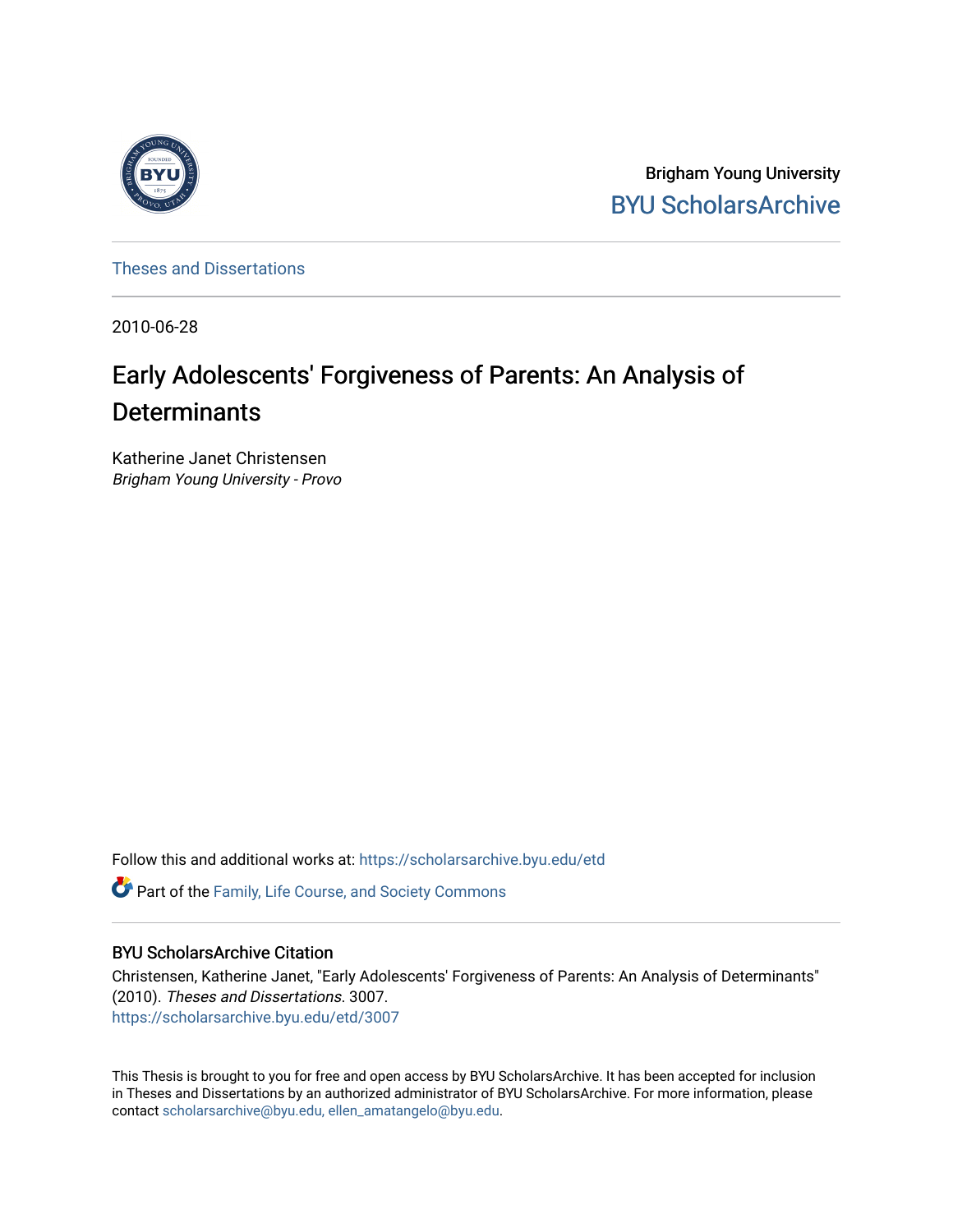Brigham Young University
BYU ScholarsArchive

Theses and Dissertations

2010-06-28

# Early Adolescents' Forgiveness of Parents: An Analysis of Determinants

Katherine Janet Christensen
*Brigham Young University - Provo*

Follow this and additional works at: https://scholarsarchive.byu.edu/etd

Part of the Family, Life Course, and Society Commons

## BYU ScholarsArchive Citation

Christensen, Katherine Janet, "Early Adolescents' Forgiveness of Parents: An Analysis of Determinants" (2010). *Theses and Dissertations*. 3007.
https://scholarsarchive.byu.edu/etd/3007

This Thesis is brought to you for free and open access by BYU ScholarsArchive. It has been accepted for inclusion in Theses and Dissertations by an authorized administrator of BYU ScholarsArchive. For more information, please contact scholarsarchive@byu.edu, ellen_amatangelo@byu.edu.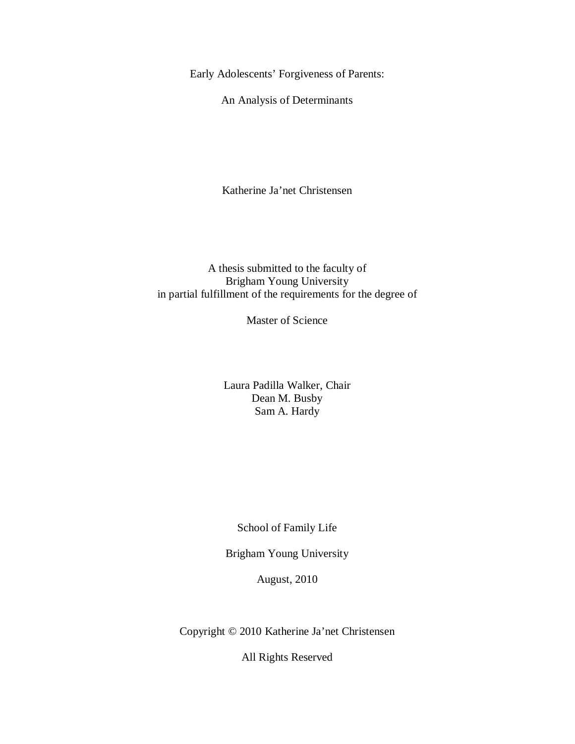Early Adolescents' Forgiveness of Parents:

An Analysis of Determinants

Katherine Ja'net Christensen

A thesis submitted to the faculty of
Brigham Young University
in partial fulfillment of the requirements for the degree of

Master of Science

Laura Padilla Walker, Chair
Dean M. Busby
Sam A. Hardy

School of Family Life

Brigham Young University

August, 2010

Copyright © 2010 Katherine Ja'net Christensen

All Rights Reserved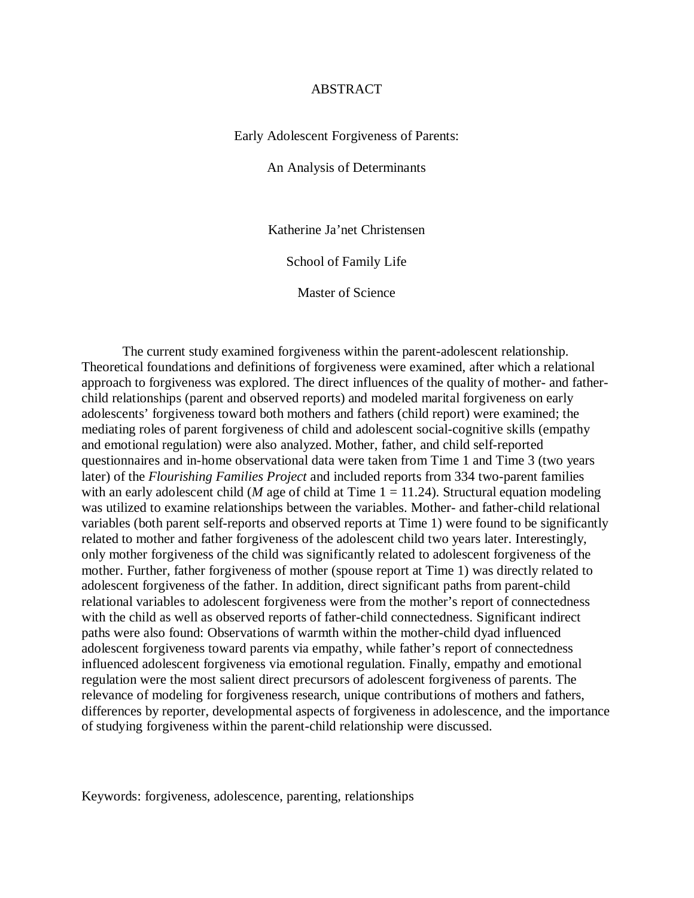# ABSTRACT

Early Adolescent Forgiveness of Parents:

An Analysis of Determinants

Katherine Ja'net Christensen

School of Family Life

Master of Science

The current study examined forgiveness within the parent-adolescent relationship. Theoretical foundations and definitions of forgiveness were examined, after which a relational approach to forgiveness was explored. The direct influences of the quality of mother- and father-child relationships (parent and observed reports) and modeled marital forgiveness on early adolescents' forgiveness toward both mothers and fathers (child report) were examined; the mediating roles of parent forgiveness of child and adolescent social-cognitive skills (empathy and emotional regulation) were also analyzed. Mother, father, and child self-reported questionnaires and in-home observational data were taken from Time 1 and Time 3 (two years later) of the *Flourishing Families Project* and included reports from 334 two-parent families with an early adolescent child (*M* age of child at Time 1 = 11.24). Structural equation modeling was utilized to examine relationships between the variables. Mother- and father-child relational variables (both parent self-reports and observed reports at Time 1) were found to be significantly related to mother and father forgiveness of the adolescent child two years later. Interestingly, only mother forgiveness of the child was significantly related to adolescent forgiveness of the mother. Further, father forgiveness of mother (spouse report at Time 1) was directly related to adolescent forgiveness of the father. In addition, direct significant paths from parent-child relational variables to adolescent forgiveness were from the mother's report of connectedness with the child as well as observed reports of father-child connectedness. Significant indirect paths were also found: Observations of warmth within the mother-child dyad influenced adolescent forgiveness toward parents via empathy, while father's report of connectedness influenced adolescent forgiveness via emotional regulation. Finally, empathy and emotional regulation were the most salient direct precursors of adolescent forgiveness of parents. The relevance of modeling for forgiveness research, unique contributions of mothers and fathers, differences by reporter, developmental aspects of forgiveness in adolescence, and the importance of studying forgiveness within the parent-child relationship were discussed.

Keywords: forgiveness, adolescence, parenting, relationships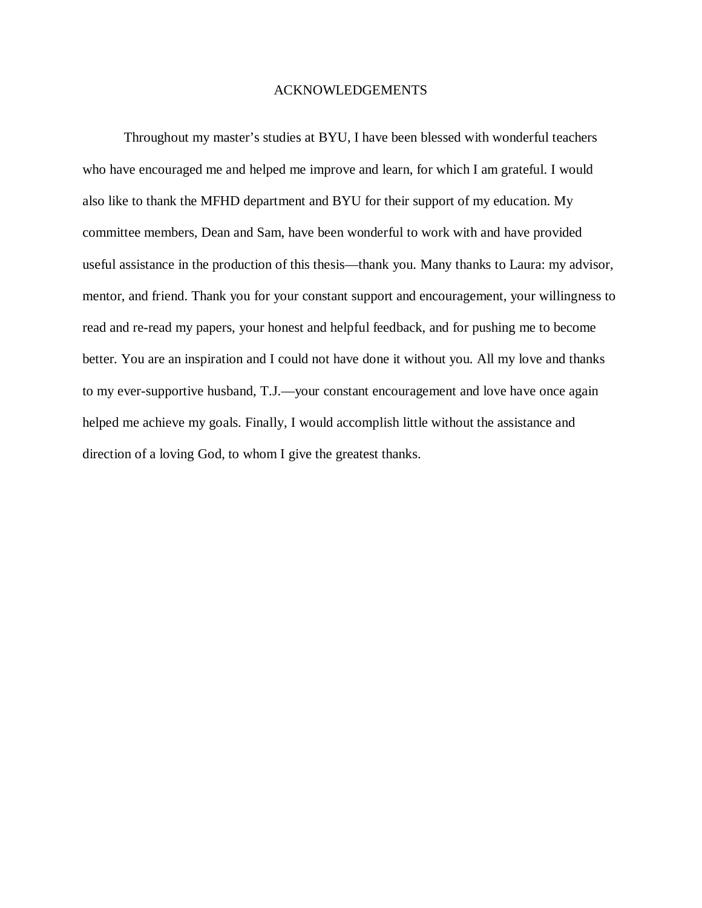# ACKNOWLEDGEMENTS

Throughout my master's studies at BYU, I have been blessed with wonderful teachers who have encouraged me and helped me improve and learn, for which I am grateful. I would also like to thank the MFHD department and BYU for their support of my education. My committee members, Dean and Sam, have been wonderful to work with and have provided useful assistance in the production of this thesis—thank you. Many thanks to Laura: my advisor, mentor, and friend. Thank you for your constant support and encouragement, your willingness to read and re-read my papers, your honest and helpful feedback, and for pushing me to become better. You are an inspiration and I could not have done it without you. All my love and thanks to my ever-supportive husband, T.J.—your constant encouragement and love have once again helped me achieve my goals. Finally, I would accomplish little without the assistance and direction of a loving God, to whom I give the greatest thanks.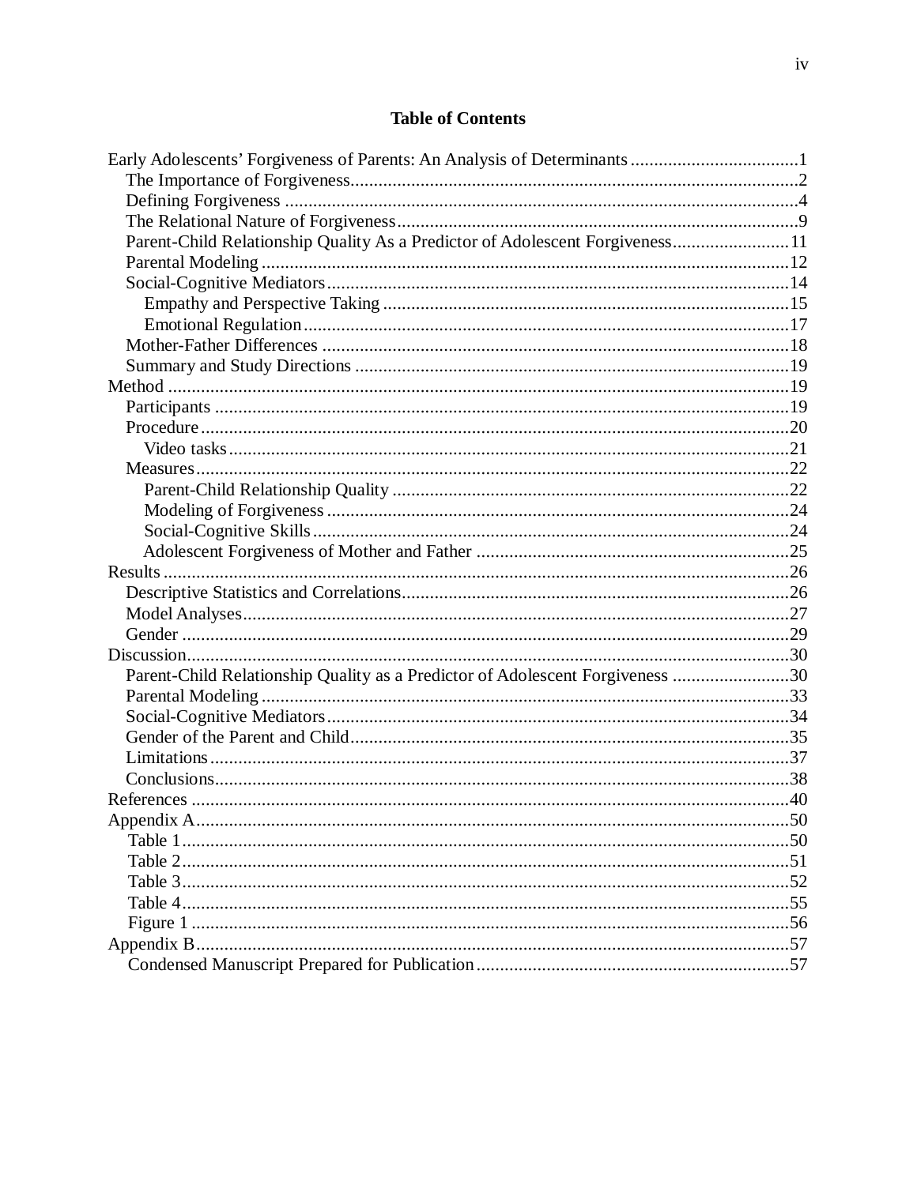# Table of Contents

Early Adolescents' Forgiveness of Parents: An Analysis of Determinants ....................................1
- The Importance of Forgiveness..............................................................................................2
- Defining Forgiveness ............................................................................................................4
- The Relational Nature of Forgiveness....................................................................................9
- Parent-Child Relationship Quality As a Predictor of Adolescent Forgiveness.........................11
- Parental Modeling ................................................................................................................12
- Social-Cognitive Mediators..................................................................................................14
  - Empathy and Perspective Taking ......................................................................................15
  - Emotional Regulation.......................................................................................................17
- Mother-Father Differences ...................................................................................................18
- Summary and Study Directions ............................................................................................19

Method ....................................................................................................................................19
- Participants ..........................................................................................................................19
- Procedure.............................................................................................................................20
  - Video tasks.......................................................................................................................21
- Measures..............................................................................................................................22
  - Parent-Child Relationship Quality ....................................................................................22
  - Modeling of Forgiveness ..................................................................................................24
  - Social-Cognitive Skills.....................................................................................................24
  - Adolescent Forgiveness of Mother and Father ..................................................................25

Results .....................................................................................................................................26
- Descriptive Statistics and Correlations..................................................................................26
- Model Analyses....................................................................................................................27
- Gender .................................................................................................................................29

Discussion................................................................................................................................30
- Parent-Child Relationship Quality as a Predictor of Adolescent Forgiveness .........................30
- Parental Modeling ................................................................................................................33
- Social-Cognitive Mediators..................................................................................................34
- Gender of the Parent and Child.............................................................................................35
- Limitations...........................................................................................................................37
- Conclusions..........................................................................................................................38

References ...............................................................................................................................40

Appendix A..............................................................................................................................50
- Table 1.................................................................................................................................50
- Table 2.................................................................................................................................51
- Table 3.................................................................................................................................52
- Table 4.................................................................................................................................55
- Figure 1 ...............................................................................................................................56

Appendix B..............................................................................................................................57
- Condensed Manuscript Prepared for Publication..................................................................57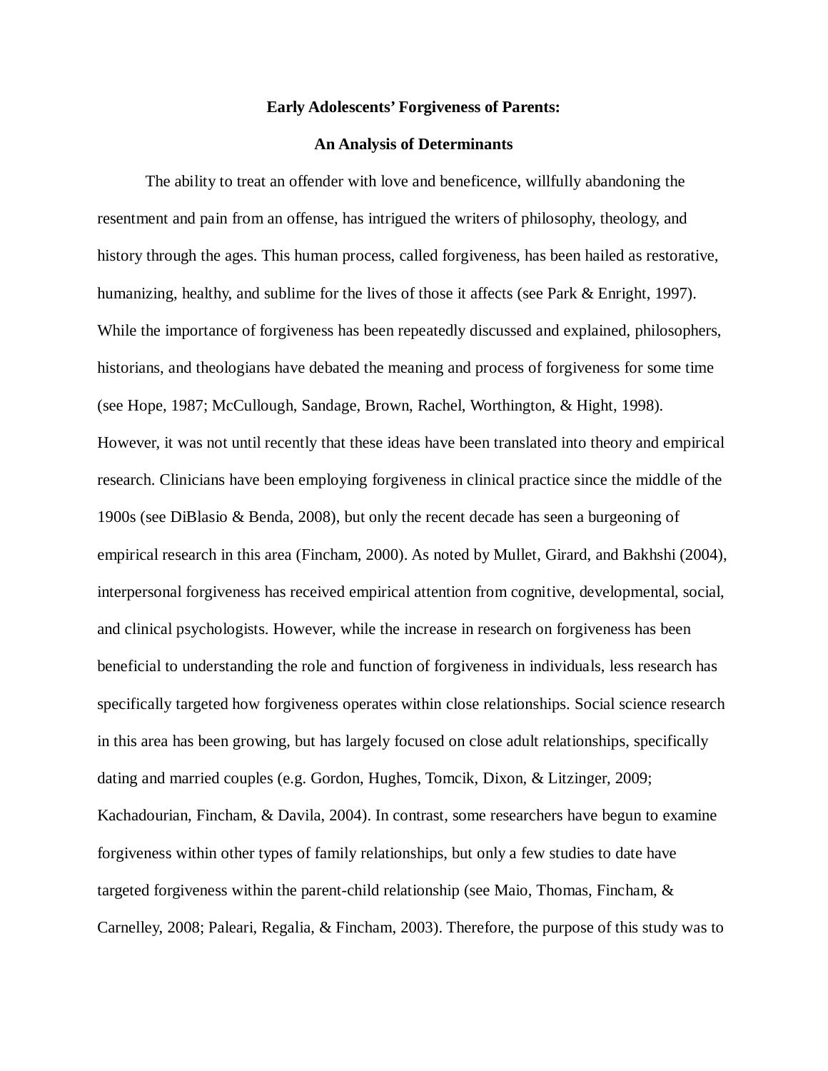**Early Adolescents' Forgiveness of Parents:**

**An Analysis of Determinants**

The ability to treat an offender with love and beneficence, willfully abandoning the resentment and pain from an offense, has intrigued the writers of philosophy, theology, and history through the ages. This human process, called forgiveness, has been hailed as restorative, humanizing, healthy, and sublime for the lives of those it affects (see Park & Enright, 1997). While the importance of forgiveness has been repeatedly discussed and explained, philosophers, historians, and theologians have debated the meaning and process of forgiveness for some time (see Hope, 1987; McCullough, Sandage, Brown, Rachel, Worthington, & Hight, 1998). However, it was not until recently that these ideas have been translated into theory and empirical research. Clinicians have been employing forgiveness in clinical practice since the middle of the 1900s (see DiBlasio & Benda, 2008), but only the recent decade has seen a burgeoning of empirical research in this area (Fincham, 2000). As noted by Mullet, Girard, and Bakhshi (2004), interpersonal forgiveness has received empirical attention from cognitive, developmental, social, and clinical psychologists. However, while the increase in research on forgiveness has been beneficial to understanding the role and function of forgiveness in individuals, less research has specifically targeted how forgiveness operates within close relationships. Social science research in this area has been growing, but has largely focused on close adult relationships, specifically dating and married couples (e.g. Gordon, Hughes, Tomcik, Dixon, & Litzinger, 2009; Kachadourian, Fincham, & Davila, 2004). In contrast, some researchers have begun to examine forgiveness within other types of family relationships, but only a few studies to date have targeted forgiveness within the parent-child relationship (see Maio, Thomas, Fincham, & Carnelley, 2008; Paleari, Regalia, & Fincham, 2003). Therefore, the purpose of this study was to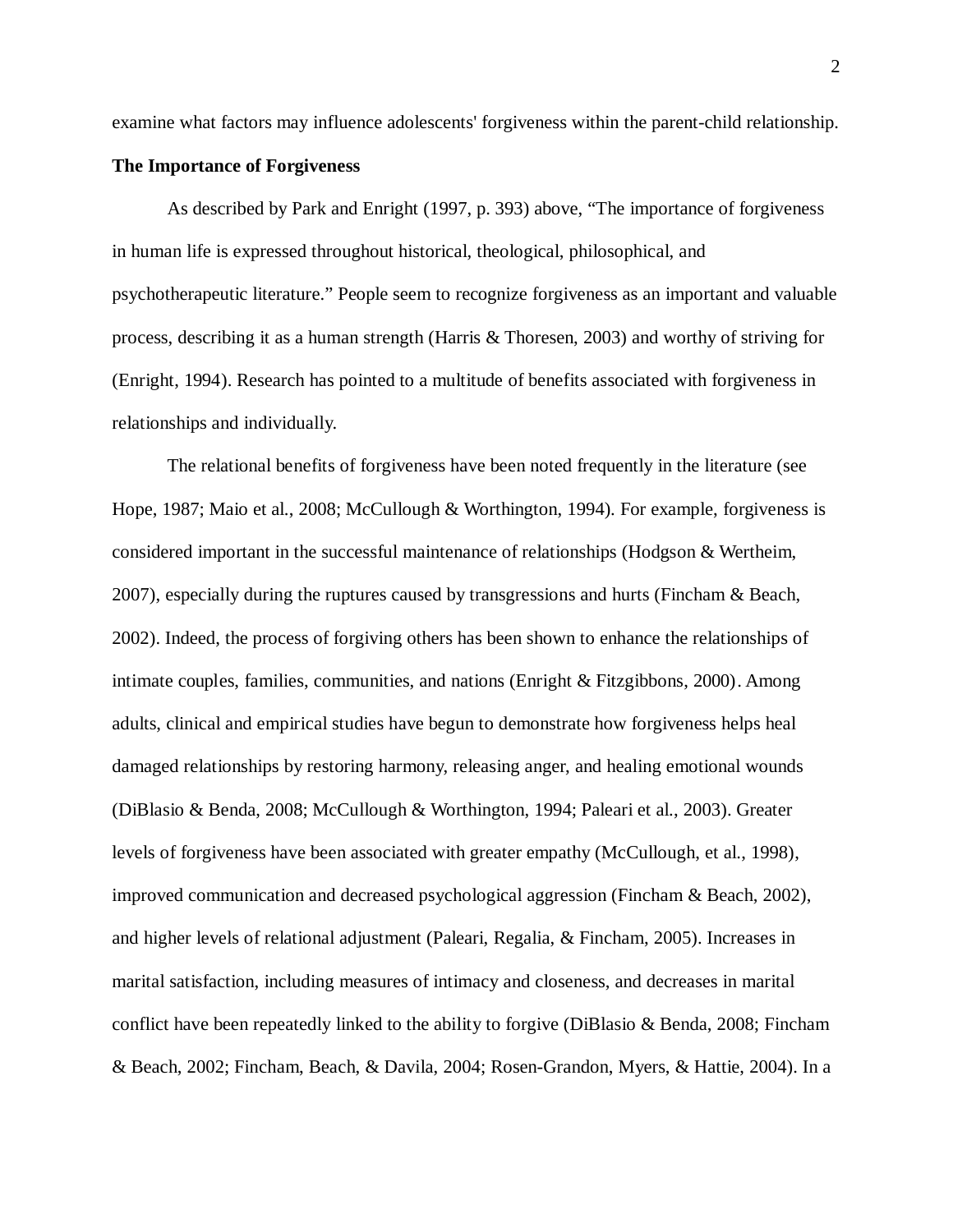examine what factors may influence adolescents' forgiveness within the parent-child relationship.

**The Importance of Forgiveness**

As described by Park and Enright (1997, p. 393) above, “The importance of forgiveness in human life is expressed throughout historical, theological, philosophical, and psychotherapeutic literature.” People seem to recognize forgiveness as an important and valuable process, describing it as a human strength (Harris & Thoresen, 2003) and worthy of striving for (Enright, 1994). Research has pointed to a multitude of benefits associated with forgiveness in relationships and individually.

The relational benefits of forgiveness have been noted frequently in the literature (see Hope, 1987; Maio et al., 2008; McCullough & Worthington, 1994). For example, forgiveness is considered important in the successful maintenance of relationships (Hodgson & Wertheim, 2007), especially during the ruptures caused by transgressions and hurts (Fincham & Beach, 2002). Indeed, the process of forgiving others has been shown to enhance the relationships of intimate couples, families, communities, and nations (Enright & Fitzgibbons, 2000). Among adults, clinical and empirical studies have begun to demonstrate how forgiveness helps heal damaged relationships by restoring harmony, releasing anger, and healing emotional wounds (DiBlasio & Benda, 2008; McCullough & Worthington, 1994; Paleari et al., 2003). Greater levels of forgiveness have been associated with greater empathy (McCullough, et al., 1998), improved communication and decreased psychological aggression (Fincham & Beach, 2002), and higher levels of relational adjustment (Paleari, Regalia, & Fincham, 2005). Increases in marital satisfaction, including measures of intimacy and closeness, and decreases in marital conflict have been repeatedly linked to the ability to forgive (DiBlasio & Benda, 2008; Fincham & Beach, 2002; Fincham, Beach, & Davila, 2004; Rosen-Grandon, Myers, & Hattie, 2004). In a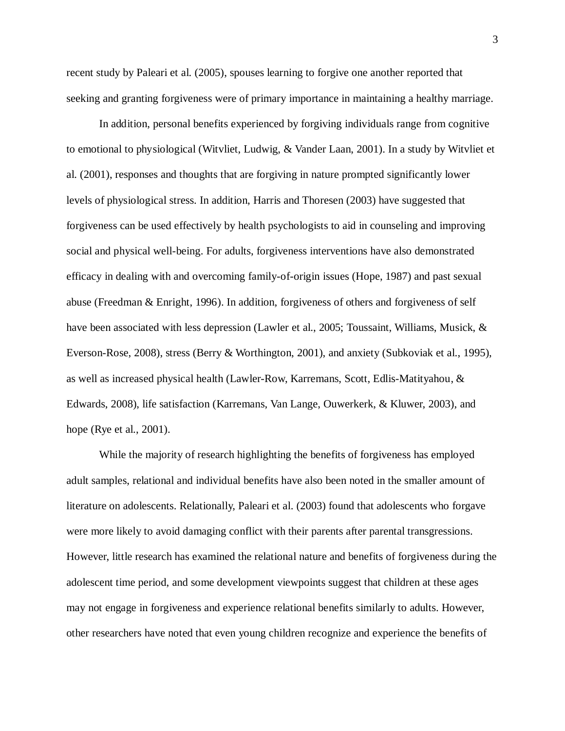recent study by Paleari et al. (2005), spouses learning to forgive one another reported that seeking and granting forgiveness were of primary importance in maintaining a healthy marriage.

In addition, personal benefits experienced by forgiving individuals range from cognitive to emotional to physiological (Witvliet, Ludwig, & Vander Laan, 2001). In a study by Witvliet et al. (2001), responses and thoughts that are forgiving in nature prompted significantly lower levels of physiological stress. In addition, Harris and Thoresen (2003) have suggested that forgiveness can be used effectively by health psychologists to aid in counseling and improving social and physical well-being. For adults, forgiveness interventions have also demonstrated efficacy in dealing with and overcoming family-of-origin issues (Hope, 1987) and past sexual abuse (Freedman & Enright, 1996). In addition, forgiveness of others and forgiveness of self have been associated with less depression (Lawler et al., 2005; Toussaint, Williams, Musick, & Everson-Rose, 2008), stress (Berry & Worthington, 2001), and anxiety (Subkoviak et al., 1995), as well as increased physical health (Lawler-Row, Karremans, Scott, Edlis-Matityahou, & Edwards, 2008), life satisfaction (Karremans, Van Lange, Ouwerkerk, & Kluwer, 2003), and hope (Rye et al., 2001).

While the majority of research highlighting the benefits of forgiveness has employed adult samples, relational and individual benefits have also been noted in the smaller amount of literature on adolescents. Relationally, Paleari et al. (2003) found that adolescents who forgave were more likely to avoid damaging conflict with their parents after parental transgressions. However, little research has examined the relational nature and benefits of forgiveness during the adolescent time period, and some development viewpoints suggest that children at these ages may not engage in forgiveness and experience relational benefits similarly to adults. However, other researchers have noted that even young children recognize and experience the benefits of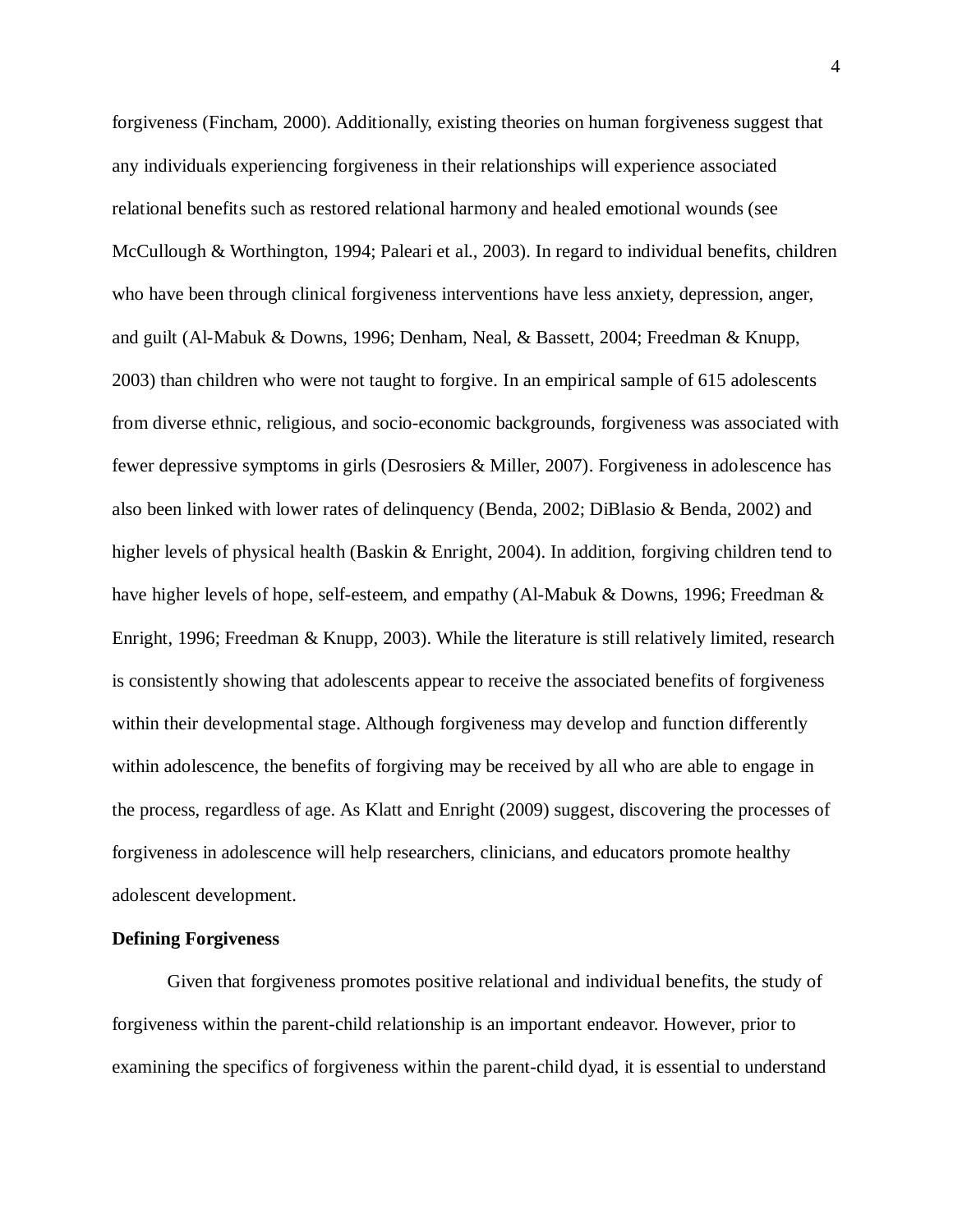forgiveness (Fincham, 2000). Additionally, existing theories on human forgiveness suggest that any individuals experiencing forgiveness in their relationships will experience associated relational benefits such as restored relational harmony and healed emotional wounds (see McCullough & Worthington, 1994; Paleari et al., 2003). In regard to individual benefits, children who have been through clinical forgiveness interventions have less anxiety, depression, anger, and guilt (Al-Mabuk & Downs, 1996; Denham, Neal, & Bassett, 2004; Freedman & Knupp, 2003) than children who were not taught to forgive. In an empirical sample of 615 adolescents from diverse ethnic, religious, and socio-economic backgrounds, forgiveness was associated with fewer depressive symptoms in girls (Desrosiers & Miller, 2007). Forgiveness in adolescence has also been linked with lower rates of delinquency (Benda, 2002; DiBlasio & Benda, 2002) and higher levels of physical health (Baskin & Enright, 2004). In addition, forgiving children tend to have higher levels of hope, self-esteem, and empathy (Al-Mabuk & Downs, 1996; Freedman & Enright, 1996; Freedman & Knupp, 2003). While the literature is still relatively limited, research is consistently showing that adolescents appear to receive the associated benefits of forgiveness within their developmental stage. Although forgiveness may develop and function differently within adolescence, the benefits of forgiving may be received by all who are able to engage in the process, regardless of age. As Klatt and Enright (2009) suggest, discovering the processes of forgiveness in adolescence will help researchers, clinicians, and educators promote healthy adolescent development.

**Defining Forgiveness**

Given that forgiveness promotes positive relational and individual benefits, the study of forgiveness within the parent-child relationship is an important endeavor. However, prior to examining the specifics of forgiveness within the parent-child dyad, it is essential to understand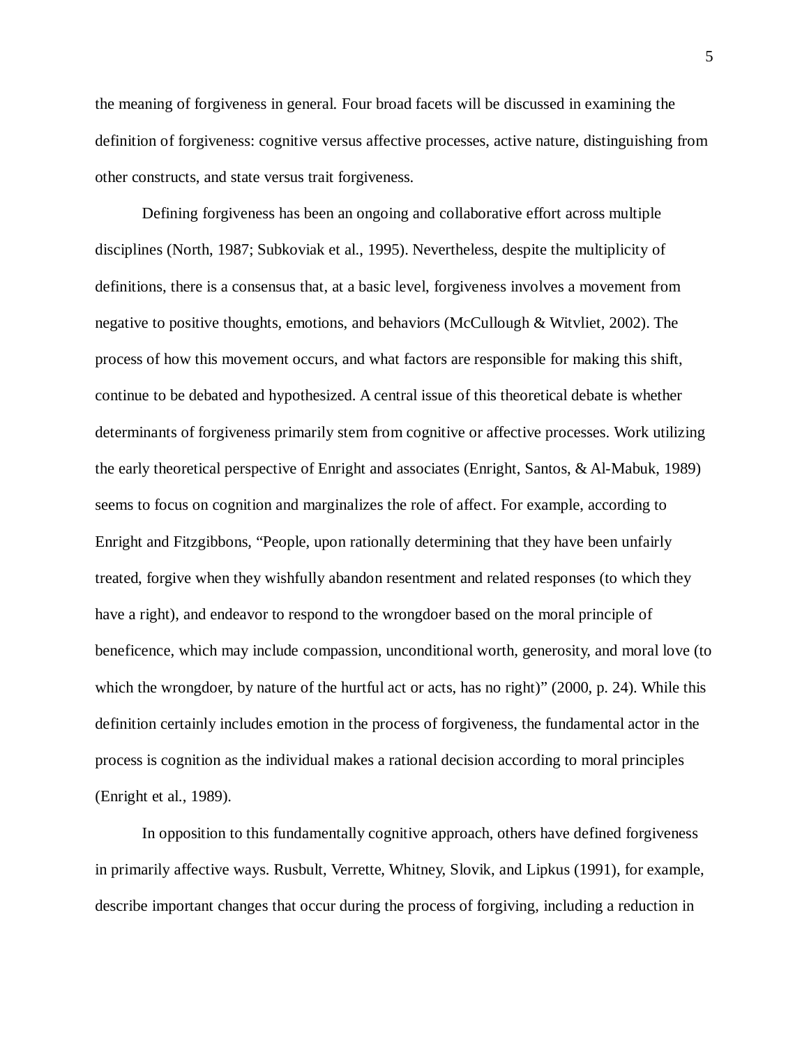the meaning of forgiveness in general. Four broad facets will be discussed in examining the definition of forgiveness: cognitive versus affective processes, active nature, distinguishing from other constructs, and state versus trait forgiveness.

Defining forgiveness has been an ongoing and collaborative effort across multiple disciplines (North, 1987; Subkoviak et al., 1995). Nevertheless, despite the multiplicity of definitions, there is a consensus that, at a basic level, forgiveness involves a movement from negative to positive thoughts, emotions, and behaviors (McCullough & Witvliet, 2002). The process of how this movement occurs, and what factors are responsible for making this shift, continue to be debated and hypothesized. A central issue of this theoretical debate is whether determinants of forgiveness primarily stem from cognitive or affective processes. Work utilizing the early theoretical perspective of Enright and associates (Enright, Santos, & Al-Mabuk, 1989) seems to focus on cognition and marginalizes the role of affect. For example, according to Enright and Fitzgibbons, "People, upon rationally determining that they have been unfairly treated, forgive when they wishfully abandon resentment and related responses (to which they have a right), and endeavor to respond to the wrongdoer based on the moral principle of beneficence, which may include compassion, unconditional worth, generosity, and moral love (to which the wrongdoer, by nature of the hurtful act or acts, has no right)" (2000, p. 24). While this definition certainly includes emotion in the process of forgiveness, the fundamental actor in the process is cognition as the individual makes a rational decision according to moral principles (Enright et al., 1989).

In opposition to this fundamentally cognitive approach, others have defined forgiveness in primarily affective ways. Rusbult, Verrette, Whitney, Slovik, and Lipkus (1991), for example, describe important changes that occur during the process of forgiving, including a reduction in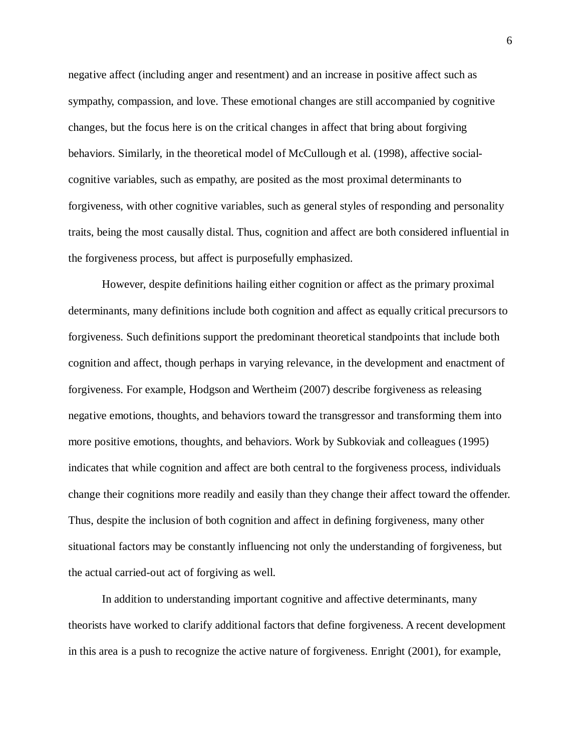negative affect (including anger and resentment) and an increase in positive affect such as sympathy, compassion, and love. These emotional changes are still accompanied by cognitive changes, but the focus here is on the critical changes in affect that bring about forgiving behaviors. Similarly, in the theoretical model of McCullough et al. (1998), affective social-cognitive variables, such as empathy, are posited as the most proximal determinants to forgiveness, with other cognitive variables, such as general styles of responding and personality traits, being the most causally distal. Thus, cognition and affect are both considered influential in the forgiveness process, but affect is purposefully emphasized.

However, despite definitions hailing either cognition or affect as the primary proximal determinants, many definitions include both cognition and affect as equally critical precursors to forgiveness. Such definitions support the predominant theoretical standpoints that include both cognition and affect, though perhaps in varying relevance, in the development and enactment of forgiveness. For example, Hodgson and Wertheim (2007) describe forgiveness as releasing negative emotions, thoughts, and behaviors toward the transgressor and transforming them into more positive emotions, thoughts, and behaviors. Work by Subkoviak and colleagues (1995) indicates that while cognition and affect are both central to the forgiveness process, individuals change their cognitions more readily and easily than they change their affect toward the offender. Thus, despite the inclusion of both cognition and affect in defining forgiveness, many other situational factors may be constantly influencing not only the understanding of forgiveness, but the actual carried-out act of forgiving as well.

In addition to understanding important cognitive and affective determinants, many theorists have worked to clarify additional factors that define forgiveness. A recent development in this area is a push to recognize the active nature of forgiveness. Enright (2001), for example,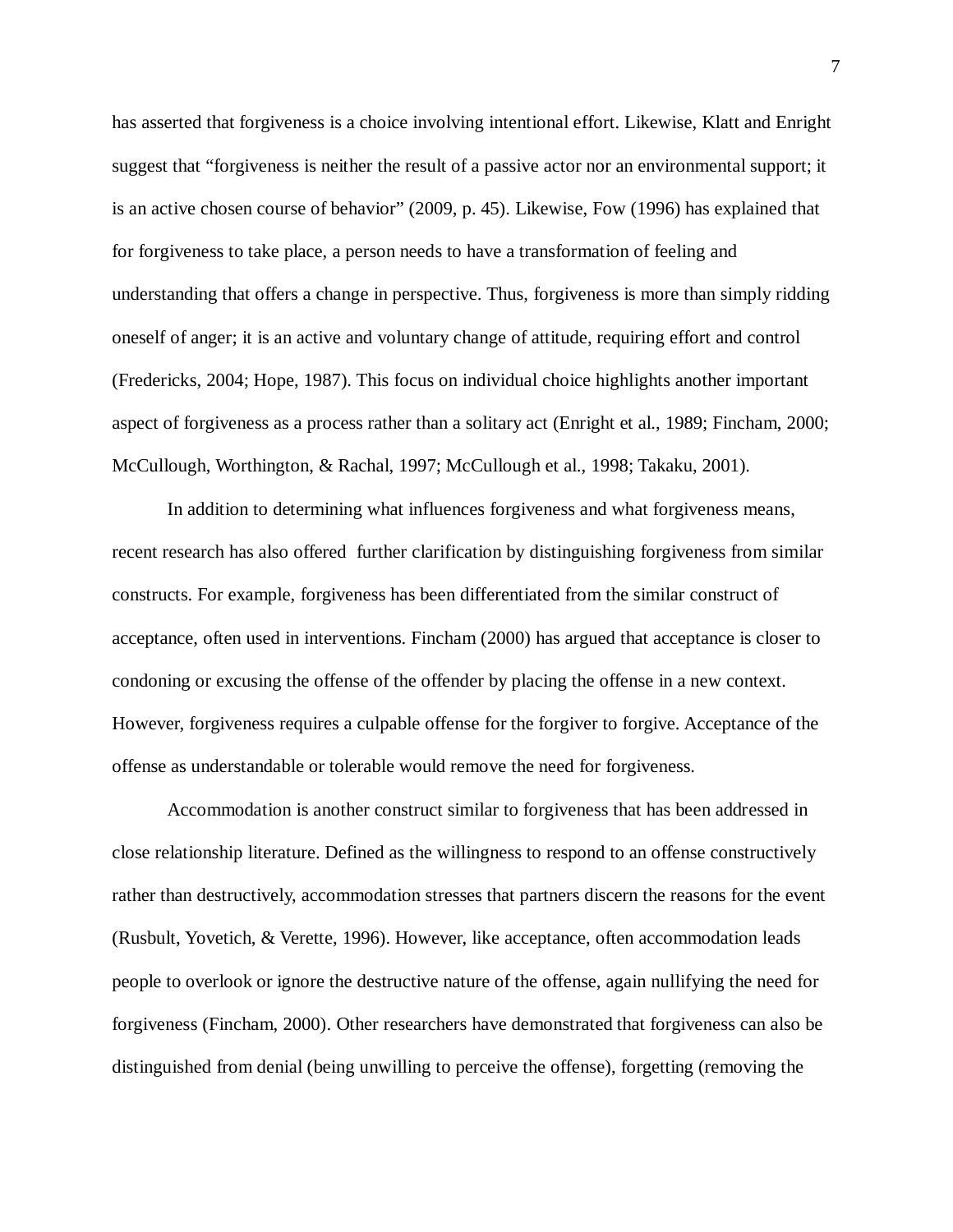has asserted that forgiveness is a choice involving intentional effort. Likewise, Klatt and Enright suggest that “forgiveness is neither the result of a passive actor nor an environmental support; it is an active chosen course of behavior” (2009, p. 45). Likewise, Fow (1996) has explained that for forgiveness to take place, a person needs to have a transformation of feeling and understanding that offers a change in perspective. Thus, forgiveness is more than simply ridding oneself of anger; it is an active and voluntary change of attitude, requiring effort and control (Fredericks, 2004; Hope, 1987). This focus on individual choice highlights another important aspect of forgiveness as a process rather than a solitary act (Enright et al., 1989; Fincham, 2000; McCullough, Worthington, & Rachal, 1997; McCullough et al., 1998; Takaku, 2001).

In addition to determining what influences forgiveness and what forgiveness means, recent research has also offered further clarification by distinguishing forgiveness from similar constructs. For example, forgiveness has been differentiated from the similar construct of acceptance, often used in interventions. Fincham (2000) has argued that acceptance is closer to condoning or excusing the offense of the offender by placing the offense in a new context. However, forgiveness requires a culpable offense for the forgiver to forgive. Acceptance of the offense as understandable or tolerable would remove the need for forgiveness.

Accommodation is another construct similar to forgiveness that has been addressed in close relationship literature. Defined as the willingness to respond to an offense constructively rather than destructively, accommodation stresses that partners discern the reasons for the event (Rusbult, Yovetich, & Verette, 1996). However, like acceptance, often accommodation leads people to overlook or ignore the destructive nature of the offense, again nullifying the need for forgiveness (Fincham, 2000). Other researchers have demonstrated that forgiveness can also be distinguished from denial (being unwilling to perceive the offense), forgetting (removing the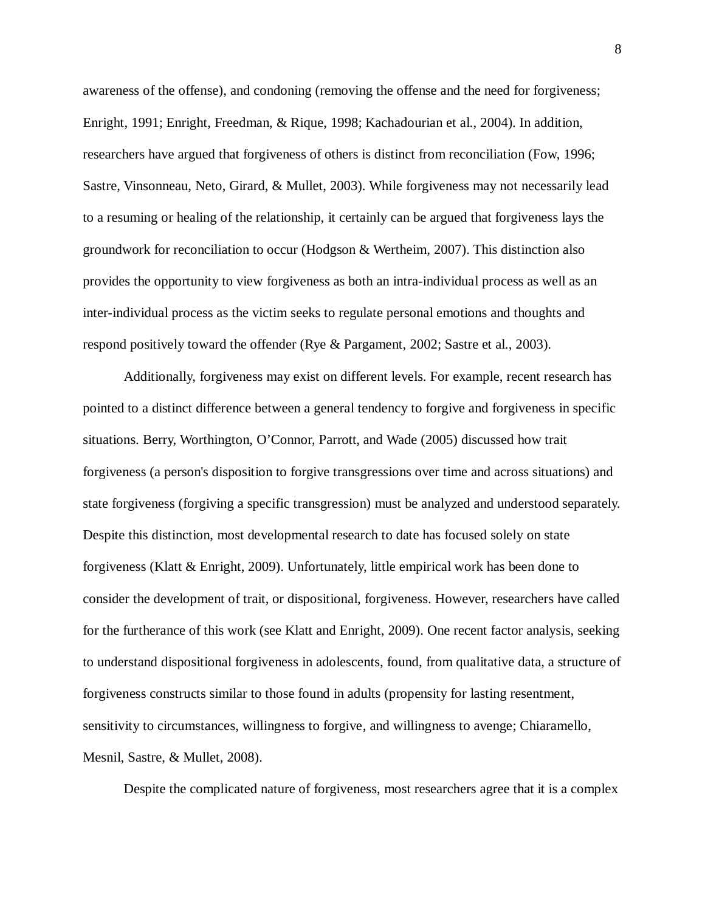awareness of the offense), and condoning (removing the offense and the need for forgiveness; Enright, 1991; Enright, Freedman, & Rique, 1998; Kachadourian et al., 2004). In addition, researchers have argued that forgiveness of others is distinct from reconciliation (Fow, 1996; Sastre, Vinsonneau, Neto, Girard, & Mullet, 2003). While forgiveness may not necessarily lead to a resuming or healing of the relationship, it certainly can be argued that forgiveness lays the groundwork for reconciliation to occur (Hodgson & Wertheim, 2007). This distinction also provides the opportunity to view forgiveness as both an intra-individual process as well as an inter-individual process as the victim seeks to regulate personal emotions and thoughts and respond positively toward the offender (Rye & Pargament, 2002; Sastre et al., 2003).

Additionally, forgiveness may exist on different levels. For example, recent research has pointed to a distinct difference between a general tendency to forgive and forgiveness in specific situations. Berry, Worthington, O'Connor, Parrott, and Wade (2005) discussed how trait forgiveness (a person's disposition to forgive transgressions over time and across situations) and state forgiveness (forgiving a specific transgression) must be analyzed and understood separately. Despite this distinction, most developmental research to date has focused solely on state forgiveness (Klatt & Enright, 2009). Unfortunately, little empirical work has been done to consider the development of trait, or dispositional, forgiveness. However, researchers have called for the furtherance of this work (see Klatt and Enright, 2009). One recent factor analysis, seeking to understand dispositional forgiveness in adolescents, found, from qualitative data, a structure of forgiveness constructs similar to those found in adults (propensity for lasting resentment, sensitivity to circumstances, willingness to forgive, and willingness to avenge; Chiaramello, Mesnil, Sastre, & Mullet, 2008).

Despite the complicated nature of forgiveness, most researchers agree that it is a complex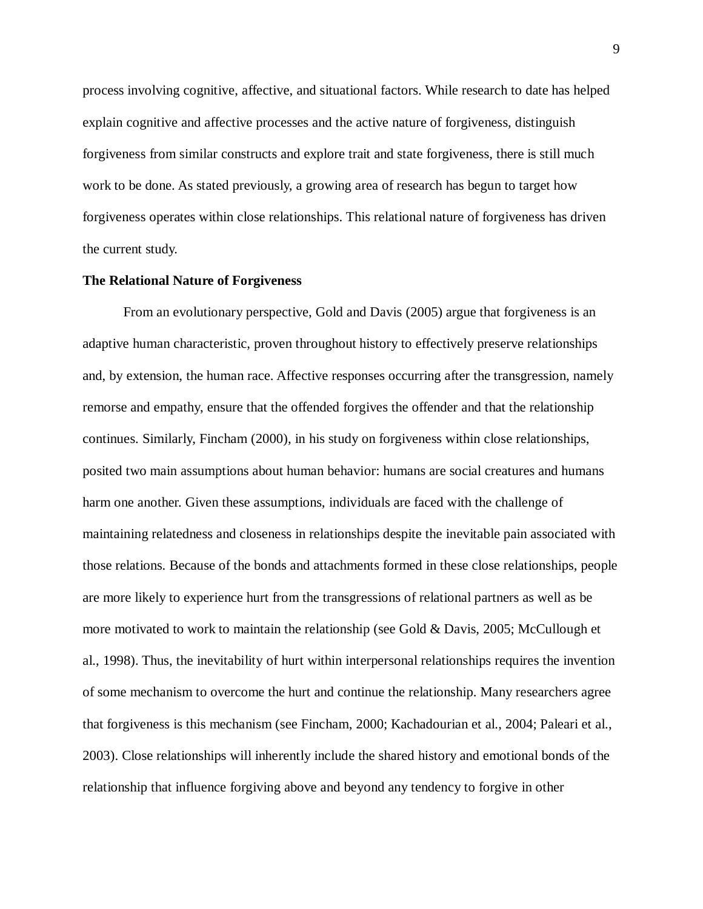process involving cognitive, affective, and situational factors. While research to date has helped explain cognitive and affective processes and the active nature of forgiveness, distinguish forgiveness from similar constructs and explore trait and state forgiveness, there is still much work to be done. As stated previously, a growing area of research has begun to target how forgiveness operates within close relationships. This relational nature of forgiveness has driven the current study.

**The Relational Nature of Forgiveness**

From an evolutionary perspective, Gold and Davis (2005) argue that forgiveness is an adaptive human characteristic, proven throughout history to effectively preserve relationships and, by extension, the human race. Affective responses occurring after the transgression, namely remorse and empathy, ensure that the offended forgives the offender and that the relationship continues. Similarly, Fincham (2000), in his study on forgiveness within close relationships, posited two main assumptions about human behavior: humans are social creatures and humans harm one another. Given these assumptions, individuals are faced with the challenge of maintaining relatedness and closeness in relationships despite the inevitable pain associated with those relations. Because of the bonds and attachments formed in these close relationships, people are more likely to experience hurt from the transgressions of relational partners as well as be more motivated to work to maintain the relationship (see Gold & Davis, 2005; McCullough et al., 1998). Thus, the inevitability of hurt within interpersonal relationships requires the invention of some mechanism to overcome the hurt and continue the relationship. Many researchers agree that forgiveness is this mechanism (see Fincham, 2000; Kachadourian et al., 2004; Paleari et al., 2003). Close relationships will inherently include the shared history and emotional bonds of the relationship that influence forgiving above and beyond any tendency to forgive in other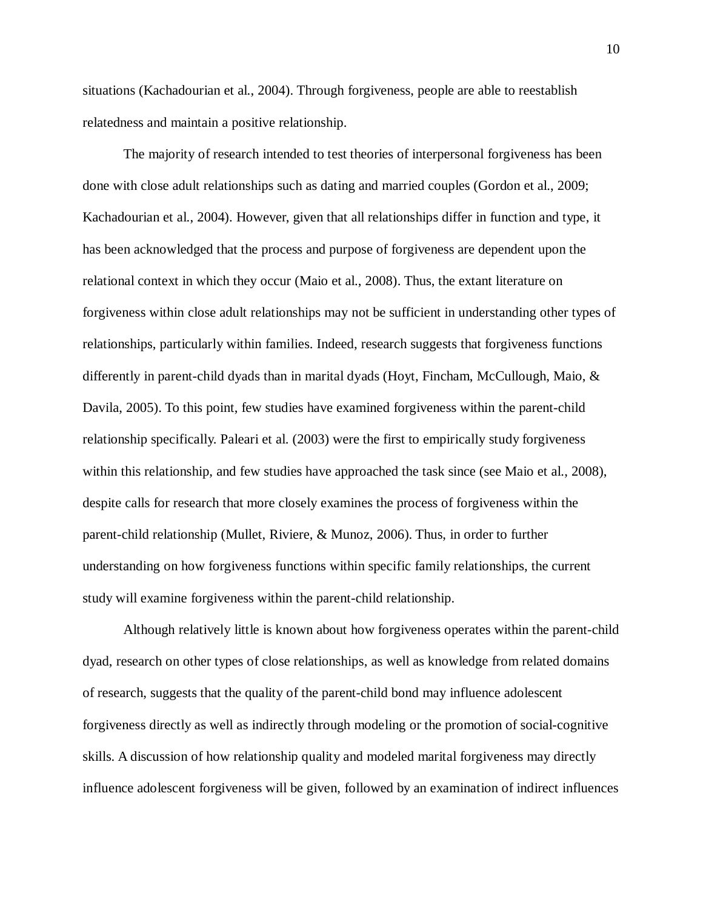situations (Kachadourian et al., 2004). Through forgiveness, people are able to reestablish relatedness and maintain a positive relationship.

The majority of research intended to test theories of interpersonal forgiveness has been done with close adult relationships such as dating and married couples (Gordon et al., 2009; Kachadourian et al., 2004). However, given that all relationships differ in function and type, it has been acknowledged that the process and purpose of forgiveness are dependent upon the relational context in which they occur (Maio et al., 2008). Thus, the extant literature on forgiveness within close adult relationships may not be sufficient in understanding other types of relationships, particularly within families. Indeed, research suggests that forgiveness functions differently in parent-child dyads than in marital dyads (Hoyt, Fincham, McCullough, Maio, & Davila, 2005). To this point, few studies have examined forgiveness within the parent-child relationship specifically. Paleari et al. (2003) were the first to empirically study forgiveness within this relationship, and few studies have approached the task since (see Maio et al., 2008), despite calls for research that more closely examines the process of forgiveness within the parent-child relationship (Mullet, Riviere, & Munoz, 2006). Thus, in order to further understanding on how forgiveness functions within specific family relationships, the current study will examine forgiveness within the parent-child relationship.

Although relatively little is known about how forgiveness operates within the parent-child dyad, research on other types of close relationships, as well as knowledge from related domains of research, suggests that the quality of the parent-child bond may influence adolescent forgiveness directly as well as indirectly through modeling or the promotion of social-cognitive skills. A discussion of how relationship quality and modeled marital forgiveness may directly influence adolescent forgiveness will be given, followed by an examination of indirect influences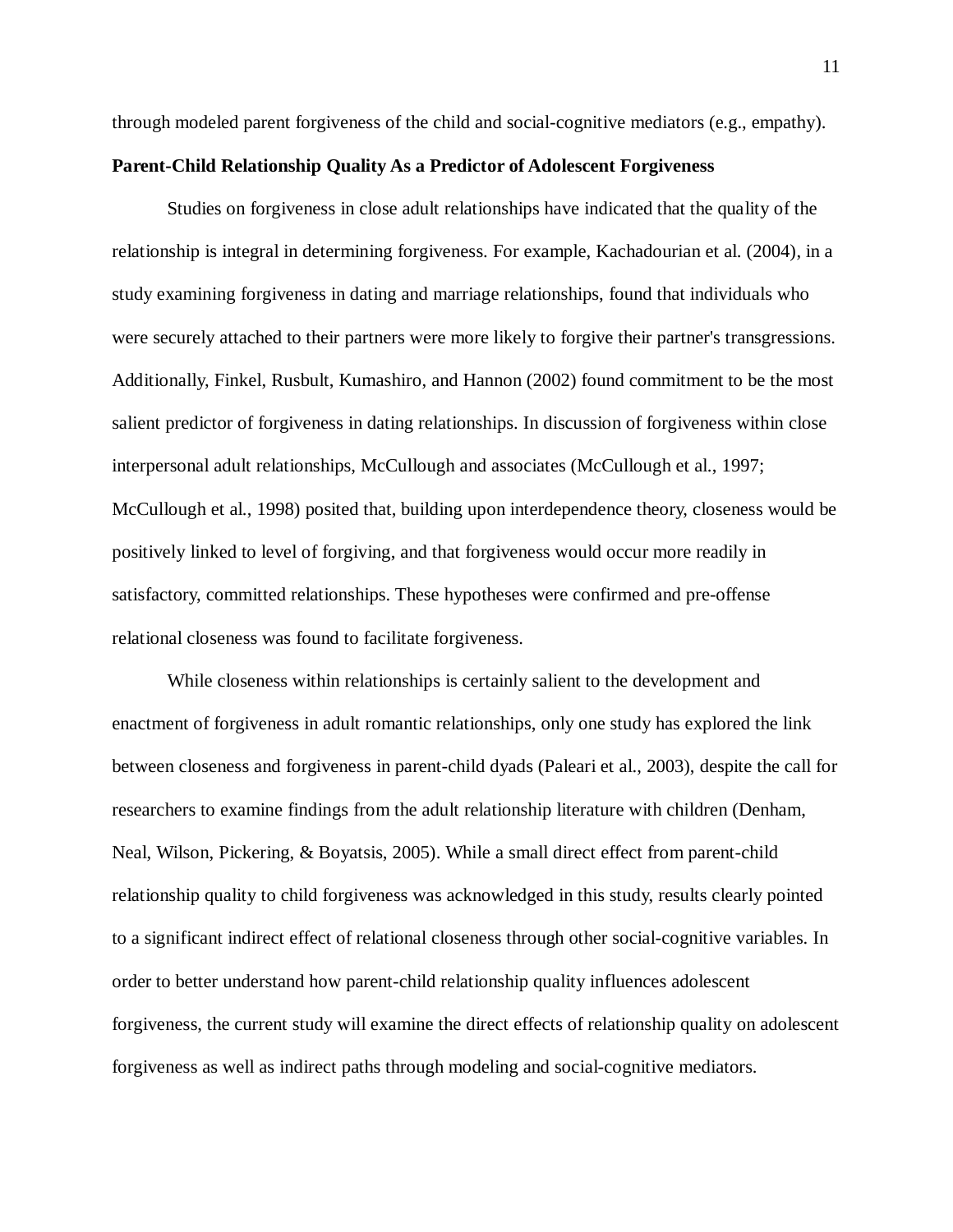through modeled parent forgiveness of the child and social-cognitive mediators (e.g., empathy).

**Parent-Child Relationship Quality As a Predictor of Adolescent Forgiveness**

Studies on forgiveness in close adult relationships have indicated that the quality of the relationship is integral in determining forgiveness. For example, Kachadourian et al. (2004), in a study examining forgiveness in dating and marriage relationships, found that individuals who were securely attached to their partners were more likely to forgive their partner's transgressions. Additionally, Finkel, Rusbult, Kumashiro, and Hannon (2002) found commitment to be the most salient predictor of forgiveness in dating relationships. In discussion of forgiveness within close interpersonal adult relationships, McCullough and associates (McCullough et al., 1997; McCullough et al., 1998) posited that, building upon interdependence theory, closeness would be positively linked to level of forgiving, and that forgiveness would occur more readily in satisfactory, committed relationships. These hypotheses were confirmed and pre-offense relational closeness was found to facilitate forgiveness.

While closeness within relationships is certainly salient to the development and enactment of forgiveness in adult romantic relationships, only one study has explored the link between closeness and forgiveness in parent-child dyads (Paleari et al., 2003), despite the call for researchers to examine findings from the adult relationship literature with children (Denham, Neal, Wilson, Pickering, & Boyatsis, 2005). While a small direct effect from parent-child relationship quality to child forgiveness was acknowledged in this study, results clearly pointed to a significant indirect effect of relational closeness through other social-cognitive variables. In order to better understand how parent-child relationship quality influences adolescent forgiveness, the current study will examine the direct effects of relationship quality on adolescent forgiveness as well as indirect paths through modeling and social-cognitive mediators.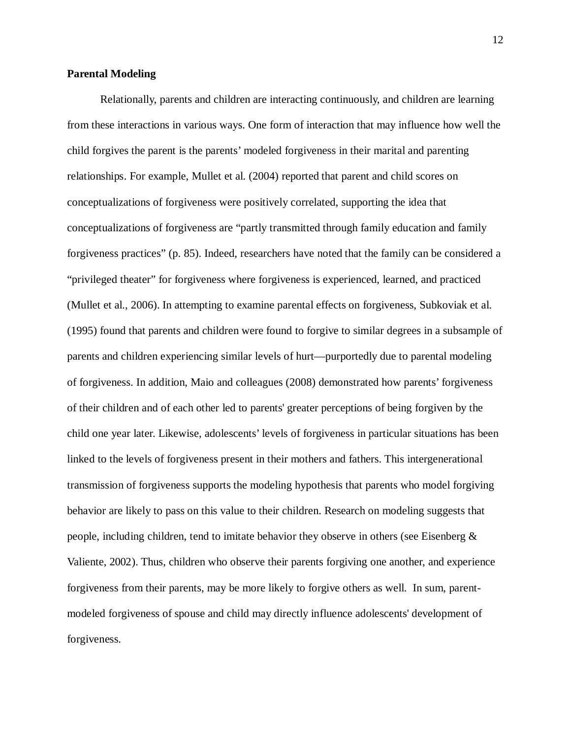**Parental Modeling**

Relationally, parents and children are interacting continuously, and children are learning from these interactions in various ways. One form of interaction that may influence how well the child forgives the parent is the parents' modeled forgiveness in their marital and parenting relationships. For example, Mullet et al. (2004) reported that parent and child scores on conceptualizations of forgiveness were positively correlated, supporting the idea that conceptualizations of forgiveness are "partly transmitted through family education and family forgiveness practices" (p. 85). Indeed, researchers have noted that the family can be considered a "privileged theater" for forgiveness where forgiveness is experienced, learned, and practiced (Mullet et al., 2006). In attempting to examine parental effects on forgiveness, Subkoviak et al. (1995) found that parents and children were found to forgive to similar degrees in a subsample of parents and children experiencing similar levels of hurt—purportedly due to parental modeling of forgiveness. In addition, Maio and colleagues (2008) demonstrated how parents' forgiveness of their children and of each other led to parents' greater perceptions of being forgiven by the child one year later. Likewise, adolescents' levels of forgiveness in particular situations has been linked to the levels of forgiveness present in their mothers and fathers. This intergenerational transmission of forgiveness supports the modeling hypothesis that parents who model forgiving behavior are likely to pass on this value to their children. Research on modeling suggests that people, including children, tend to imitate behavior they observe in others (see Eisenberg & Valiente, 2002). Thus, children who observe their parents forgiving one another, and experience forgiveness from their parents, may be more likely to forgive others as well. In sum, parent-modeled forgiveness of spouse and child may directly influence adolescents' development of forgiveness.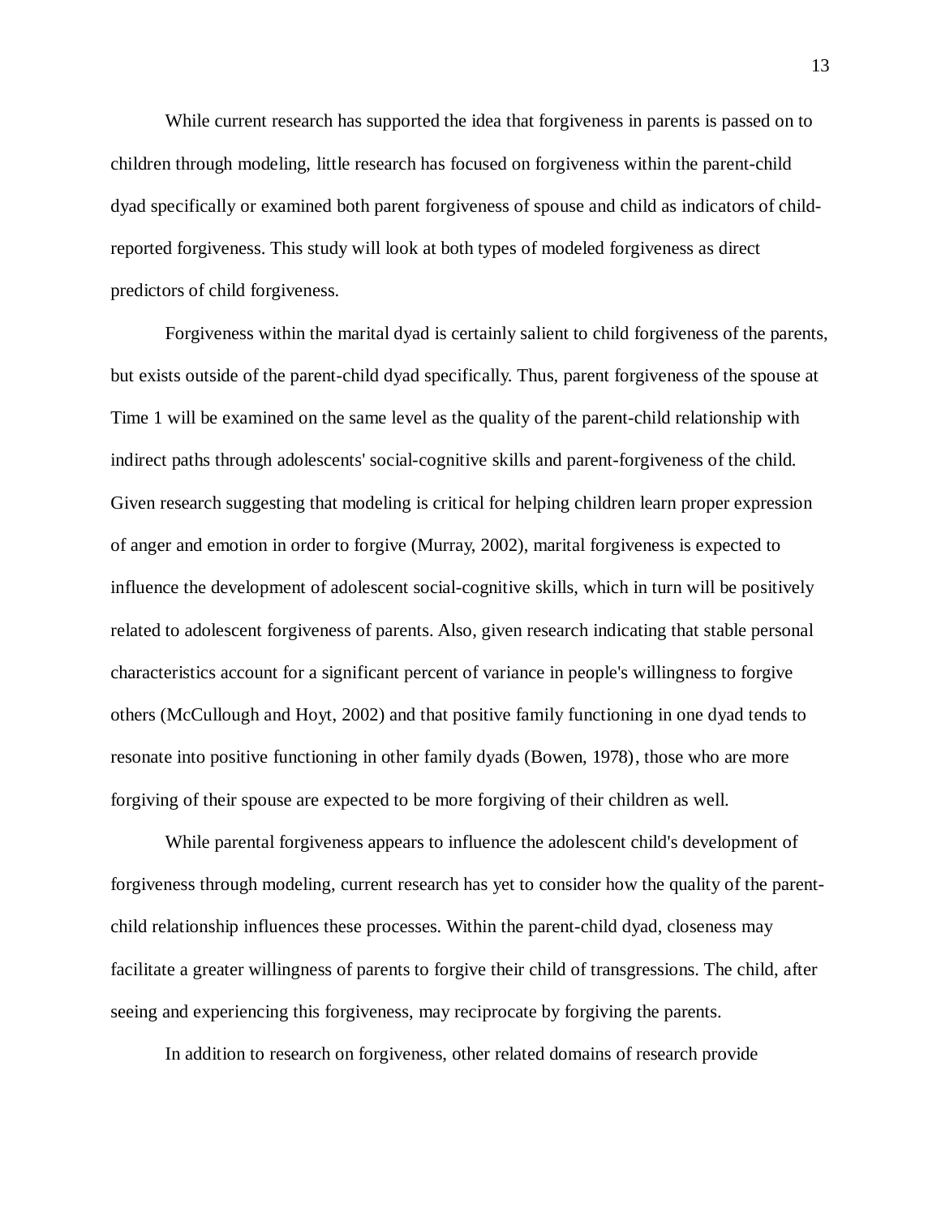While current research has supported the idea that forgiveness in parents is passed on to children through modeling, little research has focused on forgiveness within the parent-child dyad specifically or examined both parent forgiveness of spouse and child as indicators of child-reported forgiveness. This study will look at both types of modeled forgiveness as direct predictors of child forgiveness.

Forgiveness within the marital dyad is certainly salient to child forgiveness of the parents, but exists outside of the parent-child dyad specifically. Thus, parent forgiveness of the spouse at Time 1 will be examined on the same level as the quality of the parent-child relationship with indirect paths through adolescents' social-cognitive skills and parent-forgiveness of the child. Given research suggesting that modeling is critical for helping children learn proper expression of anger and emotion in order to forgive (Murray, 2002), marital forgiveness is expected to influence the development of adolescent social-cognitive skills, which in turn will be positively related to adolescent forgiveness of parents. Also, given research indicating that stable personal characteristics account for a significant percent of variance in people's willingness to forgive others (McCullough and Hoyt, 2002) and that positive family functioning in one dyad tends to resonate into positive functioning in other family dyads (Bowen, 1978), those who are more forgiving of their spouse are expected to be more forgiving of their children as well.

While parental forgiveness appears to influence the adolescent child's development of forgiveness through modeling, current research has yet to consider how the quality of the parent-child relationship influences these processes. Within the parent-child dyad, closeness may facilitate a greater willingness of parents to forgive their child of transgressions. The child, after seeing and experiencing this forgiveness, may reciprocate by forgiving the parents.

In addition to research on forgiveness, other related domains of research provide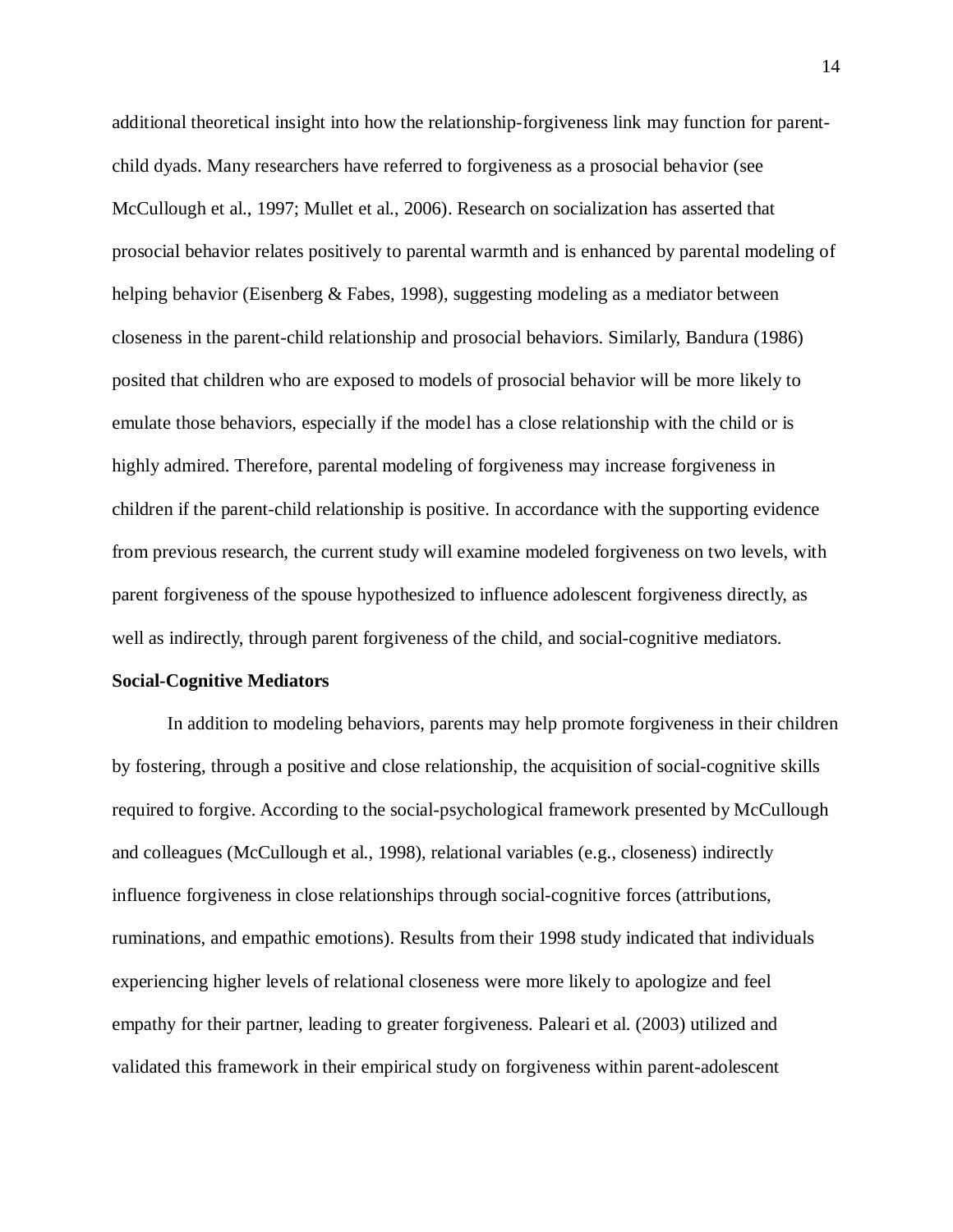additional theoretical insight into how the relationship-forgiveness link may function for parent-child dyads. Many researchers have referred to forgiveness as a prosocial behavior (see McCullough et al., 1997; Mullet et al., 2006). Research on socialization has asserted that prosocial behavior relates positively to parental warmth and is enhanced by parental modeling of helping behavior (Eisenberg & Fabes, 1998), suggesting modeling as a mediator between closeness in the parent-child relationship and prosocial behaviors. Similarly, Bandura (1986) posited that children who are exposed to models of prosocial behavior will be more likely to emulate those behaviors, especially if the model has a close relationship with the child or is highly admired. Therefore, parental modeling of forgiveness may increase forgiveness in children if the parent-child relationship is positive. In accordance with the supporting evidence from previous research, the current study will examine modeled forgiveness on two levels, with parent forgiveness of the spouse hypothesized to influence adolescent forgiveness directly, as well as indirectly, through parent forgiveness of the child, and social-cognitive mediators.

**Social-Cognitive Mediators**

In addition to modeling behaviors, parents may help promote forgiveness in their children by fostering, through a positive and close relationship, the acquisition of social-cognitive skills required to forgive. According to the social-psychological framework presented by McCullough and colleagues (McCullough et al., 1998), relational variables (e.g., closeness) indirectly influence forgiveness in close relationships through social-cognitive forces (attributions, ruminations, and empathic emotions). Results from their 1998 study indicated that individuals experiencing higher levels of relational closeness were more likely to apologize and feel empathy for their partner, leading to greater forgiveness. Paleari et al. (2003) utilized and validated this framework in their empirical study on forgiveness within parent-adolescent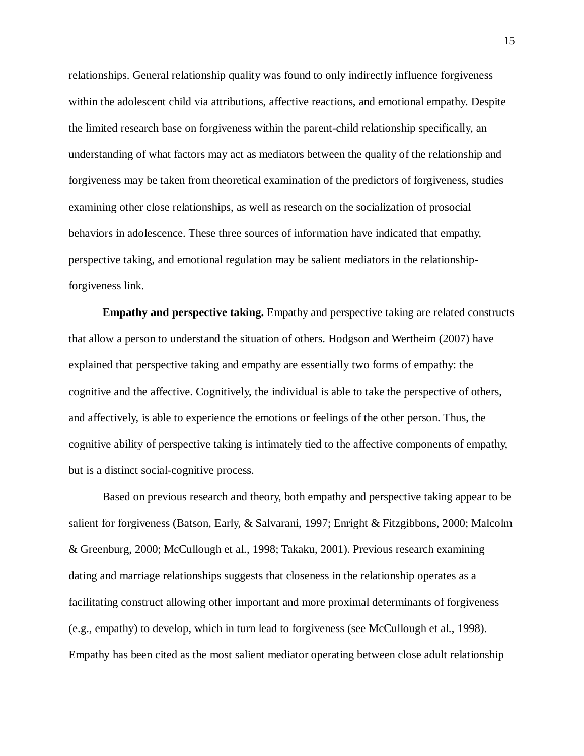relationships. General relationship quality was found to only indirectly influence forgiveness within the adolescent child via attributions, affective reactions, and emotional empathy. Despite the limited research base on forgiveness within the parent-child relationship specifically, an understanding of what factors may act as mediators between the quality of the relationship and forgiveness may be taken from theoretical examination of the predictors of forgiveness, studies examining other close relationships, as well as research on the socialization of prosocial behaviors in adolescence. These three sources of information have indicated that empathy, perspective taking, and emotional regulation may be salient mediators in the relationship-forgiveness link.

**Empathy and perspective taking.** Empathy and perspective taking are related constructs that allow a person to understand the situation of others. Hodgson and Wertheim (2007) have explained that perspective taking and empathy are essentially two forms of empathy: the cognitive and the affective. Cognitively, the individual is able to take the perspective of others, and affectively, is able to experience the emotions or feelings of the other person. Thus, the cognitive ability of perspective taking is intimately tied to the affective components of empathy, but is a distinct social-cognitive process.

Based on previous research and theory, both empathy and perspective taking appear to be salient for forgiveness (Batson, Early, & Salvarani, 1997; Enright & Fitzgibbons, 2000; Malcolm & Greenburg, 2000; McCullough et al., 1998; Takaku, 2001). Previous research examining dating and marriage relationships suggests that closeness in the relationship operates as a facilitating construct allowing other important and more proximal determinants of forgiveness (e.g., empathy) to develop, which in turn lead to forgiveness (see McCullough et al., 1998). Empathy has been cited as the most salient mediator operating between close adult relationship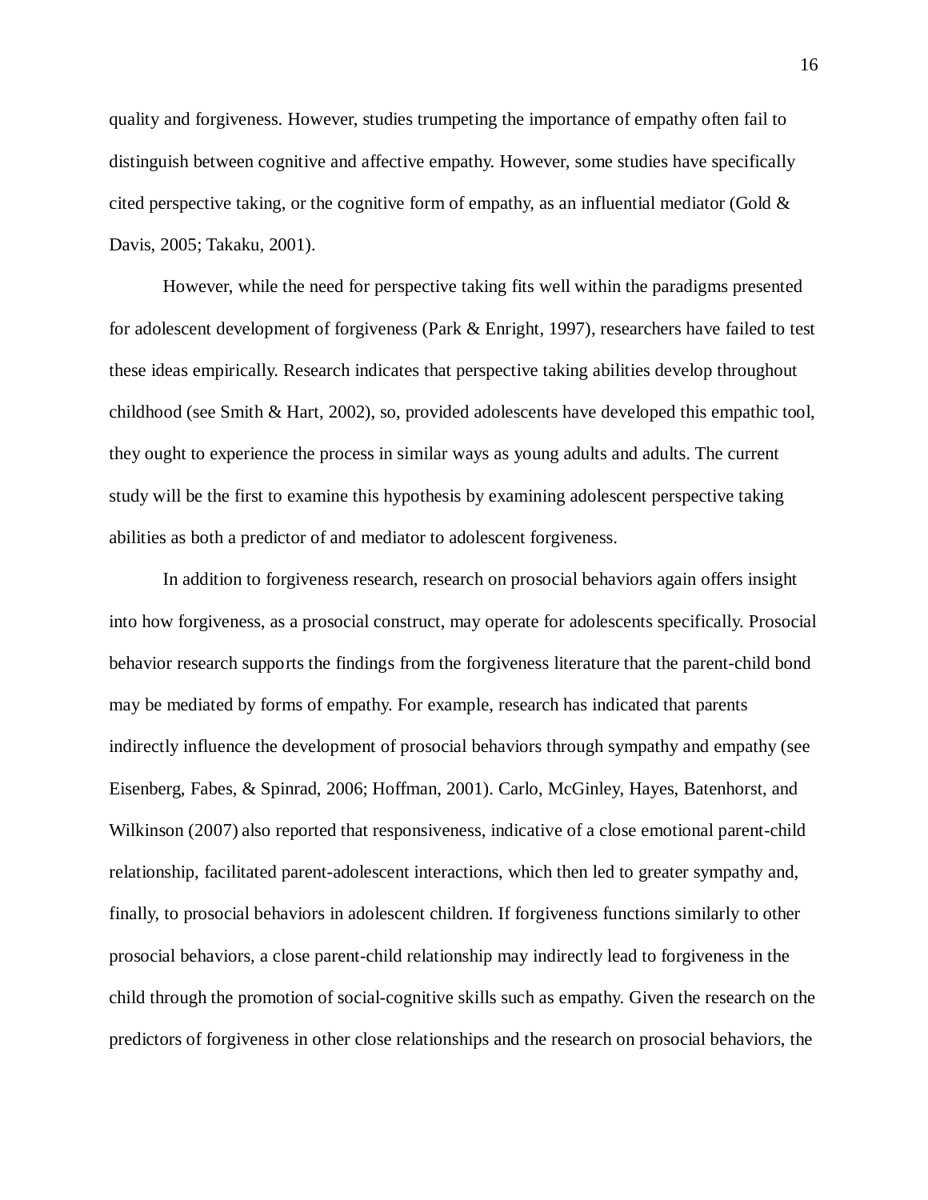quality and forgiveness. However, studies trumpeting the importance of empathy often fail to distinguish between cognitive and affective empathy. However, some studies have specifically cited perspective taking, or the cognitive form of empathy, as an influential mediator (Gold & Davis, 2005; Takaku, 2001).

However, while the need for perspective taking fits well within the paradigms presented for adolescent development of forgiveness (Park & Enright, 1997), researchers have failed to test these ideas empirically. Research indicates that perspective taking abilities develop throughout childhood (see Smith & Hart, 2002), so, provided adolescents have developed this empathic tool, they ought to experience the process in similar ways as young adults and adults. The current study will be the first to examine this hypothesis by examining adolescent perspective taking abilities as both a predictor of and mediator to adolescent forgiveness.

In addition to forgiveness research, research on prosocial behaviors again offers insight into how forgiveness, as a prosocial construct, may operate for adolescents specifically. Prosocial behavior research supports the findings from the forgiveness literature that the parent-child bond may be mediated by forms of empathy. For example, research has indicated that parents indirectly influence the development of prosocial behaviors through sympathy and empathy (see Eisenberg, Fabes, & Spinrad, 2006; Hoffman, 2001). Carlo, McGinley, Hayes, Batenhorst, and Wilkinson (2007) also reported that responsiveness, indicative of a close emotional parent-child relationship, facilitated parent-adolescent interactions, which then led to greater sympathy and, finally, to prosocial behaviors in adolescent children. If forgiveness functions similarly to other prosocial behaviors, a close parent-child relationship may indirectly lead to forgiveness in the child through the promotion of social-cognitive skills such as empathy. Given the research on the predictors of forgiveness in other close relationships and the research on prosocial behaviors, the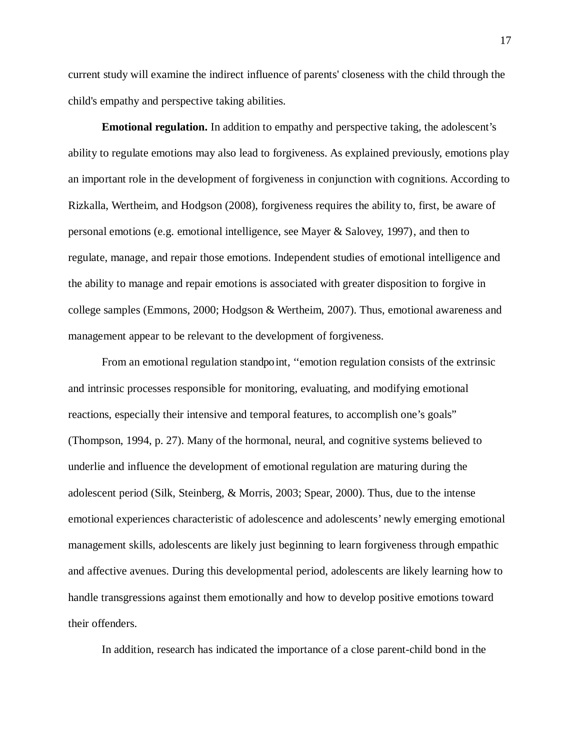current study will examine the indirect influence of parents' closeness with the child through the child's empathy and perspective taking abilities.

**Emotional regulation.** In addition to empathy and perspective taking, the adolescent's ability to regulate emotions may also lead to forgiveness. As explained previously, emotions play an important role in the development of forgiveness in conjunction with cognitions. According to Rizkalla, Wertheim, and Hodgson (2008), forgiveness requires the ability to, first, be aware of personal emotions (e.g. emotional intelligence, see Mayer & Salovey, 1997), and then to regulate, manage, and repair those emotions. Independent studies of emotional intelligence and the ability to manage and repair emotions is associated with greater disposition to forgive in college samples (Emmons, 2000; Hodgson & Wertheim, 2007). Thus, emotional awareness and management appear to be relevant to the development of forgiveness.

From an emotional regulation standpoint, "emotion regulation consists of the extrinsic and intrinsic processes responsible for monitoring, evaluating, and modifying emotional reactions, especially their intensive and temporal features, to accomplish one's goals" (Thompson, 1994, p. 27). Many of the hormonal, neural, and cognitive systems believed to underlie and influence the development of emotional regulation are maturing during the adolescent period (Silk, Steinberg, & Morris, 2003; Spear, 2000). Thus, due to the intense emotional experiences characteristic of adolescence and adolescents' newly emerging emotional management skills, adolescents are likely just beginning to learn forgiveness through empathic and affective avenues. During this developmental period, adolescents are likely learning how to handle transgressions against them emotionally and how to develop positive emotions toward their offenders.

In addition, research has indicated the importance of a close parent-child bond in the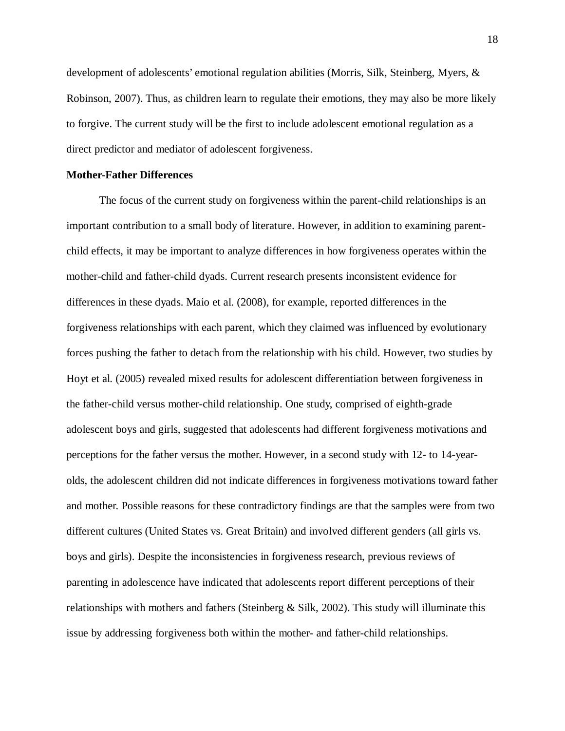development of adolescents' emotional regulation abilities (Morris, Silk, Steinberg, Myers, & Robinson, 2007). Thus, as children learn to regulate their emotions, they may also be more likely to forgive. The current study will be the first to include adolescent emotional regulation as a direct predictor and mediator of adolescent forgiveness.

**Mother-Father Differences**

The focus of the current study on forgiveness within the parent-child relationships is an important contribution to a small body of literature. However, in addition to examining parent-child effects, it may be important to analyze differences in how forgiveness operates within the mother-child and father-child dyads. Current research presents inconsistent evidence for differences in these dyads. Maio et al. (2008), for example, reported differences in the forgiveness relationships with each parent, which they claimed was influenced by evolutionary forces pushing the father to detach from the relationship with his child. However, two studies by Hoyt et al. (2005) revealed mixed results for adolescent differentiation between forgiveness in the father-child versus mother-child relationship. One study, comprised of eighth-grade adolescent boys and girls, suggested that adolescents had different forgiveness motivations and perceptions for the father versus the mother. However, in a second study with 12- to 14-year-olds, the adolescent children did not indicate differences in forgiveness motivations toward father and mother. Possible reasons for these contradictory findings are that the samples were from two different cultures (United States vs. Great Britain) and involved different genders (all girls vs. boys and girls). Despite the inconsistencies in forgiveness research, previous reviews of parenting in adolescence have indicated that adolescents report different perceptions of their relationships with mothers and fathers (Steinberg & Silk, 2002). This study will illuminate this issue by addressing forgiveness both within the mother- and father-child relationships.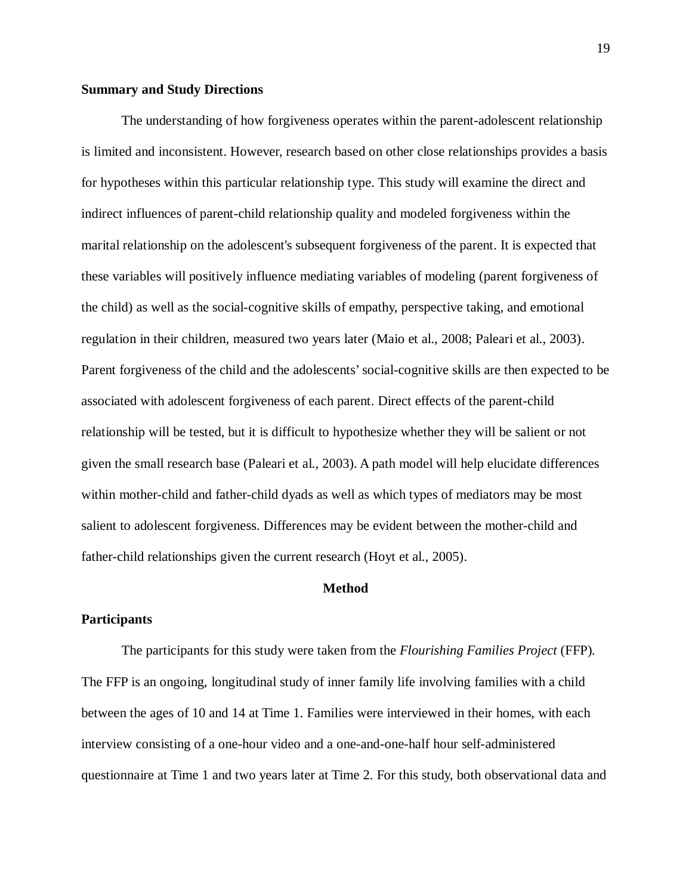**Summary and Study Directions**

The understanding of how forgiveness operates within the parent-adolescent relationship is limited and inconsistent. However, research based on other close relationships provides a basis for hypotheses within this particular relationship type. This study will examine the direct and indirect influences of parent-child relationship quality and modeled forgiveness within the marital relationship on the adolescent's subsequent forgiveness of the parent. It is expected that these variables will positively influence mediating variables of modeling (parent forgiveness of the child) as well as the social-cognitive skills of empathy, perspective taking, and emotional regulation in their children, measured two years later (Maio et al., 2008; Paleari et al., 2003). Parent forgiveness of the child and the adolescents' social-cognitive skills are then expected to be associated with adolescent forgiveness of each parent. Direct effects of the parent-child relationship will be tested, but it is difficult to hypothesize whether they will be salient or not given the small research base (Paleari et al., 2003). A path model will help elucidate differences within mother-child and father-child dyads as well as which types of mediators may be most salient to adolescent forgiveness. Differences may be evident between the mother-child and father-child relationships given the current research (Hoyt et al., 2005).

# Method

## Participants

The participants for this study were taken from the *Flourishing Families Project* (FFP). The FFP is an ongoing, longitudinal study of inner family life involving families with a child between the ages of 10 and 14 at Time 1. Families were interviewed in their homes, with each interview consisting of a one-hour video and a one-and-one-half hour self-administered questionnaire at Time 1 and two years later at Time 2. For this study, both observational data and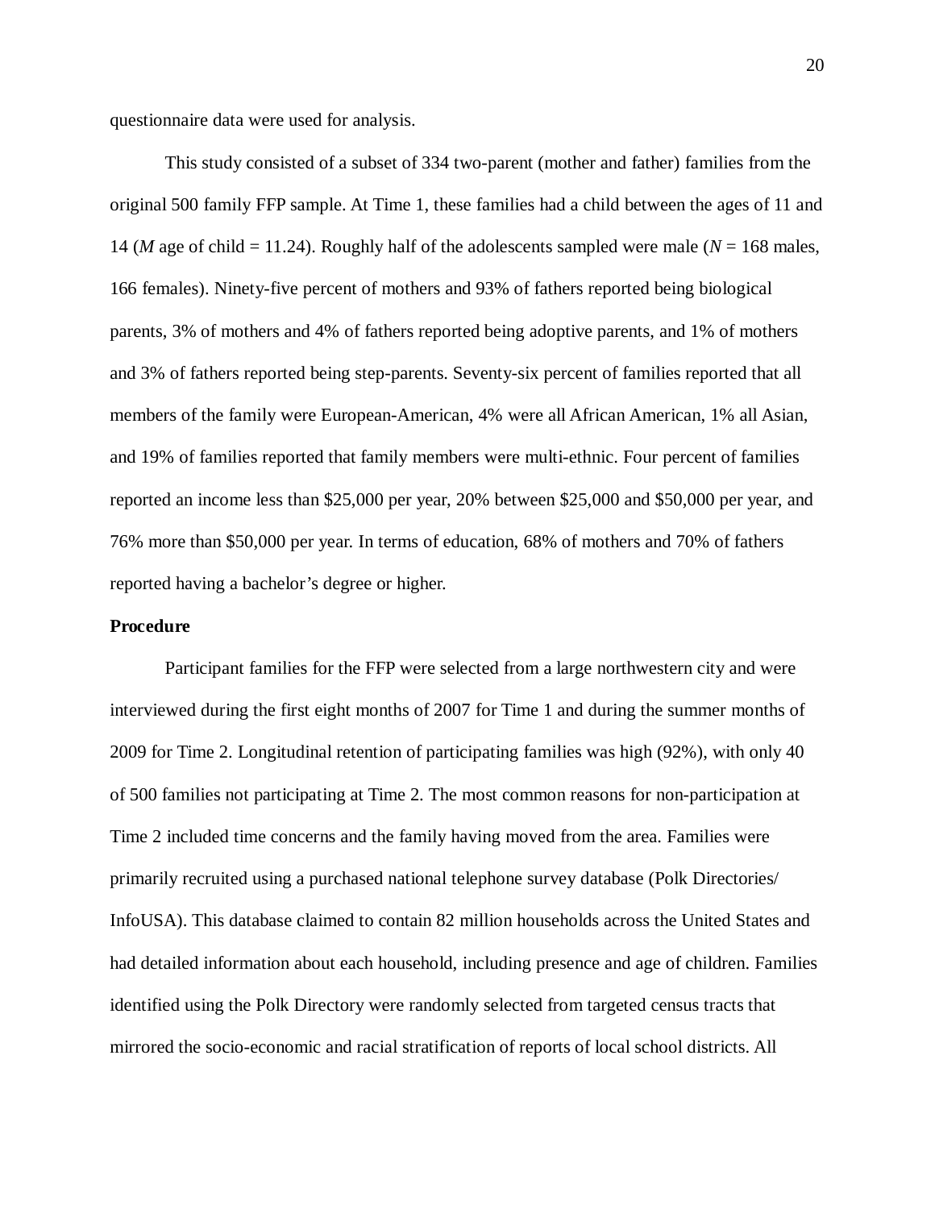questionnaire data were used for analysis.

This study consisted of a subset of 334 two-parent (mother and father) families from the original 500 family FFP sample. At Time 1, these families had a child between the ages of 11 and 14 (*M* age of child = 11.24). Roughly half of the adolescents sampled were male (*N* = 168 males, 166 females). Ninety-five percent of mothers and 93% of fathers reported being biological parents, 3% of mothers and 4% of fathers reported being adoptive parents, and 1% of mothers and 3% of fathers reported being step-parents. Seventy-six percent of families reported that all members of the family were European-American, 4% were all African American, 1% all Asian, and 19% of families reported that family members were multi-ethnic. Four percent of families reported an income less than $25,000 per year, 20% between $25,000 and $50,000 per year, and 76% more than $50,000 per year. In terms of education, 68% of mothers and 70% of fathers reported having a bachelor's degree or higher.

**Procedure**

Participant families for the FFP were selected from a large northwestern city and were interviewed during the first eight months of 2007 for Time 1 and during the summer months of 2009 for Time 2. Longitudinal retention of participating families was high (92%), with only 40 of 500 families not participating at Time 2. The most common reasons for non-participation at Time 2 included time concerns and the family having moved from the area. Families were primarily recruited using a purchased national telephone survey database (Polk Directories/ InfoUSA). This database claimed to contain 82 million households across the United States and had detailed information about each household, including presence and age of children. Families identified using the Polk Directory were randomly selected from targeted census tracts that mirrored the socio-economic and racial stratification of reports of local school districts. All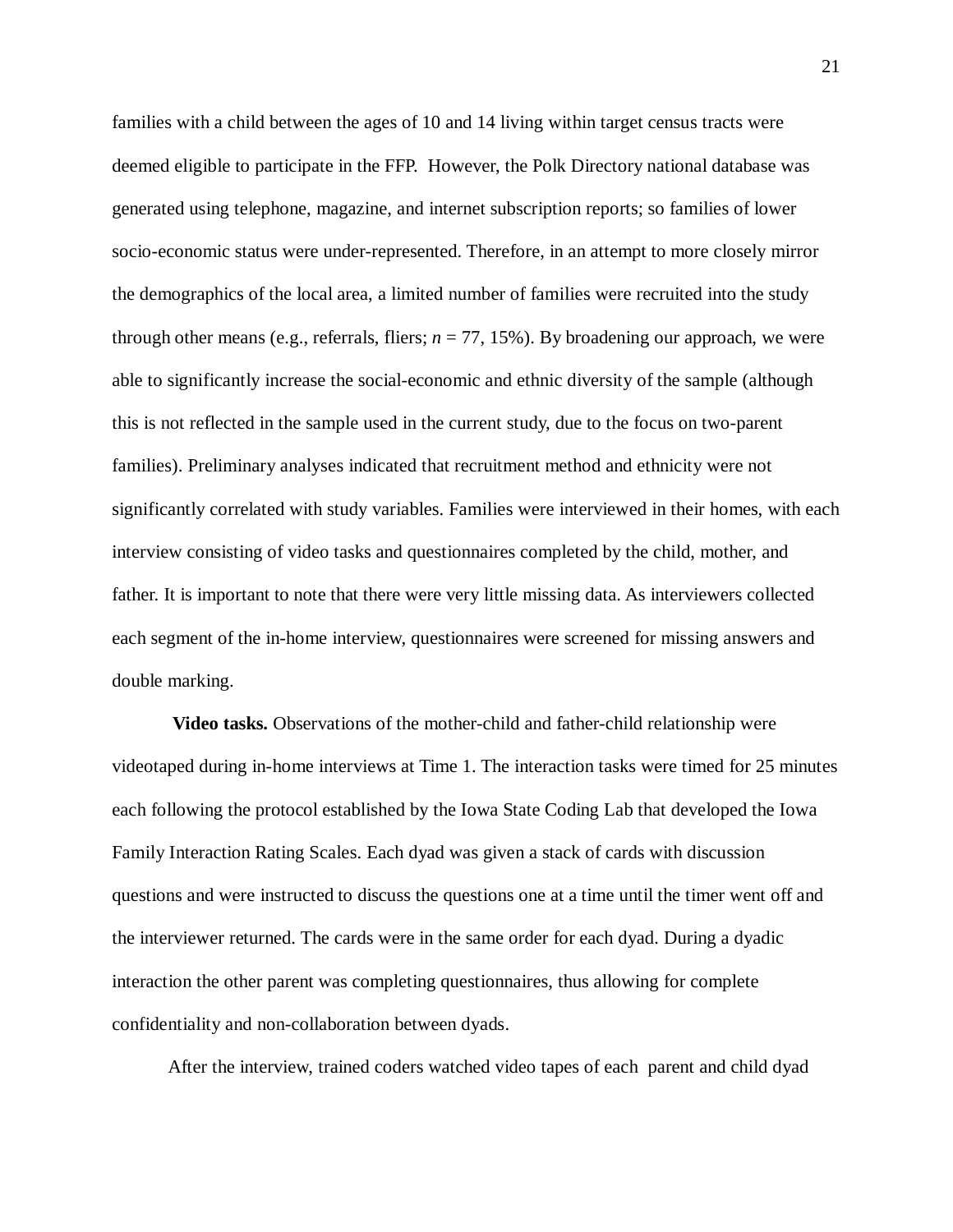families with a child between the ages of 10 and 14 living within target census tracts were deemed eligible to participate in the FFP. However, the Polk Directory national database was generated using telephone, magazine, and internet subscription reports; so families of lower socio-economic status were under-represented. Therefore, in an attempt to more closely mirror the demographics of the local area, a limited number of families were recruited into the study through other means (e.g., referrals, fliers; $n$ = 77, 15%). By broadening our approach, we were able to significantly increase the social-economic and ethnic diversity of the sample (although this is not reflected in the sample used in the current study, due to the focus on two-parent families). Preliminary analyses indicated that recruitment method and ethnicity were not significantly correlated with study variables. Families were interviewed in their homes, with each interview consisting of video tasks and questionnaires completed by the child, mother, and father. It is important to note that there were very little missing data. As interviewers collected each segment of the in-home interview, questionnaires were screened for missing answers and double marking.

**Video tasks.** Observations of the mother-child and father-child relationship were videotaped during in-home interviews at Time 1. The interaction tasks were timed for 25 minutes each following the protocol established by the Iowa State Coding Lab that developed the Iowa Family Interaction Rating Scales. Each dyad was given a stack of cards with discussion questions and were instructed to discuss the questions one at a time until the timer went off and the interviewer returned. The cards were in the same order for each dyad. During a dyadic interaction the other parent was completing questionnaires, thus allowing for complete confidentiality and non-collaboration between dyads.

After the interview, trained coders watched video tapes of each parent and child dyad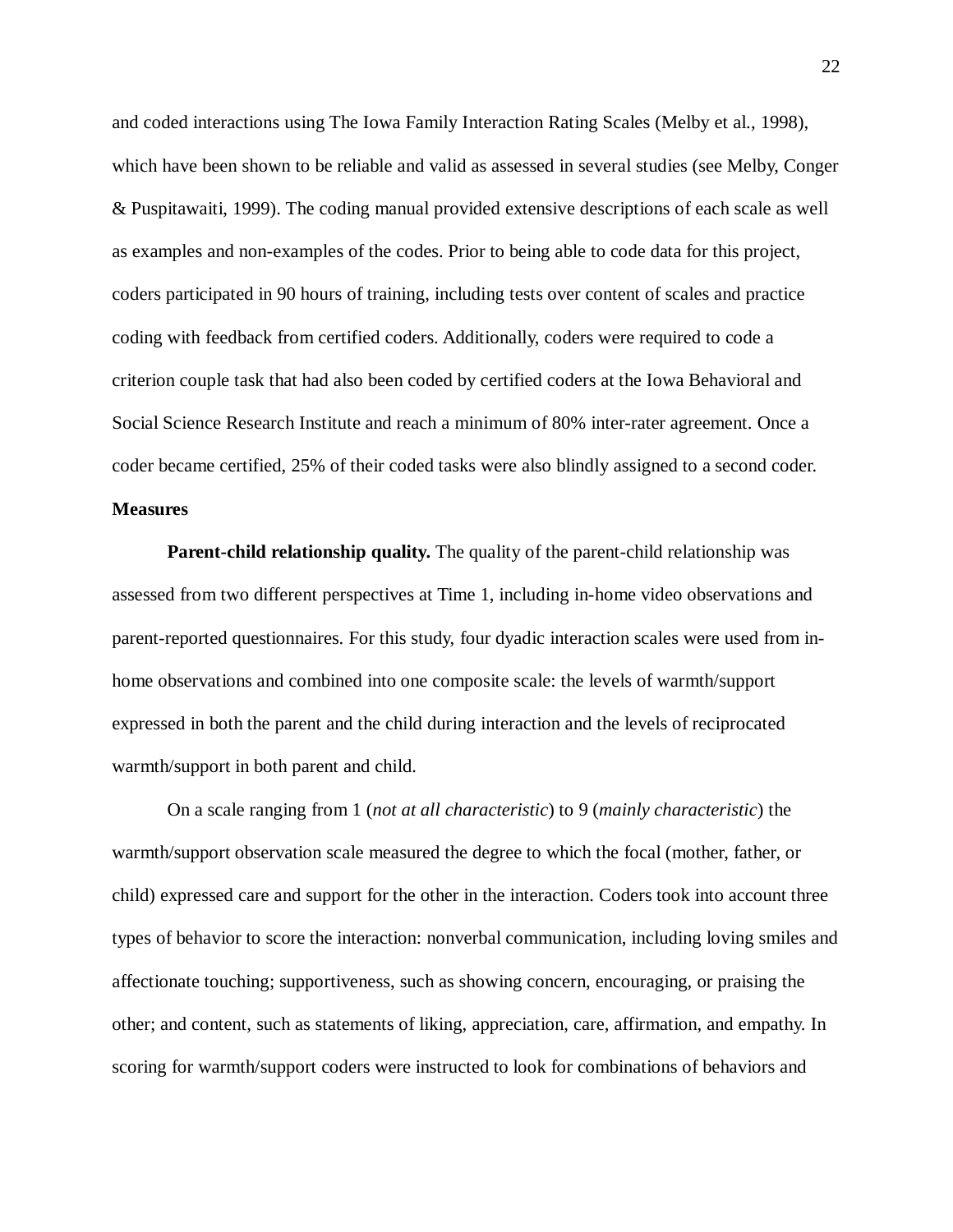and coded interactions using The Iowa Family Interaction Rating Scales (Melby et al., 1998), which have been shown to be reliable and valid as assessed in several studies (see Melby, Conger & Puspitawaiti, 1999). The coding manual provided extensive descriptions of each scale as well as examples and non-examples of the codes. Prior to being able to code data for this project, coders participated in 90 hours of training, including tests over content of scales and practice coding with feedback from certified coders. Additionally, coders were required to code a criterion couple task that had also been coded by certified coders at the Iowa Behavioral and Social Science Research Institute and reach a minimum of 80% inter-rater agreement. Once a coder became certified, 25% of their coded tasks were also blindly assigned to a second coder.

## Measures

**Parent-child relationship quality.** The quality of the parent-child relationship was assessed from two different perspectives at Time 1, including in-home video observations and parent-reported questionnaires. For this study, four dyadic interaction scales were used from in-home observations and combined into one composite scale: the levels of warmth/support expressed in both the parent and the child during interaction and the levels of reciprocated warmth/support in both parent and child.

On a scale ranging from 1 (*not at all characteristic*) to 9 (*mainly characteristic*) the warmth/support observation scale measured the degree to which the focal (mother, father, or child) expressed care and support for the other in the interaction. Coders took into account three types of behavior to score the interaction: nonverbal communication, including loving smiles and affectionate touching; supportiveness, such as showing concern, encouraging, or praising the other; and content, such as statements of liking, appreciation, care, affirmation, and empathy. In scoring for warmth/support coders were instructed to look for combinations of behaviors and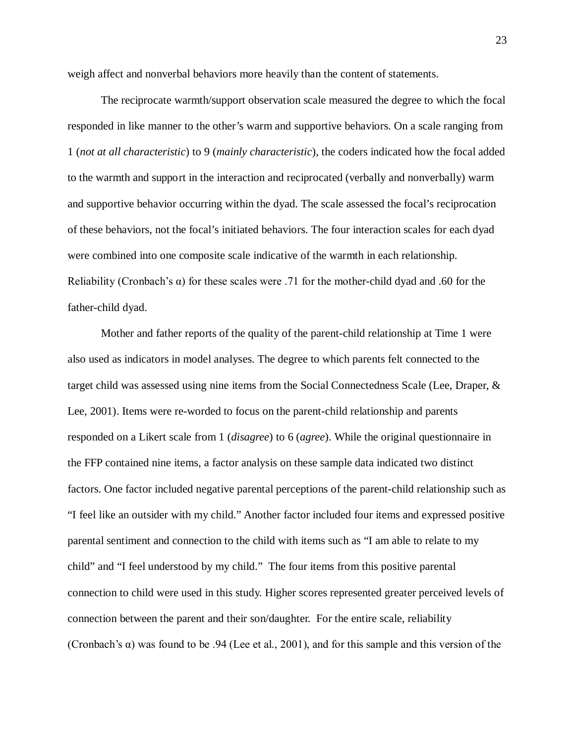weigh affect and nonverbal behaviors more heavily than the content of statements.

The reciprocate warmth/support observation scale measured the degree to which the focal responded in like manner to the other's warm and supportive behaviors. On a scale ranging from 1 (*not at all characteristic*) to 9 (*mainly characteristic*), the coders indicated how the focal added to the warmth and support in the interaction and reciprocated (verbally and nonverbally) warm and supportive behavior occurring within the dyad. The scale assessed the focal's reciprocation of these behaviors, not the focal's initiated behaviors. The four interaction scales for each dyad were combined into one composite scale indicative of the warmth in each relationship. Reliability (Cronbach's α) for these scales were .71 for the mother-child dyad and .60 for the father-child dyad.

Mother and father reports of the quality of the parent-child relationship at Time 1 were also used as indicators in model analyses. The degree to which parents felt connected to the target child was assessed using nine items from the Social Connectedness Scale (Lee, Draper, & Lee, 2001). Items were re-worded to focus on the parent-child relationship and parents responded on a Likert scale from 1 (*disagree*) to 6 (*agree*). While the original questionnaire in the FFP contained nine items, a factor analysis on these sample data indicated two distinct factors. One factor included negative parental perceptions of the parent-child relationship such as "I feel like an outsider with my child." Another factor included four items and expressed positive parental sentiment and connection to the child with items such as "I am able to relate to my child" and "I feel understood by my child." The four items from this positive parental connection to child were used in this study. Higher scores represented greater perceived levels of connection between the parent and their son/daughter. For the entire scale, reliability (Cronbach's α) was found to be .94 (Lee et al., 2001), and for this sample and this version of the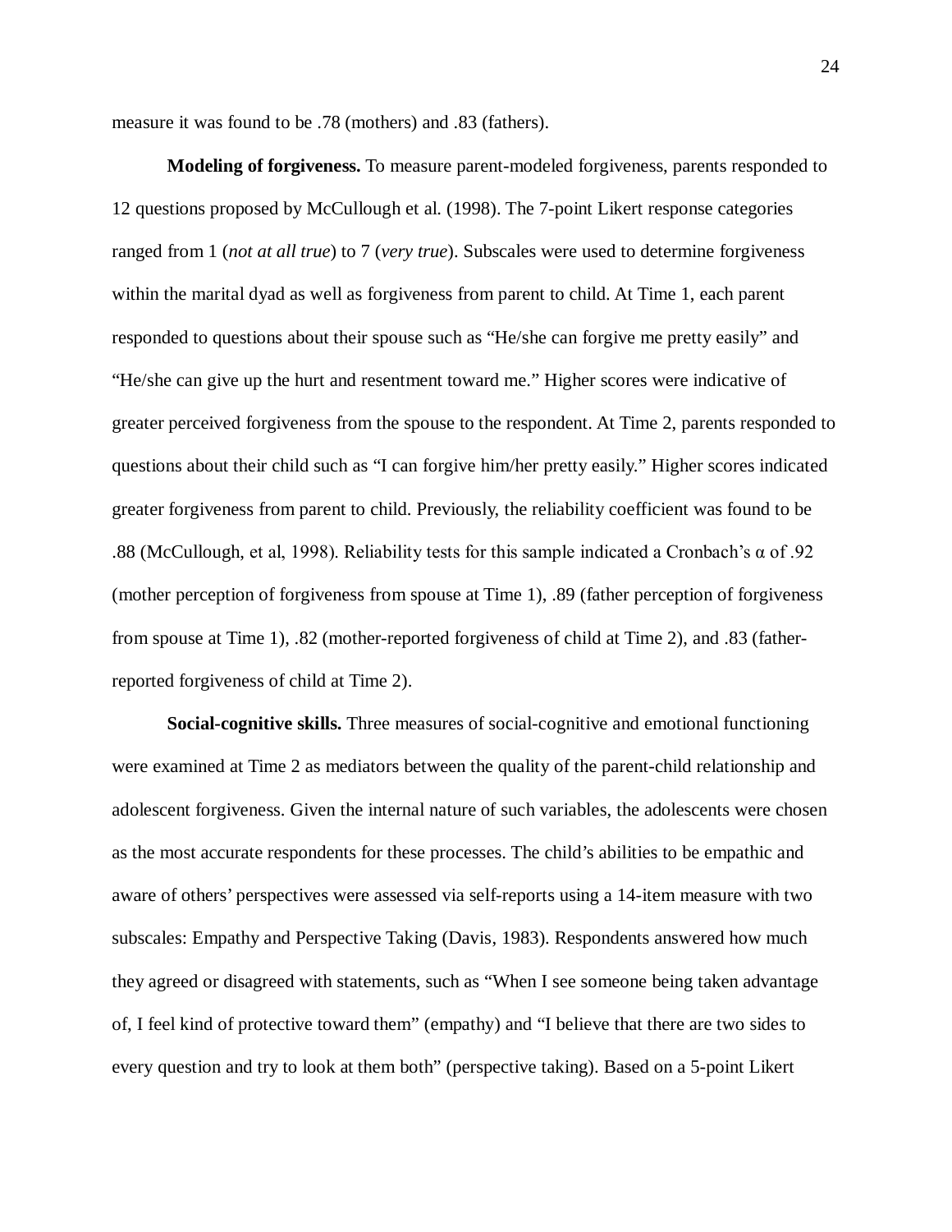measure it was found to be .78 (mothers) and .83 (fathers).

**Modeling of forgiveness.** To measure parent-modeled forgiveness, parents responded to 12 questions proposed by McCullough et al. (1998). The 7-point Likert response categories ranged from 1 (*not at all true*) to 7 (*very true*). Subscales were used to determine forgiveness within the marital dyad as well as forgiveness from parent to child. At Time 1, each parent responded to questions about their spouse such as "He/she can forgive me pretty easily" and "He/she can give up the hurt and resentment toward me." Higher scores were indicative of greater perceived forgiveness from the spouse to the respondent. At Time 2, parents responded to questions about their child such as "I can forgive him/her pretty easily." Higher scores indicated greater forgiveness from parent to child. Previously, the reliability coefficient was found to be .88 (McCullough, et al, 1998). Reliability tests for this sample indicated a Cronbach's α of .92 (mother perception of forgiveness from spouse at Time 1), .89 (father perception of forgiveness from spouse at Time 1), .82 (mother-reported forgiveness of child at Time 2), and .83 (father-reported forgiveness of child at Time 2).

**Social-cognitive skills.** Three measures of social-cognitive and emotional functioning were examined at Time 2 as mediators between the quality of the parent-child relationship and adolescent forgiveness. Given the internal nature of such variables, the adolescents were chosen as the most accurate respondents for these processes. The child's abilities to be empathic and aware of others' perspectives were assessed via self-reports using a 14-item measure with two subscales: Empathy and Perspective Taking (Davis, 1983). Respondents answered how much they agreed or disagreed with statements, such as "When I see someone being taken advantage of, I feel kind of protective toward them" (empathy) and "I believe that there are two sides to every question and try to look at them both" (perspective taking). Based on a 5-point Likert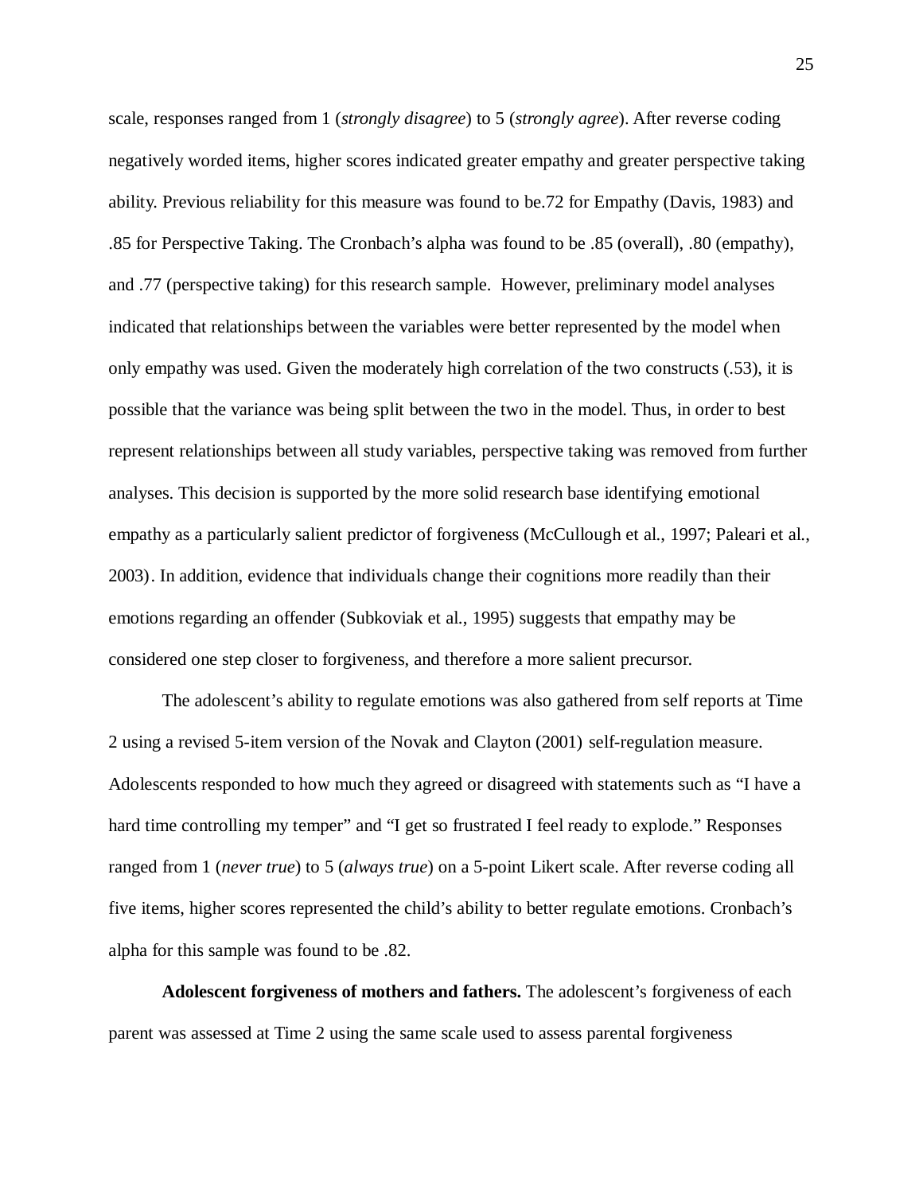scale, responses ranged from 1 (*strongly disagree*) to 5 (*strongly agree*). After reverse coding negatively worded items, higher scores indicated greater empathy and greater perspective taking ability. Previous reliability for this measure was found to be.72 for Empathy (Davis, 1983) and .85 for Perspective Taking. The Cronbach's alpha was found to be .85 (overall), .80 (empathy), and .77 (perspective taking) for this research sample. However, preliminary model analyses indicated that relationships between the variables were better represented by the model when only empathy was used. Given the moderately high correlation of the two constructs (.53), it is possible that the variance was being split between the two in the model. Thus, in order to best represent relationships between all study variables, perspective taking was removed from further analyses. This decision is supported by the more solid research base identifying emotional empathy as a particularly salient predictor of forgiveness (McCullough et al., 1997; Paleari et al., 2003). In addition, evidence that individuals change their cognitions more readily than their emotions regarding an offender (Subkoviak et al., 1995) suggests that empathy may be considered one step closer to forgiveness, and therefore a more salient precursor.

The adolescent's ability to regulate emotions was also gathered from self reports at Time 2 using a revised 5-item version of the Novak and Clayton (2001) self-regulation measure. Adolescents responded to how much they agreed or disagreed with statements such as "I have a hard time controlling my temper" and "I get so frustrated I feel ready to explode." Responses ranged from 1 (*never true*) to 5 (*always true*) on a 5-point Likert scale. After reverse coding all five items, higher scores represented the child's ability to better regulate emotions. Cronbach's alpha for this sample was found to be .82.

**Adolescent forgiveness of mothers and fathers.** The adolescent's forgiveness of each parent was assessed at Time 2 using the same scale used to assess parental forgiveness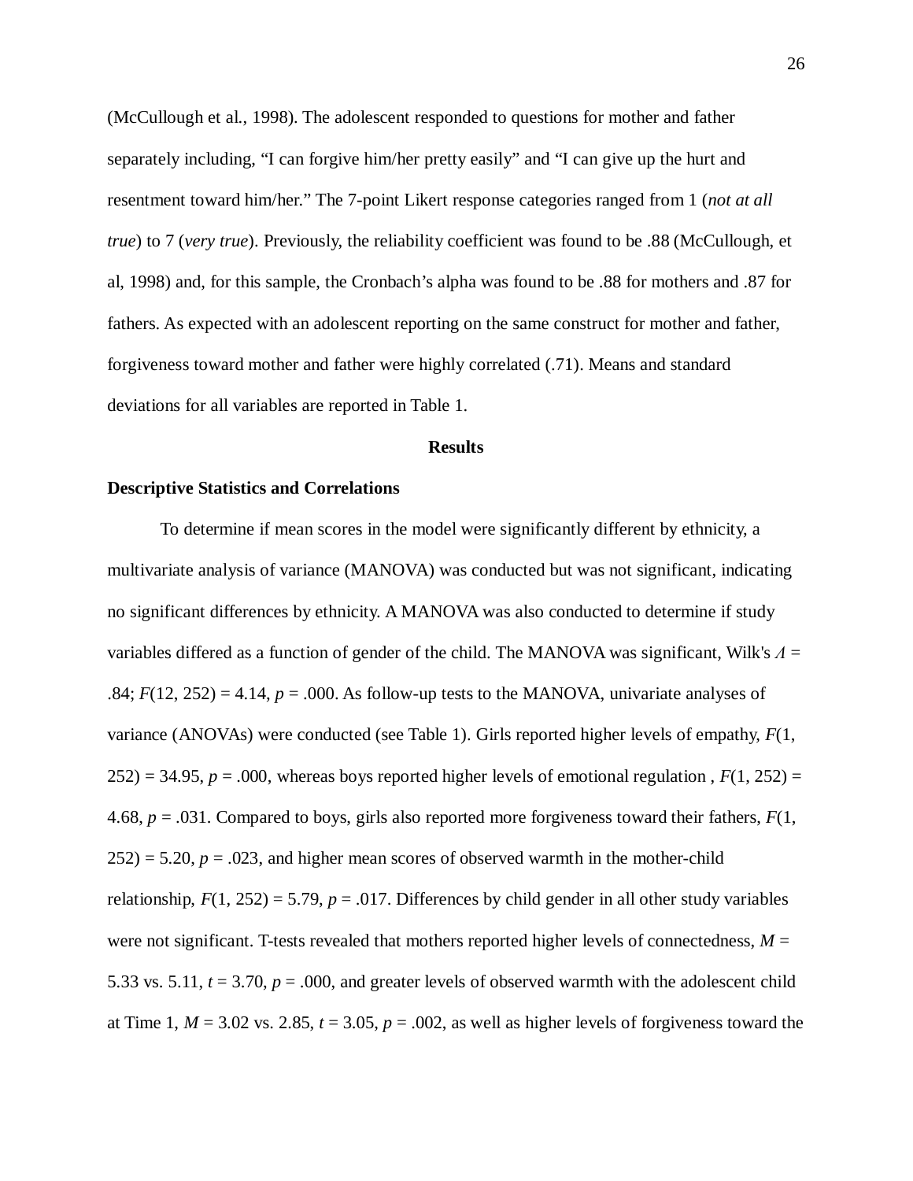(McCullough et al., 1998). The adolescent responded to questions for mother and father separately including, "I can forgive him/her pretty easily" and "I can give up the hurt and resentment toward him/her." The 7-point Likert response categories ranged from 1 (*not at all true*) to 7 (*very true*). Previously, the reliability coefficient was found to be .88 (McCullough, et al, 1998) and, for this sample, the Cronbach's alpha was found to be .88 for mothers and .87 for fathers. As expected with an adolescent reporting on the same construct for mother and father, forgiveness toward mother and father were highly correlated (.71). Means and standard deviations for all variables are reported in Table 1.

## Results

### Descriptive Statistics and Correlations

To determine if mean scores in the model were significantly different by ethnicity, a multivariate analysis of variance (MANOVA) was conducted but was not significant, indicating no significant differences by ethnicity. A MANOVA was also conducted to determine if study variables differed as a function of gender of the child. The MANOVA was significant, Wilk's $\Lambda$ = .84; $F(12, 252) = 4.14$, $p = .000$. As follow-up tests to the MANOVA, univariate analyses of variance (ANOVAs) were conducted (see Table 1). Girls reported higher levels of empathy, $F(1, 252) = 34.95$, $p = .000$, whereas boys reported higher levels of emotional regulation , $F(1, 252) = 4.68$, $p = .031$. Compared to boys, girls also reported more forgiveness toward their fathers, $F(1, 252) = 5.20$, $p = .023$, and higher mean scores of observed warmth in the mother-child relationship, $F(1, 252) = 5.79$, $p = .017$. Differences by child gender in all other study variables were not significant. T-tests revealed that mothers reported higher levels of connectedness, $M$ = 5.33 vs. 5.11, $t = 3.70$, $p = .000$, and greater levels of observed warmth with the adolescent child at Time 1, $M$ = 3.02 vs. 2.85, $t = 3.05$, $p = .002$, as well as higher levels of forgiveness toward the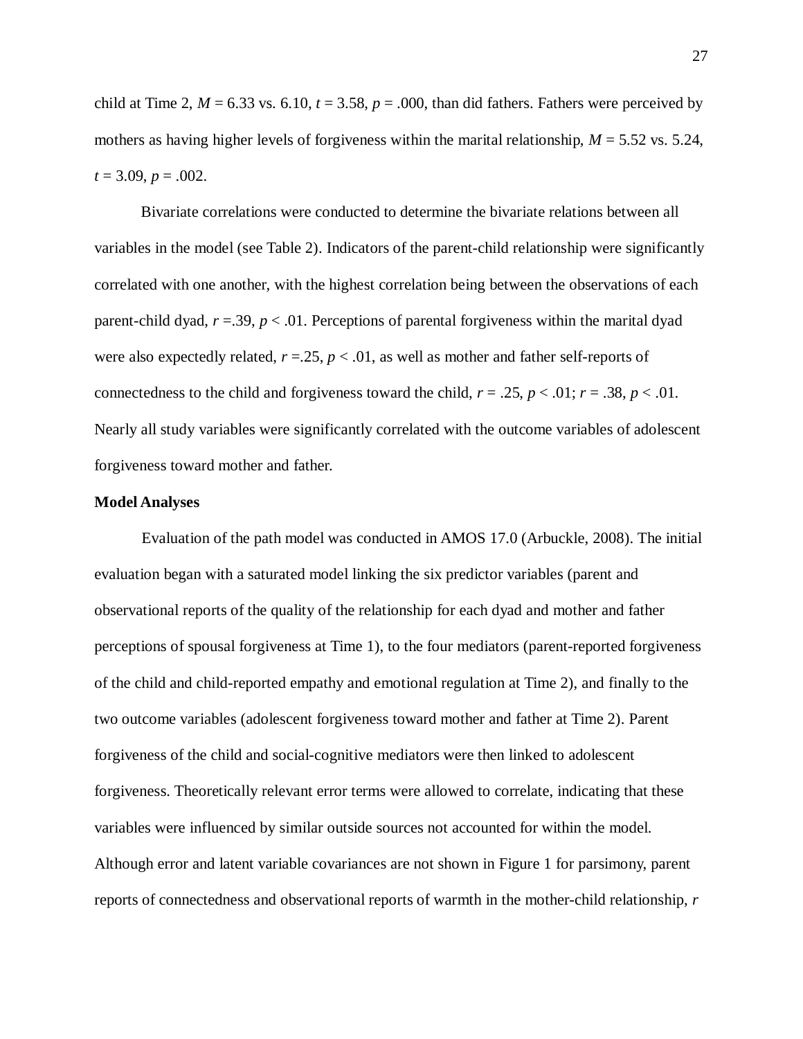child at Time 2, $M = 6.33$ vs. 6.10, $t = 3.58$, $p = .000$, than did fathers. Fathers were perceived by mothers as having higher levels of forgiveness within the marital relationship, $M = 5.52$ vs. 5.24, $t = 3.09$, $p = .002$.

Bivariate correlations were conducted to determine the bivariate relations between all variables in the model (see Table 2). Indicators of the parent-child relationship were significantly correlated with one another, with the highest correlation being between the observations of each parent-child dyad, $r = .39$, $p < .01$. Perceptions of parental forgiveness within the marital dyad were also expectedly related, $r = .25$, $p < .01$, as well as mother and father self-reports of connectedness to the child and forgiveness toward the child, $r = .25$, $p < .01$; $r = .38$, $p < .01$. Nearly all study variables were significantly correlated with the outcome variables of adolescent forgiveness toward mother and father.

**Model Analyses**

Evaluation of the path model was conducted in AMOS 17.0 (Arbuckle, 2008). The initial evaluation began with a saturated model linking the six predictor variables (parent and observational reports of the quality of the relationship for each dyad and mother and father perceptions of spousal forgiveness at Time 1), to the four mediators (parent-reported forgiveness of the child and child-reported empathy and emotional regulation at Time 2), and finally to the two outcome variables (adolescent forgiveness toward mother and father at Time 2). Parent forgiveness of the child and social-cognitive mediators were then linked to adolescent forgiveness. Theoretically relevant error terms were allowed to correlate, indicating that these variables were influenced by similar outside sources not accounted for within the model. Although error and latent variable covariances are not shown in Figure 1 for parsimony, parent reports of connectedness and observational reports of warmth in the mother-child relationship, *r*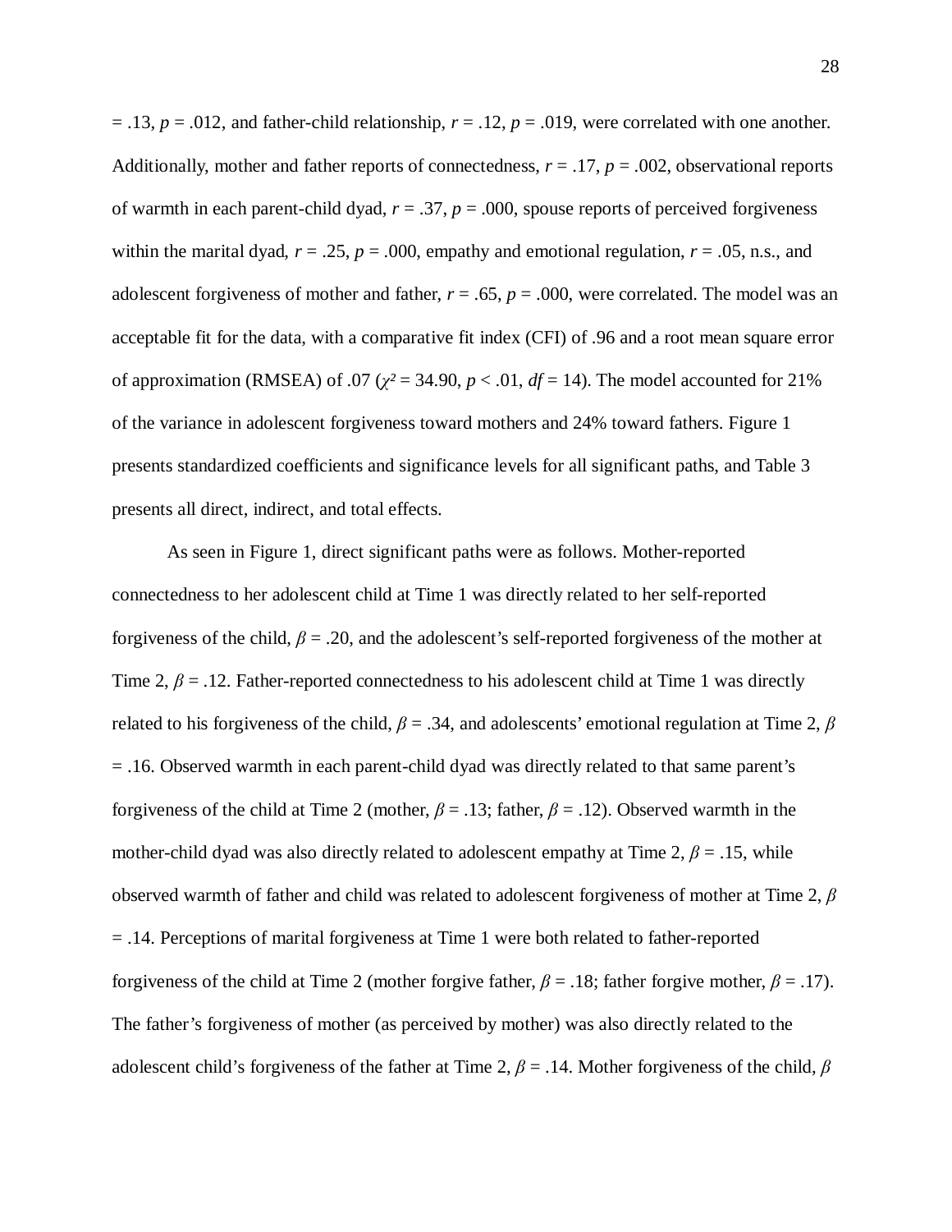= .13, $p = .012$, and father-child relationship, $r = .12$, $p = .019$, were correlated with one another. Additionally, mother and father reports of connectedness, $r = .17$, $p = .002$, observational reports of warmth in each parent-child dyad, $r = .37$, $p = .000$, spouse reports of perceived forgiveness within the marital dyad, $r = .25$, $p = .000$, empathy and emotional regulation, $r = .05$, n.s., and adolescent forgiveness of mother and father, $r = .65$, $p = .000$, were correlated. The model was an acceptable fit for the data, with a comparative fit index (CFI) of .96 and a root mean square error of approximation (RMSEA) of .07 ($\chi^2 = 34.90$, $p < .01$, $df = 14$). The model accounted for 21% of the variance in adolescent forgiveness toward mothers and 24% toward fathers. Figure 1 presents standardized coefficients and significance levels for all significant paths, and Table 3 presents all direct, indirect, and total effects.

As seen in Figure 1, direct significant paths were as follows. Mother-reported connectedness to her adolescent child at Time 1 was directly related to her self-reported forgiveness of the child, $\beta = .20$, and the adolescent's self-reported forgiveness of the mother at Time 2, $\beta = .12$. Father-reported connectedness to his adolescent child at Time 1 was directly related to his forgiveness of the child, $\beta = .34$, and adolescents' emotional regulation at Time 2, $\beta = .16$. Observed warmth in each parent-child dyad was directly related to that same parent's forgiveness of the child at Time 2 (mother, $\beta = .13$; father, $\beta = .12$). Observed warmth in the mother-child dyad was also directly related to adolescent empathy at Time 2, $\beta = .15$, while observed warmth of father and child was related to adolescent forgiveness of mother at Time 2, $\beta = .14$. Perceptions of marital forgiveness at Time 1 were both related to father-reported forgiveness of the child at Time 2 (mother forgive father, $\beta = .18$; father forgive mother, $\beta = .17$). The father's forgiveness of mother (as perceived by mother) was also directly related to the adolescent child's forgiveness of the father at Time 2, $\beta = .14$. Mother forgiveness of the child, $\beta$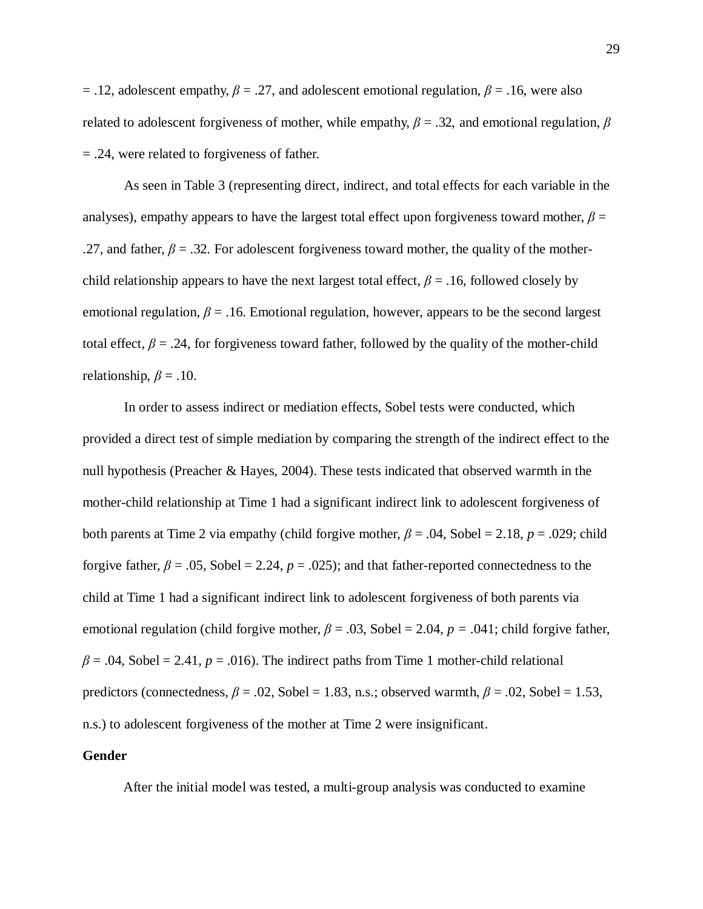= .12, adolescent empathy, $\beta$ = .27, and adolescent emotional regulation, $\beta$ = .16, were also related to adolescent forgiveness of mother, while empathy, $\beta$ = .32, and emotional regulation, $\beta$ = .24, were related to forgiveness of father.

As seen in Table 3 (representing direct, indirect, and total effects for each variable in the analyses), empathy appears to have the largest total effect upon forgiveness toward mother, $\beta$ = .27, and father, $\beta$ = .32. For adolescent forgiveness toward mother, the quality of the mother-child relationship appears to have the next largest total effect, $\beta$ = .16, followed closely by emotional regulation, $\beta$ = .16. Emotional regulation, however, appears to be the second largest total effect, $\beta$ = .24, for forgiveness toward father, followed by the quality of the mother-child relationship, $\beta$ = .10.

In order to assess indirect or mediation effects, Sobel tests were conducted, which provided a direct test of simple mediation by comparing the strength of the indirect effect to the null hypothesis (Preacher & Hayes, 2004). These tests indicated that observed warmth in the mother-child relationship at Time 1 had a significant indirect link to adolescent forgiveness of both parents at Time 2 via empathy (child forgive mother, $\beta$ = .04, Sobel = 2.18, $p$ = .029; child forgive father, $\beta$ = .05, Sobel = 2.24, $p$ = .025); and that father-reported connectedness to the child at Time 1 had a significant indirect link to adolescent forgiveness of both parents via emotional regulation (child forgive mother, $\beta$ = .03, Sobel = 2.04, $p$ = .041; child forgive father, $\beta$ = .04, Sobel = 2.41, $p$ = .016). The indirect paths from Time 1 mother-child relational predictors (connectedness, $\beta$ = .02, Sobel = 1.83, n.s.; observed warmth, $\beta$ = .02, Sobel = 1.53, n.s.) to adolescent forgiveness of the mother at Time 2 were insignificant.

**Gender**

After the initial model was tested, a multi-group analysis was conducted to examine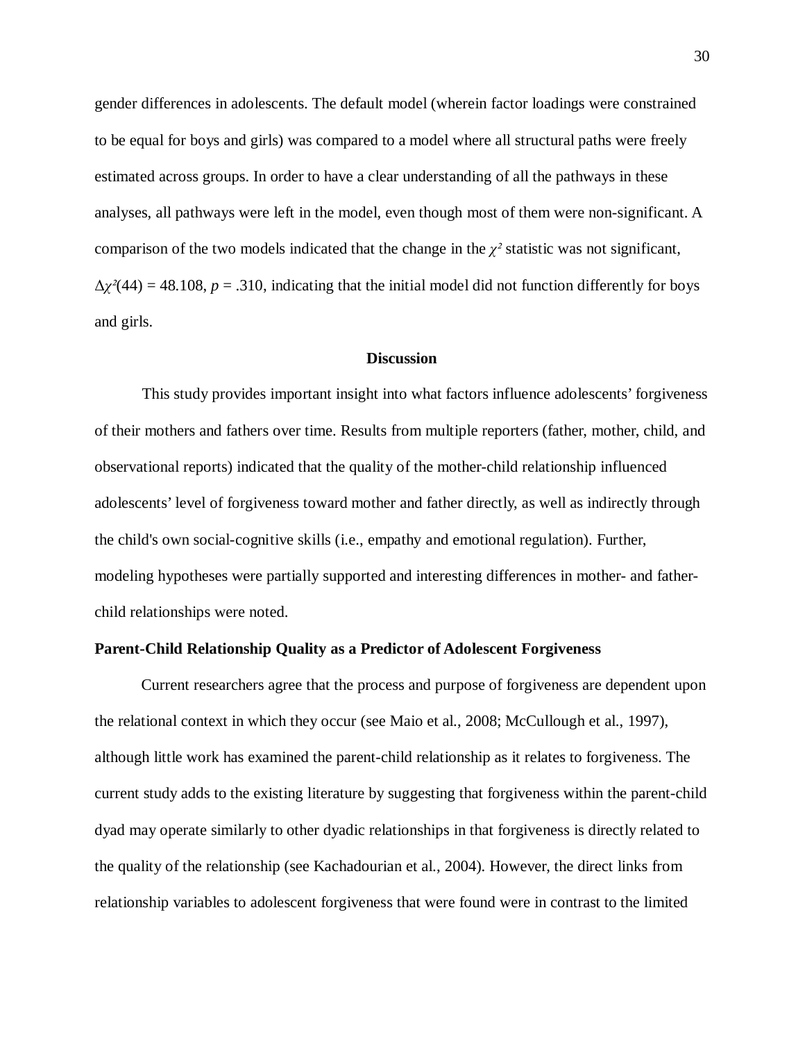gender differences in adolescents. The default model (wherein factor loadings were constrained to be equal for boys and girls) was compared to a model where all structural paths were freely estimated across groups. In order to have a clear understanding of all the pathways in these analyses, all pathways were left in the model, even though most of them were non-significant. A comparison of the two models indicated that the change in the $\chi^2$ statistic was not significant, $\Delta\chi^2(44) = 48.108$, $p = .310$, indicating that the initial model did not function differently for boys and girls.

## Discussion

This study provides important insight into what factors influence adolescents' forgiveness of their mothers and fathers over time. Results from multiple reporters (father, mother, child, and observational reports) indicated that the quality of the mother-child relationship influenced adolescents' level of forgiveness toward mother and father directly, as well as indirectly through the child's own social-cognitive skills (i.e., empathy and emotional regulation). Further, modeling hypotheses were partially supported and interesting differences in mother- and father-child relationships were noted.

### Parent-Child Relationship Quality as a Predictor of Adolescent Forgiveness

Current researchers agree that the process and purpose of forgiveness are dependent upon the relational context in which they occur (see Maio et al., 2008; McCullough et al., 1997), although little work has examined the parent-child relationship as it relates to forgiveness. The current study adds to the existing literature by suggesting that forgiveness within the parent-child dyad may operate similarly to other dyadic relationships in that forgiveness is directly related to the quality of the relationship (see Kachadourian et al., 2004). However, the direct links from relationship variables to adolescent forgiveness that were found were in contrast to the limited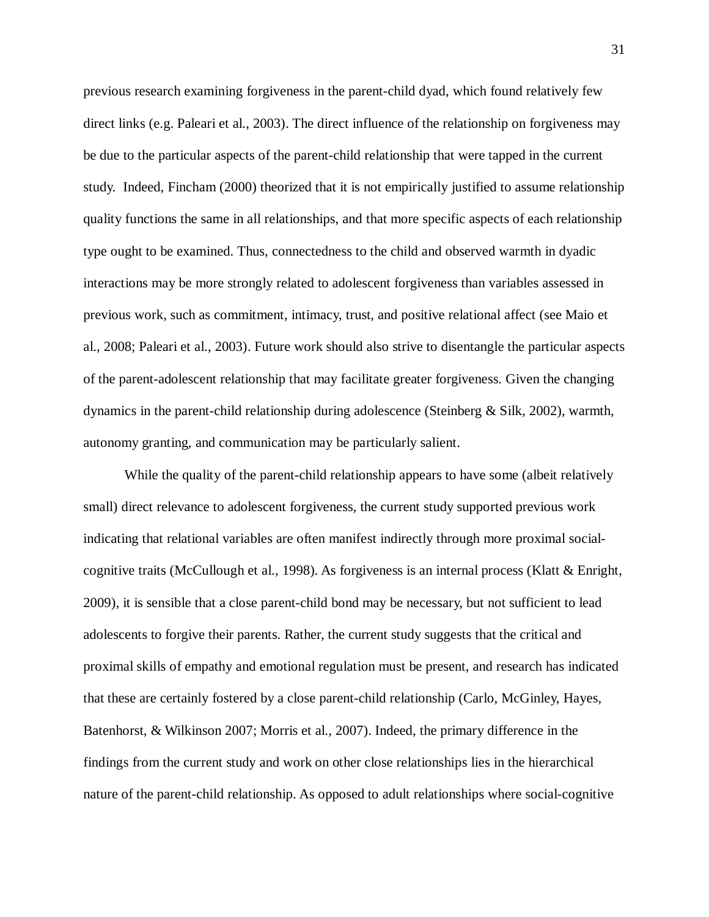previous research examining forgiveness in the parent-child dyad, which found relatively few direct links (e.g. Paleari et al., 2003). The direct influence of the relationship on forgiveness may be due to the particular aspects of the parent-child relationship that were tapped in the current study. Indeed, Fincham (2000) theorized that it is not empirically justified to assume relationship quality functions the same in all relationships, and that more specific aspects of each relationship type ought to be examined. Thus, connectedness to the child and observed warmth in dyadic interactions may be more strongly related to adolescent forgiveness than variables assessed in previous work, such as commitment, intimacy, trust, and positive relational affect (see Maio et al., 2008; Paleari et al., 2003). Future work should also strive to disentangle the particular aspects of the parent-adolescent relationship that may facilitate greater forgiveness. Given the changing dynamics in the parent-child relationship during adolescence (Steinberg & Silk, 2002), warmth, autonomy granting, and communication may be particularly salient.

While the quality of the parent-child relationship appears to have some (albeit relatively small) direct relevance to adolescent forgiveness, the current study supported previous work indicating that relational variables are often manifest indirectly through more proximal social-cognitive traits (McCullough et al., 1998). As forgiveness is an internal process (Klatt & Enright, 2009), it is sensible that a close parent-child bond may be necessary, but not sufficient to lead adolescents to forgive their parents. Rather, the current study suggests that the critical and proximal skills of empathy and emotional regulation must be present, and research has indicated that these are certainly fostered by a close parent-child relationship (Carlo, McGinley, Hayes, Batenhorst, & Wilkinson 2007; Morris et al., 2007). Indeed, the primary difference in the findings from the current study and work on other close relationships lies in the hierarchical nature of the parent-child relationship. As opposed to adult relationships where social-cognitive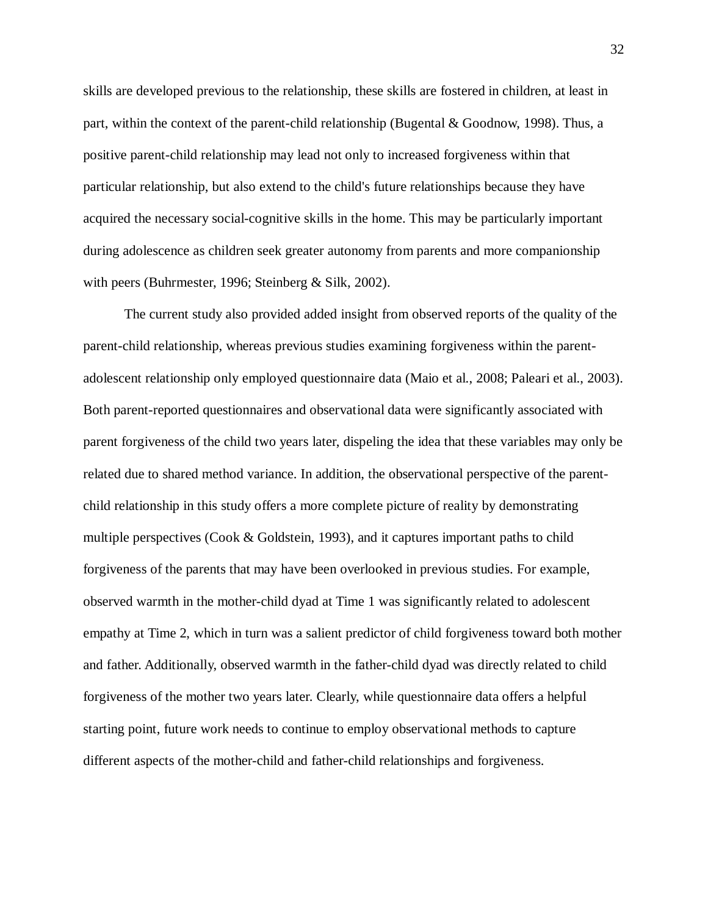skills are developed previous to the relationship, these skills are fostered in children, at least in part, within the context of the parent-child relationship (Bugental & Goodnow, 1998). Thus, a positive parent-child relationship may lead not only to increased forgiveness within that particular relationship, but also extend to the child's future relationships because they have acquired the necessary social-cognitive skills in the home. This may be particularly important during adolescence as children seek greater autonomy from parents and more companionship with peers (Buhrmester, 1996; Steinberg & Silk, 2002).

The current study also provided added insight from observed reports of the quality of the parent-child relationship, whereas previous studies examining forgiveness within the parent-adolescent relationship only employed questionnaire data (Maio et al., 2008; Paleari et al., 2003). Both parent-reported questionnaires and observational data were significantly associated with parent forgiveness of the child two years later, dispeling the idea that these variables may only be related due to shared method variance. In addition, the observational perspective of the parent-child relationship in this study offers a more complete picture of reality by demonstrating multiple perspectives (Cook & Goldstein, 1993), and it captures important paths to child forgiveness of the parents that may have been overlooked in previous studies. For example, observed warmth in the mother-child dyad at Time 1 was significantly related to adolescent empathy at Time 2, which in turn was a salient predictor of child forgiveness toward both mother and father. Additionally, observed warmth in the father-child dyad was directly related to child forgiveness of the mother two years later. Clearly, while questionnaire data offers a helpful starting point, future work needs to continue to employ observational methods to capture different aspects of the mother-child and father-child relationships and forgiveness.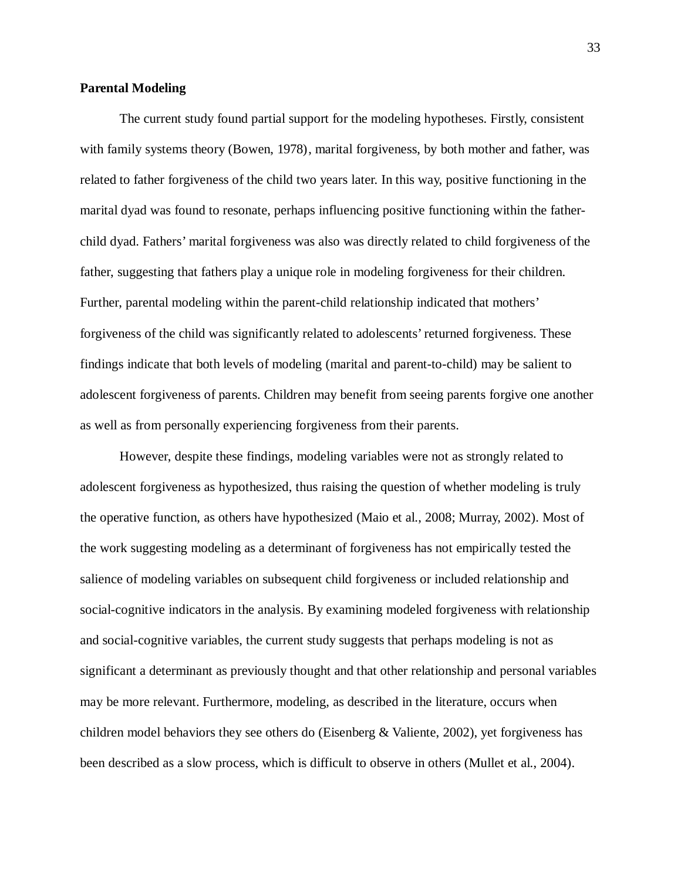**Parental Modeling**

The current study found partial support for the modeling hypotheses. Firstly, consistent with family systems theory (Bowen, 1978), marital forgiveness, by both mother and father, was related to father forgiveness of the child two years later. In this way, positive functioning in the marital dyad was found to resonate, perhaps influencing positive functioning within the father-child dyad. Fathers' marital forgiveness was also was directly related to child forgiveness of the father, suggesting that fathers play a unique role in modeling forgiveness for their children. Further, parental modeling within the parent-child relationship indicated that mothers' forgiveness of the child was significantly related to adolescents' returned forgiveness. These findings indicate that both levels of modeling (marital and parent-to-child) may be salient to adolescent forgiveness of parents. Children may benefit from seeing parents forgive one another as well as from personally experiencing forgiveness from their parents.

However, despite these findings, modeling variables were not as strongly related to adolescent forgiveness as hypothesized, thus raising the question of whether modeling is truly the operative function, as others have hypothesized (Maio et al., 2008; Murray, 2002). Most of the work suggesting modeling as a determinant of forgiveness has not empirically tested the salience of modeling variables on subsequent child forgiveness or included relationship and social-cognitive indicators in the analysis. By examining modeled forgiveness with relationship and social-cognitive variables, the current study suggests that perhaps modeling is not as significant a determinant as previously thought and that other relationship and personal variables may be more relevant. Furthermore, modeling, as described in the literature, occurs when children model behaviors they see others do (Eisenberg & Valiente, 2002), yet forgiveness has been described as a slow process, which is difficult to observe in others (Mullet et al., 2004).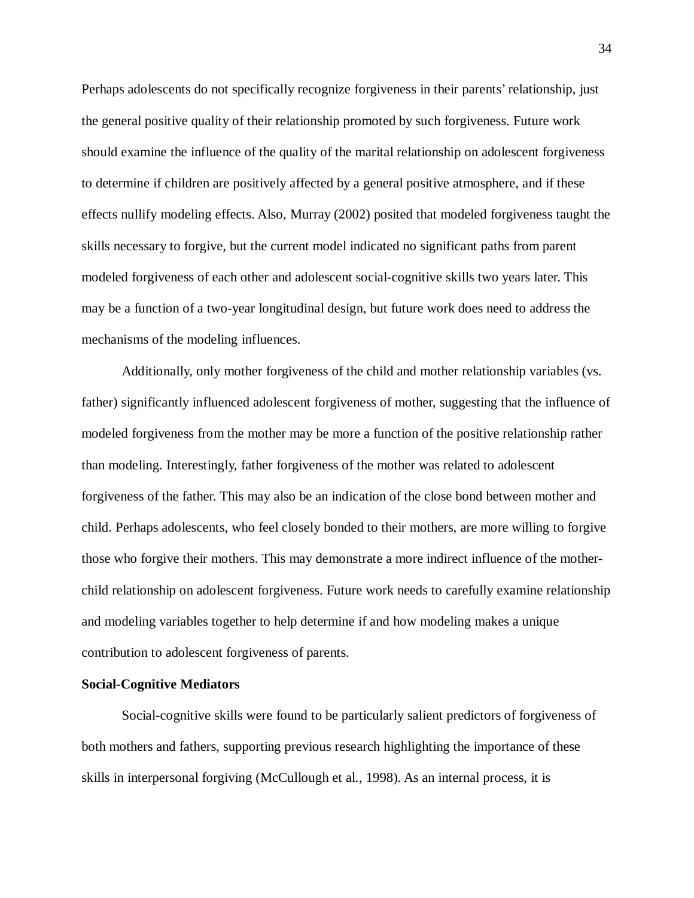Perhaps adolescents do not specifically recognize forgiveness in their parents' relationship, just the general positive quality of their relationship promoted by such forgiveness. Future work should examine the influence of the quality of the marital relationship on adolescent forgiveness to determine if children are positively affected by a general positive atmosphere, and if these effects nullify modeling effects. Also, Murray (2002) posited that modeled forgiveness taught the skills necessary to forgive, but the current model indicated no significant paths from parent modeled forgiveness of each other and adolescent social-cognitive skills two years later. This may be a function of a two-year longitudinal design, but future work does need to address the mechanisms of the modeling influences.

Additionally, only mother forgiveness of the child and mother relationship variables (vs. father) significantly influenced adolescent forgiveness of mother, suggesting that the influence of modeled forgiveness from the mother may be more a function of the positive relationship rather than modeling. Interestingly, father forgiveness of the mother was related to adolescent forgiveness of the father. This may also be an indication of the close bond between mother and child. Perhaps adolescents, who feel closely bonded to their mothers, are more willing to forgive those who forgive their mothers. This may demonstrate a more indirect influence of the mother-child relationship on adolescent forgiveness. Future work needs to carefully examine relationship and modeling variables together to help determine if and how modeling makes a unique contribution to adolescent forgiveness of parents.

**Social-Cognitive Mediators**

Social-cognitive skills were found to be particularly salient predictors of forgiveness of both mothers and fathers, supporting previous research highlighting the importance of these skills in interpersonal forgiving (McCullough et al., 1998). As an internal process, it is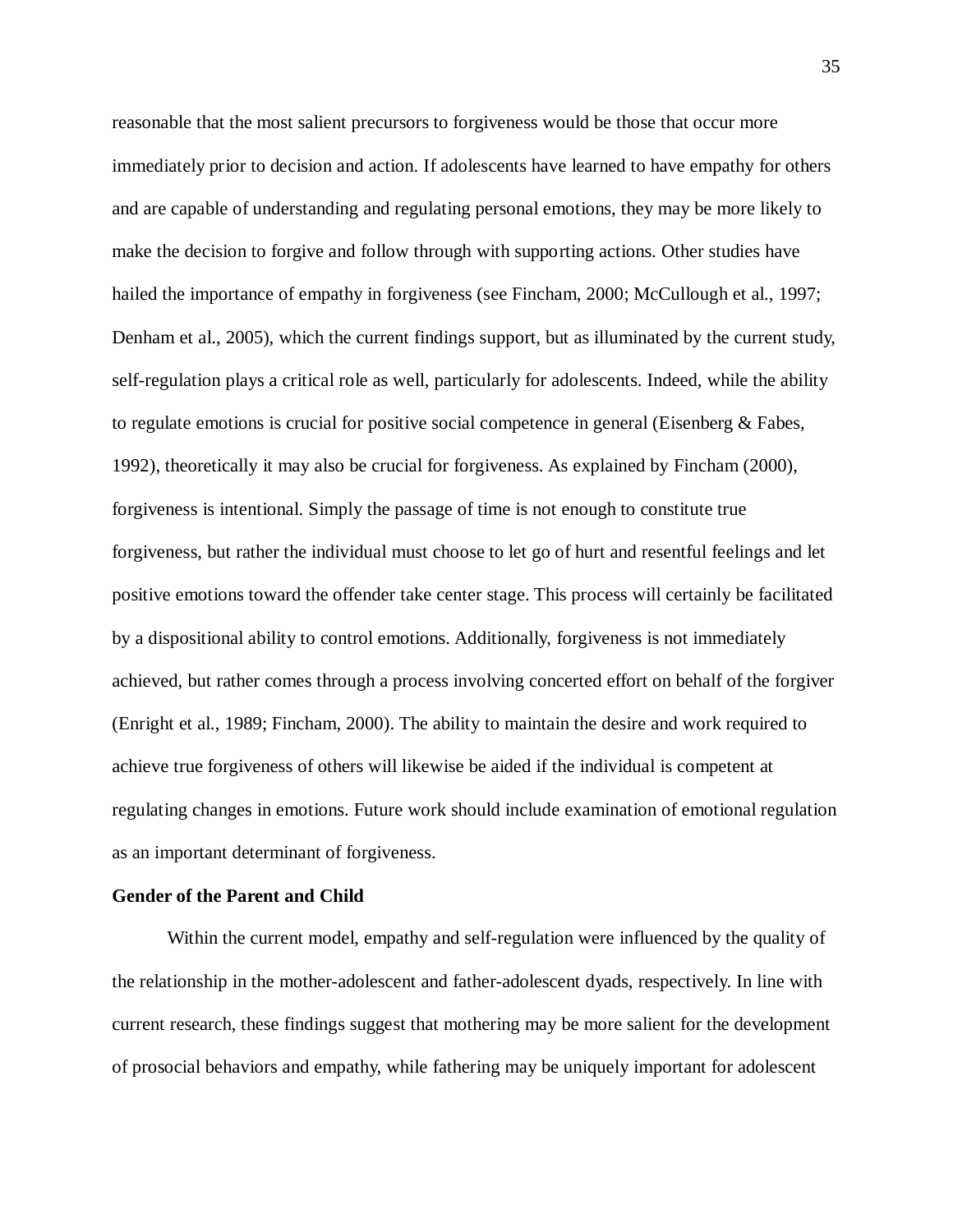reasonable that the most salient precursors to forgiveness would be those that occur more immediately prior to decision and action. If adolescents have learned to have empathy for others and are capable of understanding and regulating personal emotions, they may be more likely to make the decision to forgive and follow through with supporting actions. Other studies have hailed the importance of empathy in forgiveness (see Fincham, 2000; McCullough et al., 1997; Denham et al., 2005), which the current findings support, but as illuminated by the current study, self-regulation plays a critical role as well, particularly for adolescents. Indeed, while the ability to regulate emotions is crucial for positive social competence in general (Eisenberg & Fabes, 1992), theoretically it may also be crucial for forgiveness. As explained by Fincham (2000), forgiveness is intentional. Simply the passage of time is not enough to constitute true forgiveness, but rather the individual must choose to let go of hurt and resentful feelings and let positive emotions toward the offender take center stage. This process will certainly be facilitated by a dispositional ability to control emotions. Additionally, forgiveness is not immediately achieved, but rather comes through a process involving concerted effort on behalf of the forgiver (Enright et al., 1989; Fincham, 2000). The ability to maintain the desire and work required to achieve true forgiveness of others will likewise be aided if the individual is competent at regulating changes in emotions. Future work should include examination of emotional regulation as an important determinant of forgiveness.

**Gender of the Parent and Child**

Within the current model, empathy and self-regulation were influenced by the quality of the relationship in the mother-adolescent and father-adolescent dyads, respectively. In line with current research, these findings suggest that mothering may be more salient for the development of prosocial behaviors and empathy, while fathering may be uniquely important for adolescent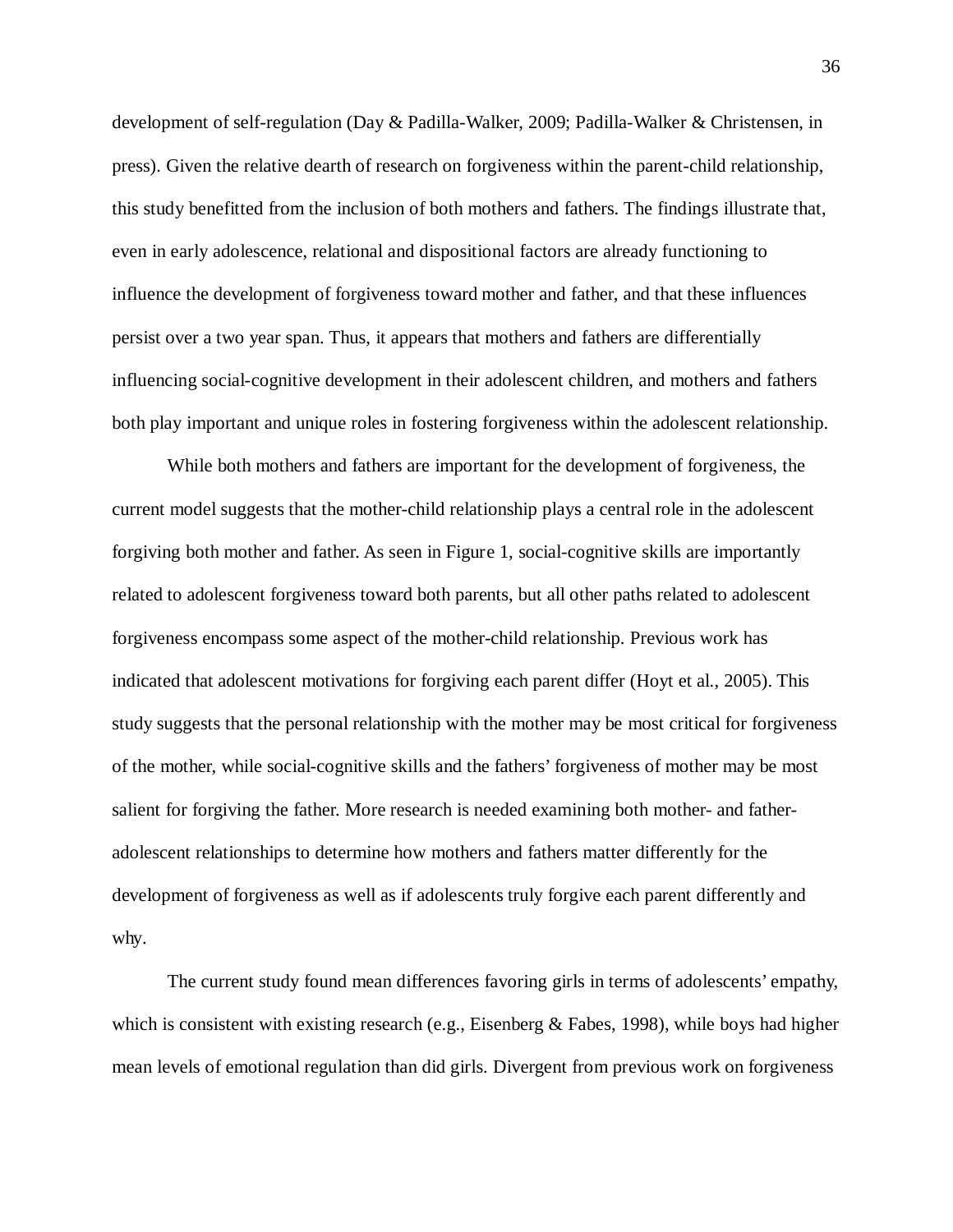development of self-regulation (Day & Padilla-Walker, 2009; Padilla-Walker & Christensen, in press). Given the relative dearth of research on forgiveness within the parent-child relationship, this study benefitted from the inclusion of both mothers and fathers. The findings illustrate that, even in early adolescence, relational and dispositional factors are already functioning to influence the development of forgiveness toward mother and father, and that these influences persist over a two year span. Thus, it appears that mothers and fathers are differentially influencing social-cognitive development in their adolescent children, and mothers and fathers both play important and unique roles in fostering forgiveness within the adolescent relationship.

While both mothers and fathers are important for the development of forgiveness, the current model suggests that the mother-child relationship plays a central role in the adolescent forgiving both mother and father. As seen in Figure 1, social-cognitive skills are importantly related to adolescent forgiveness toward both parents, but all other paths related to adolescent forgiveness encompass some aspect of the mother-child relationship. Previous work has indicated that adolescent motivations for forgiving each parent differ (Hoyt et al., 2005). This study suggests that the personal relationship with the mother may be most critical for forgiveness of the mother, while social-cognitive skills and the fathers' forgiveness of mother may be most salient for forgiving the father. More research is needed examining both mother- and father-adolescent relationships to determine how mothers and fathers matter differently for the development of forgiveness as well as if adolescents truly forgive each parent differently and why.

The current study found mean differences favoring girls in terms of adolescents' empathy, which is consistent with existing research (e.g., Eisenberg & Fabes, 1998), while boys had higher mean levels of emotional regulation than did girls. Divergent from previous work on forgiveness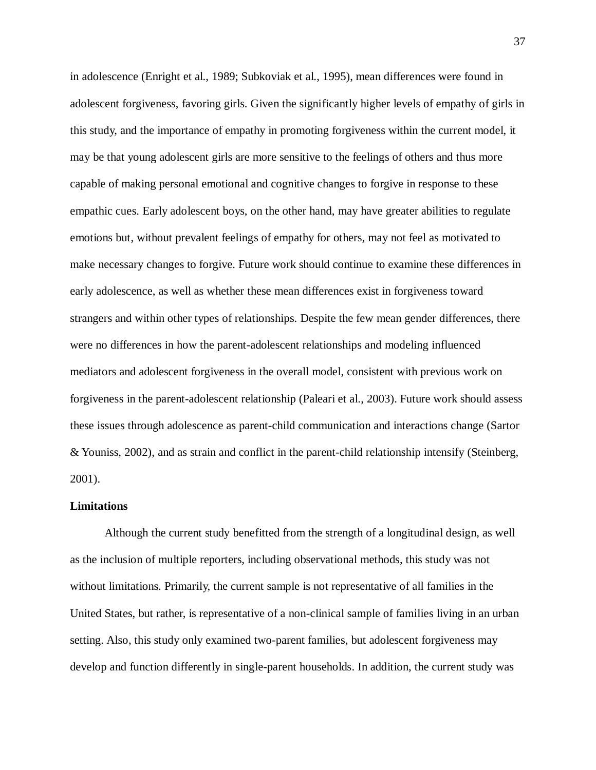in adolescence (Enright et al., 1989; Subkoviak et al., 1995), mean differences were found in adolescent forgiveness, favoring girls. Given the significantly higher levels of empathy of girls in this study, and the importance of empathy in promoting forgiveness within the current model, it may be that young adolescent girls are more sensitive to the feelings of others and thus more capable of making personal emotional and cognitive changes to forgive in response to these empathic cues. Early adolescent boys, on the other hand, may have greater abilities to regulate emotions but, without prevalent feelings of empathy for others, may not feel as motivated to make necessary changes to forgive. Future work should continue to examine these differences in early adolescence, as well as whether these mean differences exist in forgiveness toward strangers and within other types of relationships. Despite the few mean gender differences, there were no differences in how the parent-adolescent relationships and modeling influenced mediators and adolescent forgiveness in the overall model, consistent with previous work on forgiveness in the parent-adolescent relationship (Paleari et al., 2003). Future work should assess these issues through adolescence as parent-child communication and interactions change (Sartor & Youniss, 2002), and as strain and conflict in the parent-child relationship intensify (Steinberg, 2001).

**Limitations**

Although the current study benefitted from the strength of a longitudinal design, as well as the inclusion of multiple reporters, including observational methods, this study was not without limitations. Primarily, the current sample is not representative of all families in the United States, but rather, is representative of a non-clinical sample of families living in an urban setting. Also, this study only examined two-parent families, but adolescent forgiveness may develop and function differently in single-parent households. In addition, the current study was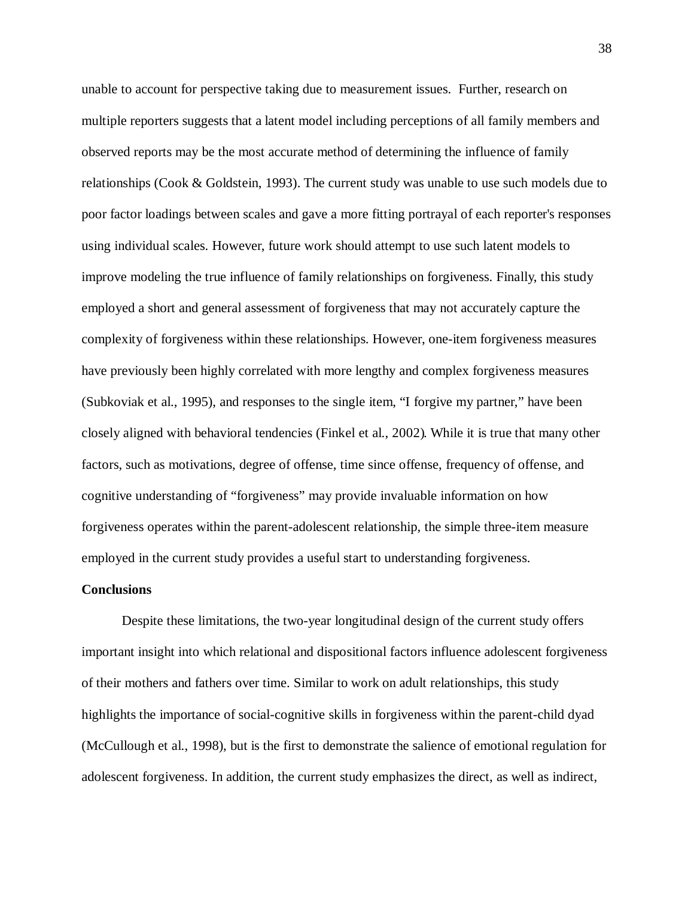unable to account for perspective taking due to measurement issues. Further, research on multiple reporters suggests that a latent model including perceptions of all family members and observed reports may be the most accurate method of determining the influence of family relationships (Cook & Goldstein, 1993). The current study was unable to use such models due to poor factor loadings between scales and gave a more fitting portrayal of each reporter's responses using individual scales. However, future work should attempt to use such latent models to improve modeling the true influence of family relationships on forgiveness. Finally, this study employed a short and general assessment of forgiveness that may not accurately capture the complexity of forgiveness within these relationships. However, one-item forgiveness measures have previously been highly correlated with more lengthy and complex forgiveness measures (Subkoviak et al., 1995), and responses to the single item, "I forgive my partner," have been closely aligned with behavioral tendencies (Finkel et al., 2002). While it is true that many other factors, such as motivations, degree of offense, time since offense, frequency of offense, and cognitive understanding of "forgiveness" may provide invaluable information on how forgiveness operates within the parent-adolescent relationship, the simple three-item measure employed in the current study provides a useful start to understanding forgiveness.

**Conclusions**

Despite these limitations, the two-year longitudinal design of the current study offers important insight into which relational and dispositional factors influence adolescent forgiveness of their mothers and fathers over time. Similar to work on adult relationships, this study highlights the importance of social-cognitive skills in forgiveness within the parent-child dyad (McCullough et al., 1998), but is the first to demonstrate the salience of emotional regulation for adolescent forgiveness. In addition, the current study emphasizes the direct, as well as indirect,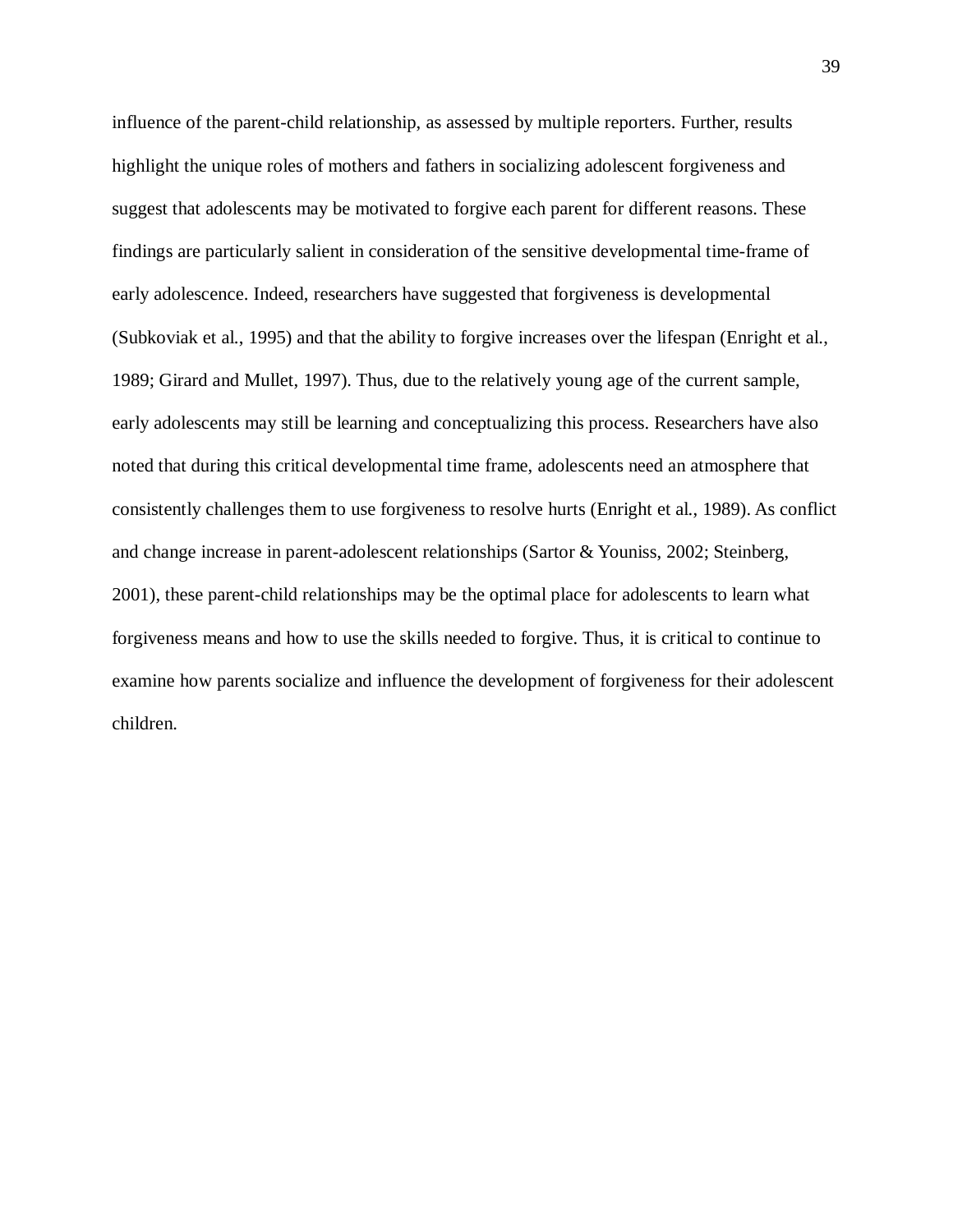influence of the parent-child relationship, as assessed by multiple reporters. Further, results highlight the unique roles of mothers and fathers in socializing adolescent forgiveness and suggest that adolescents may be motivated to forgive each parent for different reasons. These findings are particularly salient in consideration of the sensitive developmental time-frame of early adolescence. Indeed, researchers have suggested that forgiveness is developmental (Subkoviak et al., 1995) and that the ability to forgive increases over the lifespan (Enright et al., 1989; Girard and Mullet, 1997). Thus, due to the relatively young age of the current sample, early adolescents may still be learning and conceptualizing this process. Researchers have also noted that during this critical developmental time frame, adolescents need an atmosphere that consistently challenges them to use forgiveness to resolve hurts (Enright et al., 1989). As conflict and change increase in parent-adolescent relationships (Sartor & Youniss, 2002; Steinberg, 2001), these parent-child relationships may be the optimal place for adolescents to learn what forgiveness means and how to use the skills needed to forgive. Thus, it is critical to continue to examine how parents socialize and influence the development of forgiveness for their adolescent children.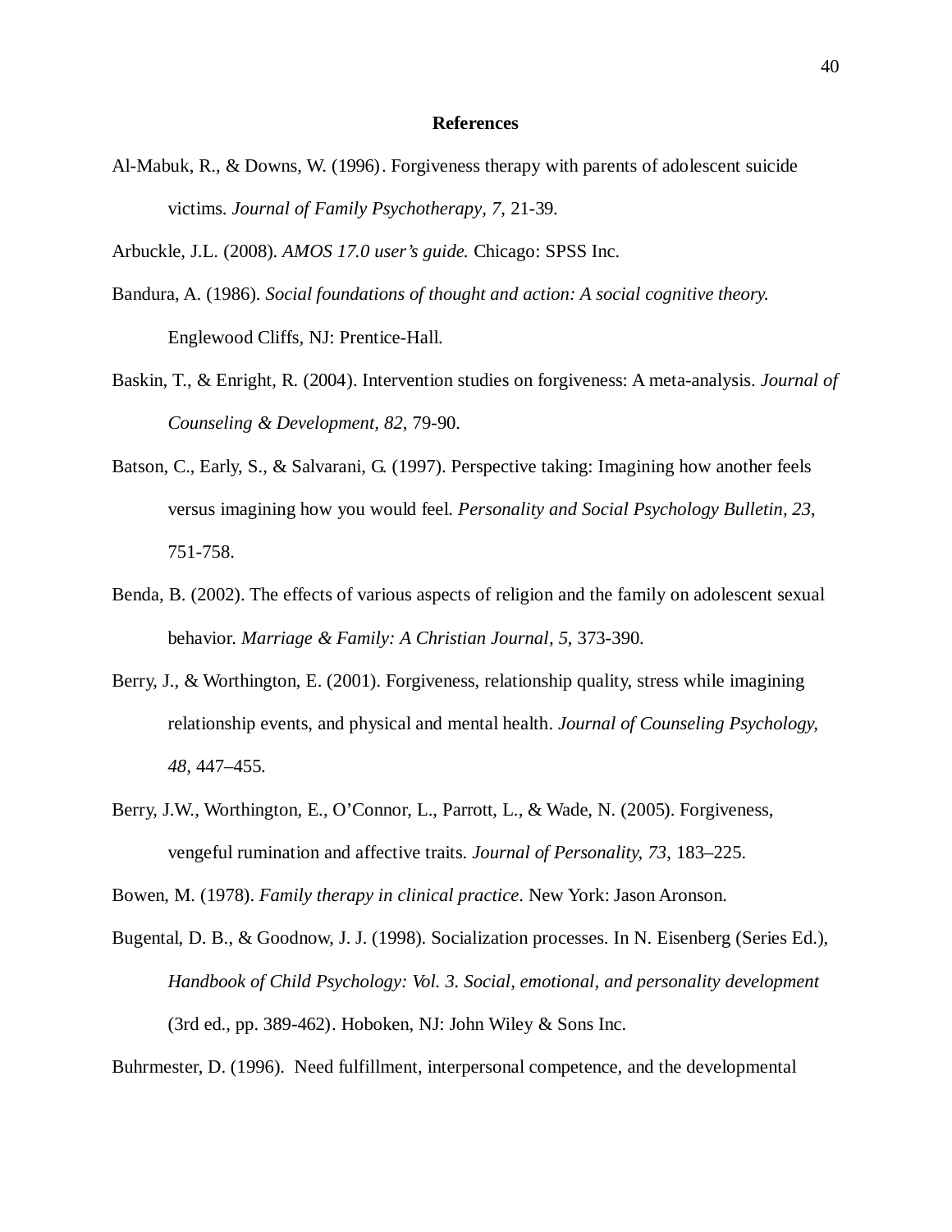## References

Al-Mabuk, R., & Downs, W. (1996). Forgiveness therapy with parents of adolescent suicide victims. *Journal of Family Psychotherapy, 7*, 21-39.

Arbuckle, J.L. (2008). *AMOS 17.0 user's guide.* Chicago: SPSS Inc.

Bandura, A. (1986). *Social foundations of thought and action: A social cognitive theory.* Englewood Cliffs, NJ: Prentice-Hall.

Baskin, T., & Enright, R. (2004). Intervention studies on forgiveness: A meta-analysis. *Journal of Counseling & Development, 82*, 79-90.

Batson, C., Early, S., & Salvarani, G. (1997). Perspective taking: Imagining how another feels versus imagining how you would feel. *Personality and Social Psychology Bulletin, 23*, 751-758.

Benda, B. (2002). The effects of various aspects of religion and the family on adolescent sexual behavior. *Marriage & Family: A Christian Journal, 5*, 373-390.

Berry, J., & Worthington, E. (2001). Forgiveness, relationship quality, stress while imagining relationship events, and physical and mental health. *Journal of Counseling Psychology, 48*, 447–455.

Berry, J.W., Worthington, E., O'Connor, L., Parrott, L., & Wade, N. (2005). Forgiveness, vengeful rumination and affective traits. *Journal of Personality, 73*, 183–225.

Bowen, M. (1978). *Family therapy in clinical practice*. New York: Jason Aronson.

Bugental, D. B., & Goodnow, J. J. (1998). Socialization processes. In N. Eisenberg (Series Ed.), *Handbook of Child Psychology: Vol. 3. Social, emotional, and personality development* (3rd ed., pp. 389-462). Hoboken, NJ: John Wiley & Sons Inc.

Buhrmester, D. (1996). Need fulfillment, interpersonal competence, and the developmental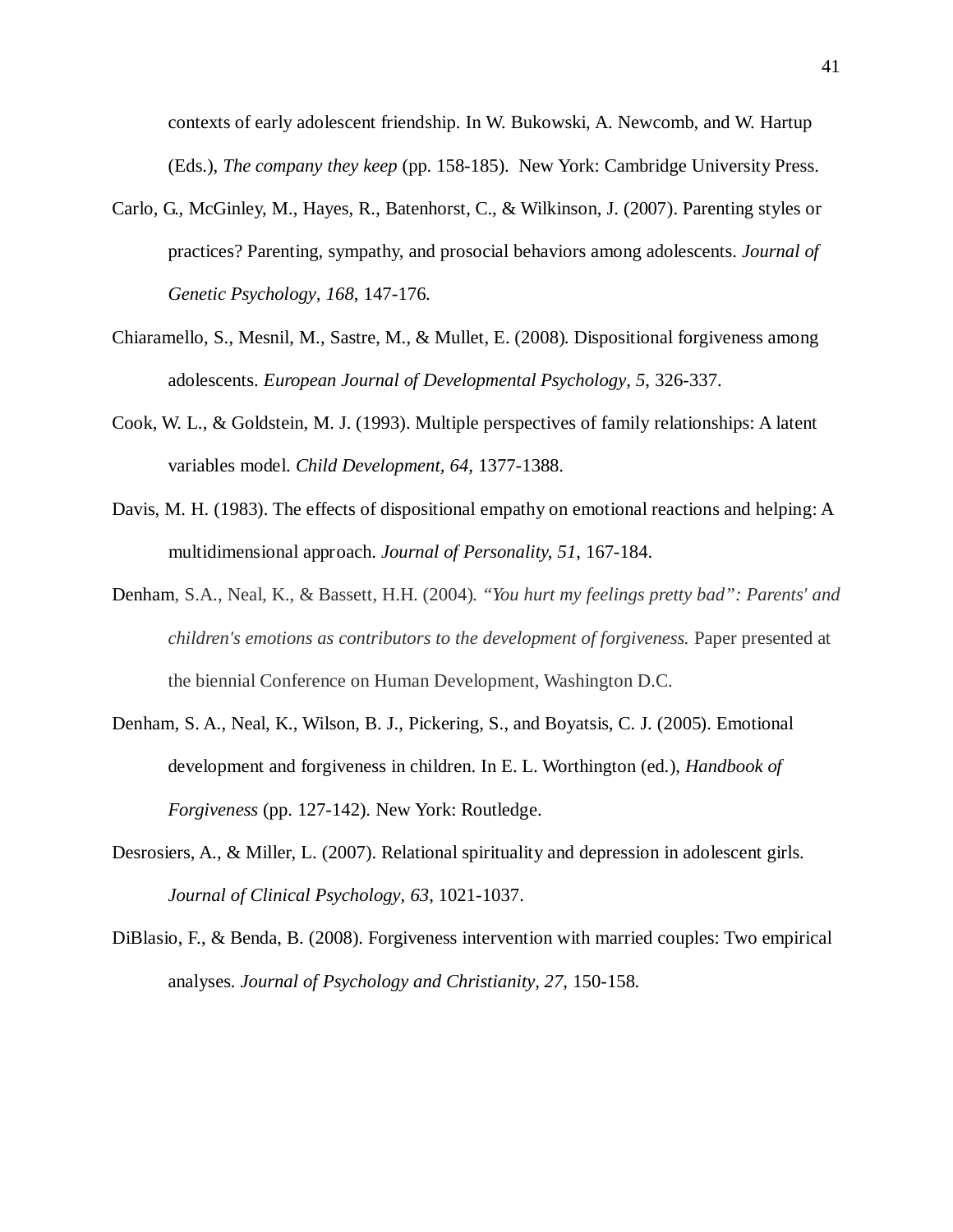contexts of early adolescent friendship. In W. Bukowski, A. Newcomb, and W. Hartup (Eds.), *The company they keep* (pp. 158-185). New York: Cambridge University Press.

Carlo, G., McGinley, M., Hayes, R., Batenhorst, C., & Wilkinson, J. (2007). Parenting styles or practices? Parenting, sympathy, and prosocial behaviors among adolescents. *Journal of Genetic Psychology, 168*, 147-176.

Chiaramello, S., Mesnil, M., Sastre, M., & Mullet, E. (2008). Dispositional forgiveness among adolescents. *European Journal of Developmental Psychology, 5*, 326-337.

Cook, W. L., & Goldstein, M. J. (1993). Multiple perspectives of family relationships: A latent variables model. *Child Development, 64*, 1377-1388.

Davis, M. H. (1983). The effects of dispositional empathy on emotional reactions and helping: A multidimensional approach. *Journal of Personality, 51*, 167-184.

Denham, S.A., Neal, K., & Bassett, H.H. (2004). *"You hurt my feelings pretty bad": Parents' and children's emotions as contributors to the development of forgiveness.* Paper presented at the biennial Conference on Human Development, Washington D.C.

Denham, S. A., Neal, K., Wilson, B. J., Pickering, S., and Boyatsis, C. J. (2005). Emotional development and forgiveness in children. In E. L. Worthington (ed.), *Handbook of Forgiveness* (pp. 127-142). New York: Routledge.

Desrosiers, A., & Miller, L. (2007). Relational spirituality and depression in adolescent girls. *Journal of Clinical Psychology, 63*, 1021-1037.

DiBlasio, F., & Benda, B. (2008). Forgiveness intervention with married couples: Two empirical analyses. *Journal of Psychology and Christianity, 27*, 150-158.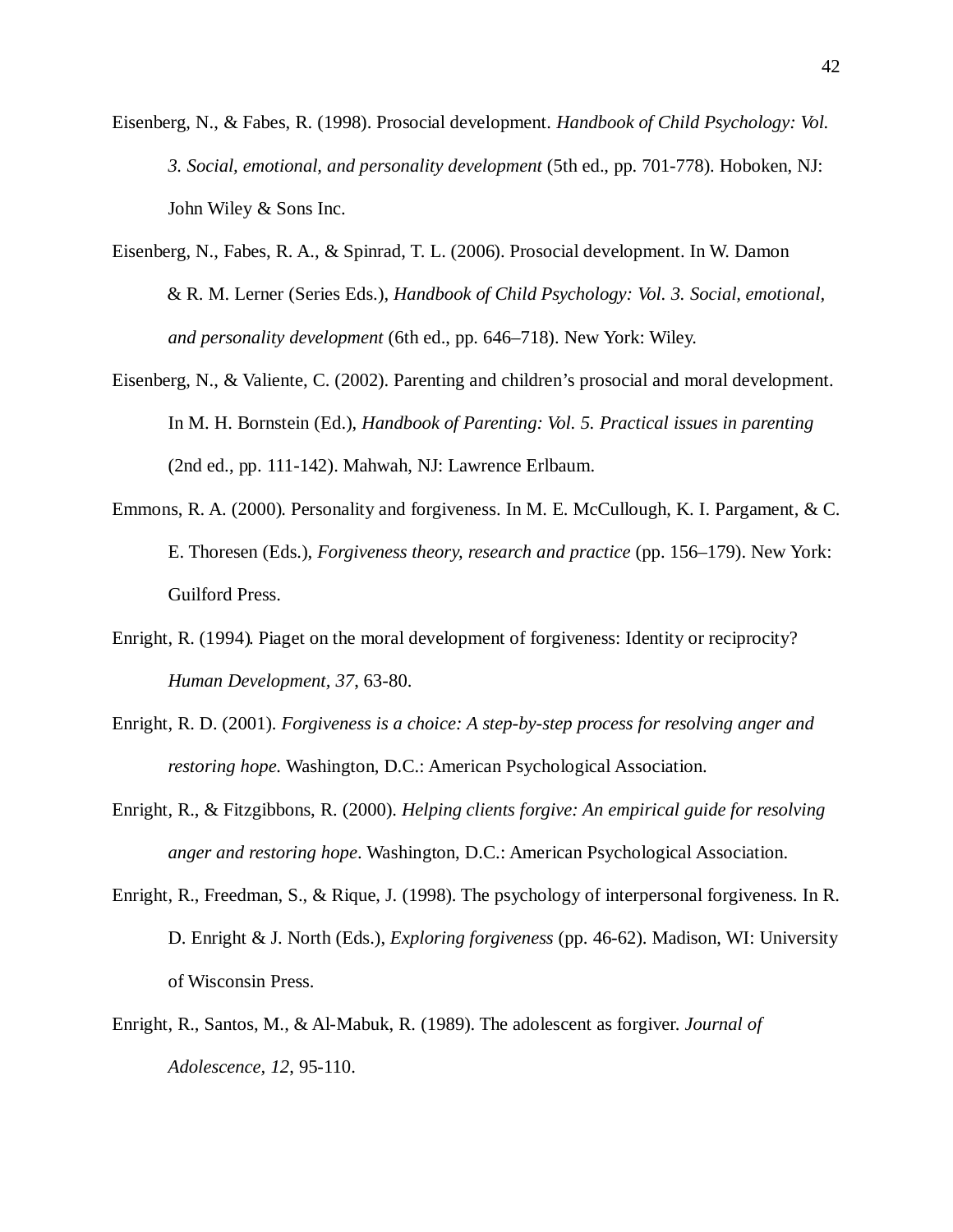Eisenberg, N., & Fabes, R. (1998). Prosocial development. *Handbook of Child Psychology: Vol. 3. Social, emotional, and personality development* (5th ed., pp. 701-778). Hoboken, NJ: John Wiley & Sons Inc.

Eisenberg, N., Fabes, R. A., & Spinrad, T. L. (2006). Prosocial development. In W. Damon & R. M. Lerner (Series Eds.), *Handbook of Child Psychology: Vol. 3. Social, emotional, and personality development* (6th ed., pp. 646–718). New York: Wiley.

Eisenberg, N., & Valiente, C. (2002). Parenting and children's prosocial and moral development. In M. H. Bornstein (Ed.), *Handbook of Parenting: Vol. 5. Practical issues in parenting* (2nd ed., pp. 111-142). Mahwah, NJ: Lawrence Erlbaum.

Emmons, R. A. (2000). Personality and forgiveness. In M. E. McCullough, K. I. Pargament, & C. E. Thoresen (Eds.), *Forgiveness theory, research and practice* (pp. 156–179). New York: Guilford Press.

Enright, R. (1994). Piaget on the moral development of forgiveness: Identity or reciprocity? *Human Development, 37*, 63-80.

Enright, R. D. (2001). *Forgiveness is a choice: A step-by-step process for resolving anger and restoring hope.* Washington, D.C.: American Psychological Association.

Enright, R., & Fitzgibbons, R. (2000). *Helping clients forgive: An empirical guide for resolving anger and restoring hope*. Washington, D.C.: American Psychological Association.

Enright, R., Freedman, S., & Rique, J. (1998). The psychology of interpersonal forgiveness. In R. D. Enright & J. North (Eds.), *Exploring forgiveness* (pp. 46-62). Madison, WI: University of Wisconsin Press.

Enright, R., Santos, M., & Al-Mabuk, R. (1989). The adolescent as forgiver. *Journal of Adolescence, 12*, 95-110.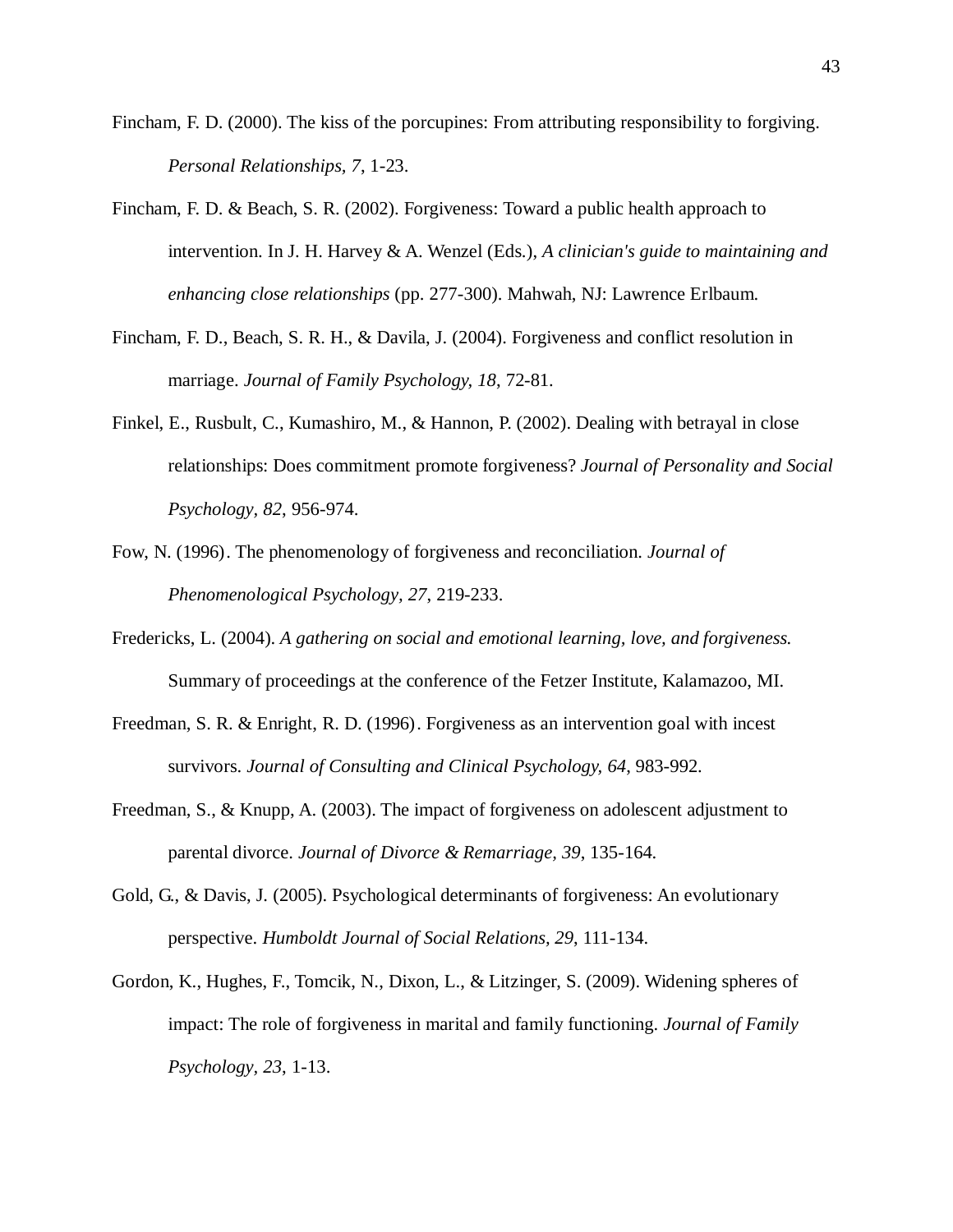Fincham, F. D. (2000). The kiss of the porcupines: From attributing responsibility to forgiving. *Personal Relationships, 7*, 1-23.

Fincham, F. D. & Beach, S. R. (2002). Forgiveness: Toward a public health approach to intervention. In J. H. Harvey & A. Wenzel (Eds.), *A clinician's guide to maintaining and enhancing close relationships* (pp. 277-300). Mahwah, NJ: Lawrence Erlbaum.

Fincham, F. D., Beach, S. R. H., & Davila, J. (2004). Forgiveness and conflict resolution in marriage. *Journal of Family Psychology, 18*, 72-81.

Finkel, E., Rusbult, C., Kumashiro, M., & Hannon, P. (2002). Dealing with betrayal in close relationships: Does commitment promote forgiveness? *Journal of Personality and Social Psychology, 82*, 956-974.

Fow, N. (1996). The phenomenology of forgiveness and reconciliation. *Journal of Phenomenological Psychology, 27*, 219-233.

Fredericks, L. (2004). *A gathering on social and emotional learning, love, and forgiveness.* Summary of proceedings at the conference of the Fetzer Institute, Kalamazoo, MI.

Freedman, S. R. & Enright, R. D. (1996). Forgiveness as an intervention goal with incest survivors. *Journal of Consulting and Clinical Psychology, 64*, 983-992.

Freedman, S., & Knupp, A. (2003). The impact of forgiveness on adolescent adjustment to parental divorce. *Journal of Divorce & Remarriage, 39*, 135-164.

Gold, G., & Davis, J. (2005). Psychological determinants of forgiveness: An evolutionary perspective. *Humboldt Journal of Social Relations, 29*, 111-134.

Gordon, K., Hughes, F., Tomcik, N., Dixon, L., & Litzinger, S. (2009). Widening spheres of impact: The role of forgiveness in marital and family functioning. *Journal of Family Psychology, 23*, 1-13.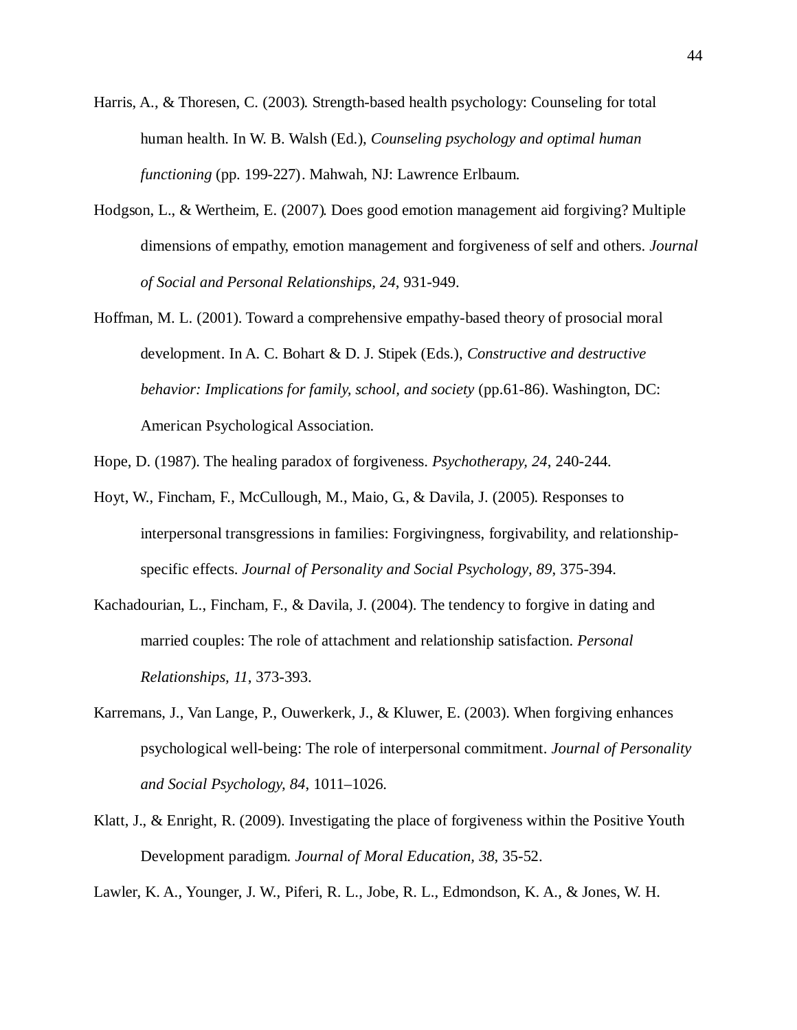Harris, A., & Thoresen, C. (2003). Strength-based health psychology: Counseling for total human health. In W. B. Walsh (Ed.), *Counseling psychology and optimal human functioning* (pp. 199-227). Mahwah, NJ: Lawrence Erlbaum.

Hodgson, L., & Wertheim, E. (2007). Does good emotion management aid forgiving? Multiple dimensions of empathy, emotion management and forgiveness of self and others. *Journal of Social and Personal Relationships, 24*, 931-949.

Hoffman, M. L. (2001). Toward a comprehensive empathy-based theory of prosocial moral development. In A. C. Bohart & D. J. Stipek (Eds.), *Constructive and destructive behavior: Implications for family, school, and society* (pp.61-86). Washington, DC: American Psychological Association.

Hope, D. (1987). The healing paradox of forgiveness. *Psychotherapy, 24*, 240-244.

Hoyt, W., Fincham, F., McCullough, M., Maio, G., & Davila, J. (2005). Responses to interpersonal transgressions in families: Forgivingness, forgivability, and relationship-specific effects. *Journal of Personality and Social Psychology, 89*, 375-394.

Kachadourian, L., Fincham, F., & Davila, J. (2004). The tendency to forgive in dating and married couples: The role of attachment and relationship satisfaction. *Personal Relationships, 11*, 373-393.

Karremans, J., Van Lange, P., Ouwerkerk, J., & Kluwer, E. (2003). When forgiving enhances psychological well-being: The role of interpersonal commitment. *Journal of Personality and Social Psychology, 84*, 1011–1026.

Klatt, J., & Enright, R. (2009). Investigating the place of forgiveness within the Positive Youth Development paradigm. *Journal of Moral Education, 38*, 35-52.

Lawler, K. A., Younger, J. W., Piferi, R. L., Jobe, R. L., Edmondson, K. A., & Jones, W. H.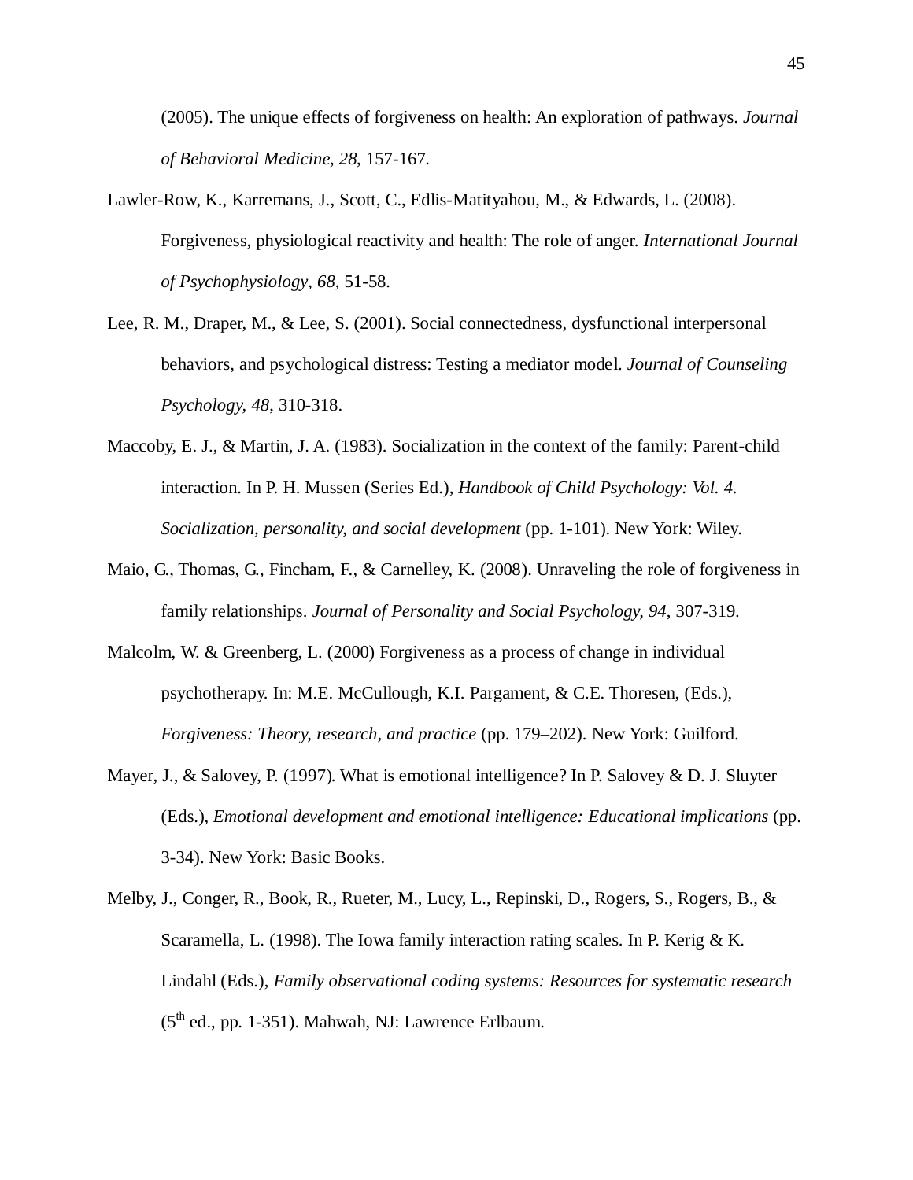(2005). The unique effects of forgiveness on health: An exploration of pathways. *Journal of Behavioral Medicine*, *28*, 157-167.

Lawler-Row, K., Karremans, J., Scott, C., Edlis-Matityahou, M., & Edwards, L. (2008). Forgiveness, physiological reactivity and health: The role of anger. *International Journal of Psychophysiology, 68*, 51-58.

Lee, R. M., Draper, M., & Lee, S. (2001). Social connectedness, dysfunctional interpersonal behaviors, and psychological distress: Testing a mediator model. *Journal of Counseling Psychology, 48*, 310-318.

Maccoby, E. J., & Martin, J. A. (1983). Socialization in the context of the family: Parent-child interaction. In P. H. Mussen (Series Ed.), *Handbook of Child Psychology: Vol. 4. Socialization, personality, and social development* (pp. 1-101). New York: Wiley.

Maio, G., Thomas, G., Fincham, F., & Carnelley, K. (2008). Unraveling the role of forgiveness in family relationships. *Journal of Personality and Social Psychology, 94*, 307-319.

Malcolm, W. & Greenberg, L. (2000) Forgiveness as a process of change in individual psychotherapy. In: M.E. McCullough, K.I. Pargament, & C.E. Thoresen, (Eds.), *Forgiveness: Theory, research, and practice* (pp. 179–202). New York: Guilford.

Mayer, J., & Salovey, P. (1997). What is emotional intelligence? In P. Salovey & D. J. Sluyter (Eds.), *Emotional development and emotional intelligence: Educational implications* (pp. 3-34). New York: Basic Books.

Melby, J., Conger, R., Book, R., Rueter, M., Lucy, L., Repinski, D., Rogers, S., Rogers, B., & Scaramella, L. (1998). The Iowa family interaction rating scales. In P. Kerig & K. Lindahl (Eds.), *Family observational coding systems: Resources for systematic research* (5th ed., pp. 1-351). Mahwah, NJ: Lawrence Erlbaum.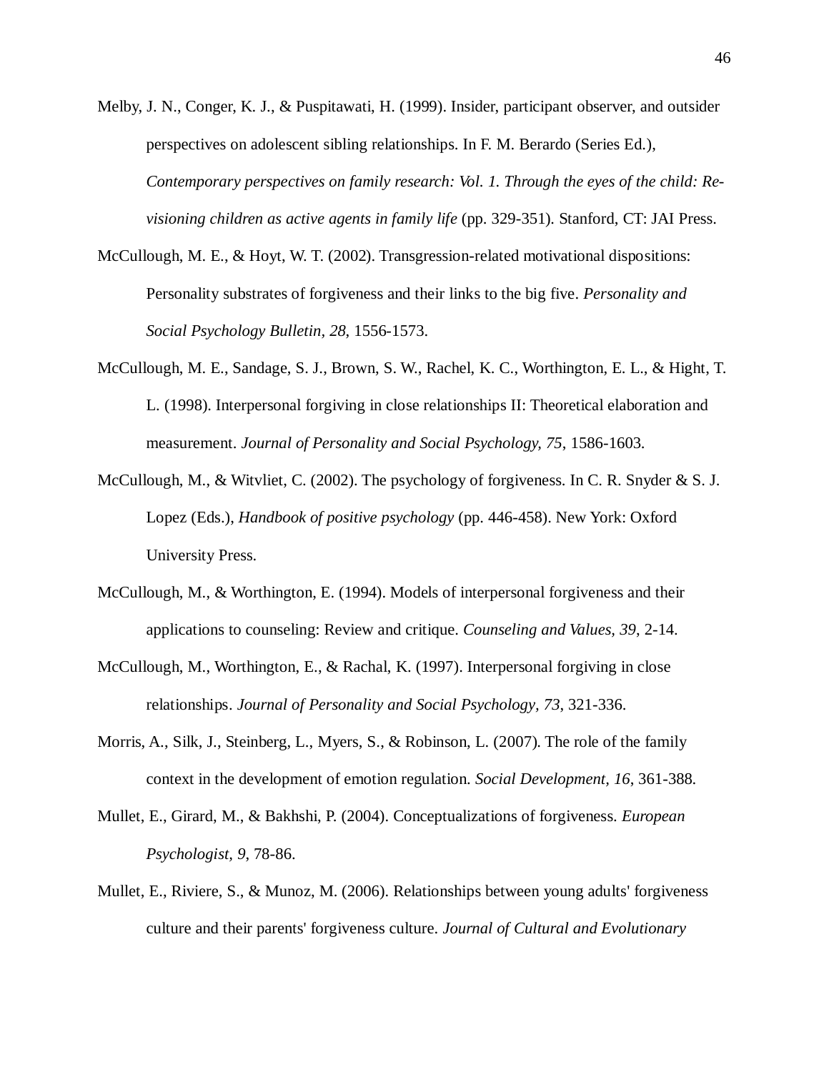Melby, J. N., Conger, K. J., & Puspitawati, H. (1999). Insider, participant observer, and outsider perspectives on adolescent sibling relationships. In F. M. Berardo (Series Ed.), *Contemporary perspectives on family research: Vol. 1. Through the eyes of the child: Re-visioning children as active agents in family life* (pp. 329-351). Stanford, CT: JAI Press.

McCullough, M. E., & Hoyt, W. T. (2002). Transgression-related motivational dispositions: Personality substrates of forgiveness and their links to the big five. *Personality and Social Psychology Bulletin, 28*, 1556-1573.

McCullough, M. E., Sandage, S. J., Brown, S. W., Rachel, K. C., Worthington, E. L., & Hight, T. L. (1998). Interpersonal forgiving in close relationships II: Theoretical elaboration and measurement. *Journal of Personality and Social Psychology, 75*, 1586-1603.

McCullough, M., & Witvliet, C. (2002). The psychology of forgiveness. In C. R. Snyder & S. J. Lopez (Eds.), *Handbook of positive psychology* (pp. 446-458). New York: Oxford University Press.

McCullough, M., & Worthington, E. (1994). Models of interpersonal forgiveness and their applications to counseling: Review and critique. *Counseling and Values, 39*, 2-14.

McCullough, M., Worthington, E., & Rachal, K. (1997). Interpersonal forgiving in close relationships. *Journal of Personality and Social Psychology, 73*, 321-336.

Morris, A., Silk, J., Steinberg, L., Myers, S., & Robinson, L. (2007). The role of the family context in the development of emotion regulation. *Social Development, 16*, 361-388.

Mullet, E., Girard, M., & Bakhshi, P. (2004). Conceptualizations of forgiveness. *European Psychologist, 9*, 78-86.

Mullet, E., Riviere, S., & Munoz, M. (2006). Relationships between young adults' forgiveness culture and their parents' forgiveness culture. *Journal of Cultural and Evolutionary*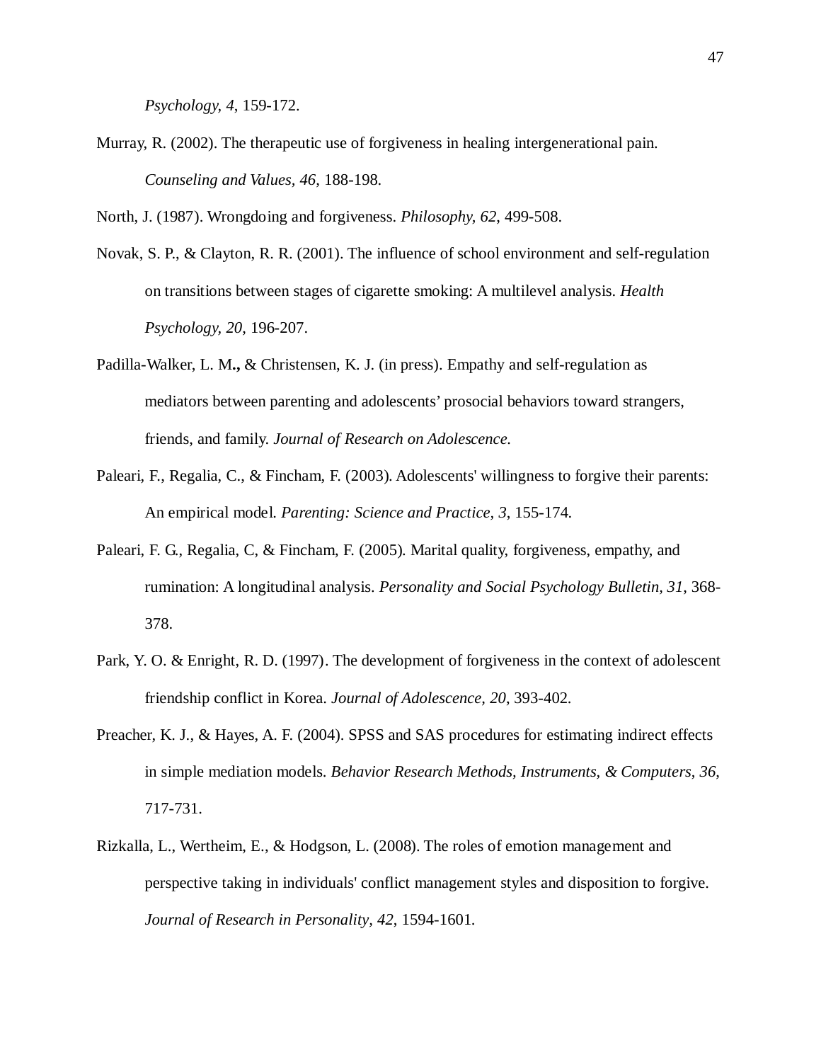*Psychology, 4*, 159-172.

Murray, R. (2002). The therapeutic use of forgiveness in healing intergenerational pain. *Counseling and Values, 46*, 188-198.

North, J. (1987). Wrongdoing and forgiveness. *Philosophy, 62*, 499-508.

Novak, S. P., & Clayton, R. R. (2001). The influence of school environment and self-regulation on transitions between stages of cigarette smoking: A multilevel analysis. *Health Psychology, 20*, 196-207.

Padilla-Walker, L. M**.,** & Christensen, K. J. (in press). Empathy and self-regulation as mediators between parenting and adolescents' prosocial behaviors toward strangers, friends, and family. *Journal of Research on Adolescence.*

Paleari, F., Regalia, C., & Fincham, F. (2003). Adolescents' willingness to forgive their parents: An empirical model. *Parenting: Science and Practice, 3*, 155-174.

Paleari, F. G., Regalia, C, & Fincham, F. (2005). Marital quality, forgiveness, empathy, and rumination: A longitudinal analysis. *Personality and Social Psychology Bulletin, 31*, 368-378.

Park, Y. O. & Enright, R. D. (1997). The development of forgiveness in the context of adolescent friendship conflict in Korea. *Journal of Adolescence, 20*, 393-402.

Preacher, K. J., & Hayes, A. F. (2004). SPSS and SAS procedures for estimating indirect effects in simple mediation models. *Behavior Research Methods, Instruments, & Computers, 36*, 717-731.

Rizkalla, L., Wertheim, E., & Hodgson, L. (2008). The roles of emotion management and perspective taking in individuals' conflict management styles and disposition to forgive. *Journal of Research in Personality, 42*, 1594-1601.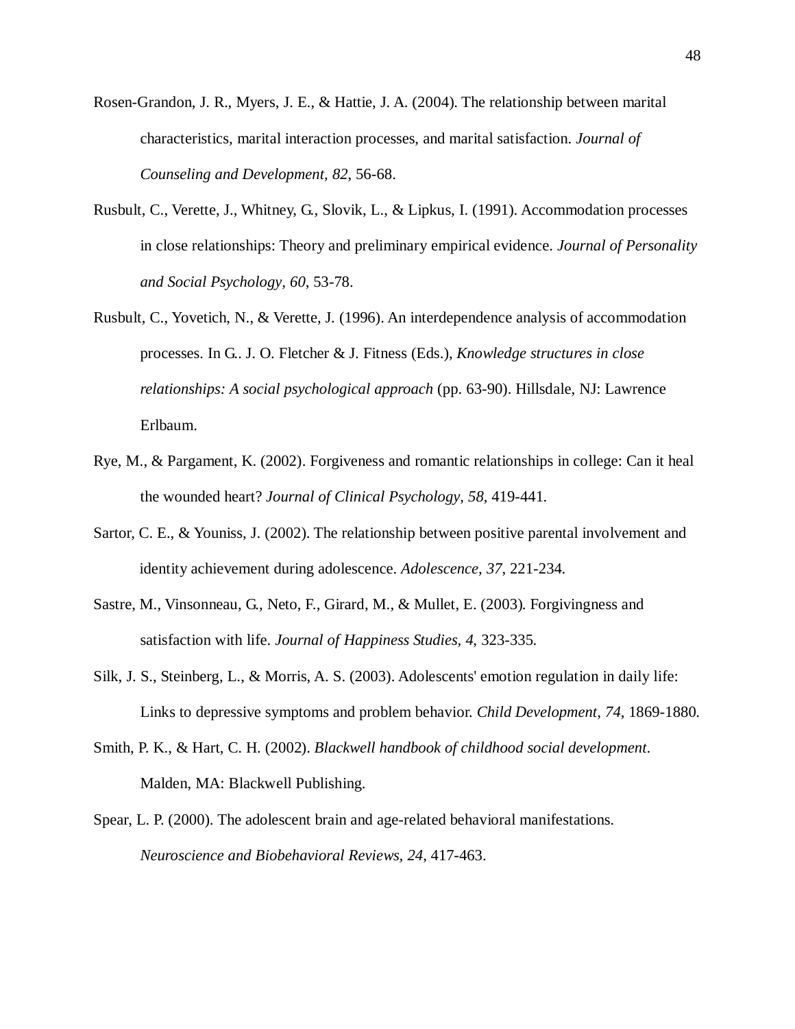Rosen-Grandon, J. R., Myers, J. E., & Hattie, J. A. (2004). The relationship between marital characteristics, marital interaction processes, and marital satisfaction. *Journal of Counseling and Development, 82*, 56-68.

Rusbult, C., Verette, J., Whitney, G., Slovik, L., & Lipkus, I. (1991). Accommodation processes in close relationships: Theory and preliminary empirical evidence. *Journal of Personality and Social Psychology, 60*, 53-78.

Rusbult, C., Yovetich, N., & Verette, J. (1996). An interdependence analysis of accommodation processes. In G.. J. O. Fletcher & J. Fitness (Eds.), *Knowledge structures in close relationships: A social psychological approach* (pp. 63-90). Hillsdale, NJ: Lawrence Erlbaum.

Rye, M., & Pargament, K. (2002). Forgiveness and romantic relationships in college: Can it heal the wounded heart? *Journal of Clinical Psychology, 58*, 419-441.

Sartor, C. E., & Youniss, J. (2002). The relationship between positive parental involvement and identity achievement during adolescence. *Adolescence, 37*, 221-234.

Sastre, M., Vinsonneau, G., Neto, F., Girard, M., & Mullet, E. (2003). Forgivingness and satisfaction with life. *Journal of Happiness Studies, 4*, 323-335.

Silk, J. S., Steinberg, L., & Morris, A. S. (2003). Adolescents' emotion regulation in daily life: Links to depressive symptoms and problem behavior. *Child Development, 74*, 1869-1880.

Smith, P. K., & Hart, C. H. (2002). *Blackwell handbook of childhood social development*. Malden, MA: Blackwell Publishing.

Spear, L. P. (2000). The adolescent brain and age-related behavioral manifestations. *Neuroscience and Biobehavioral Reviews, 24*, 417-463.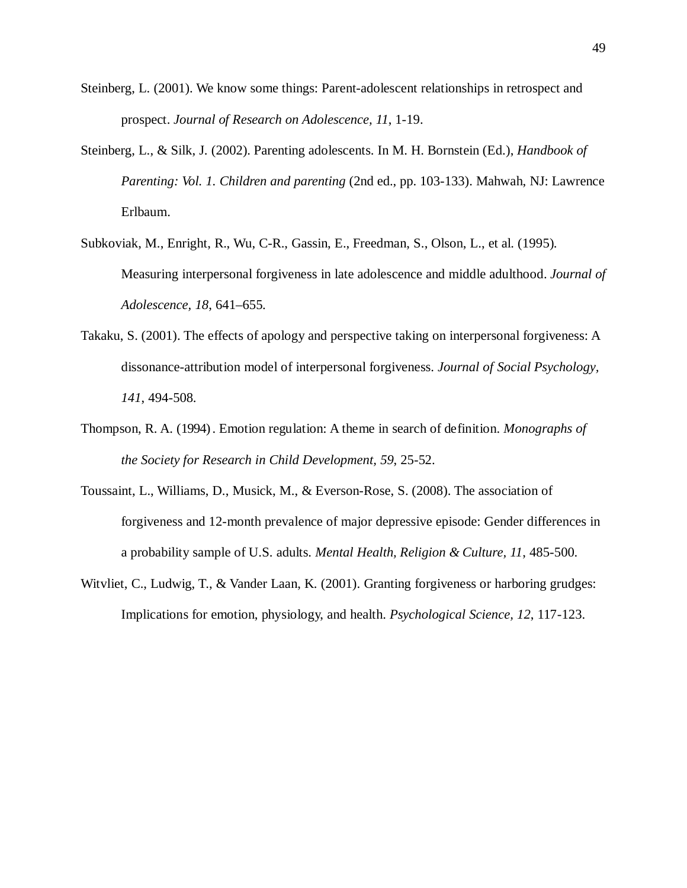Steinberg, L. (2001). We know some things: Parent-adolescent relationships in retrospect and prospect. *Journal of Research on Adolescence, 11*, 1-19.

Steinberg, L., & Silk, J. (2002). Parenting adolescents. In M. H. Bornstein (Ed.), *Handbook of Parenting: Vol. 1. Children and parenting* (2nd ed., pp. 103-133). Mahwah, NJ: Lawrence Erlbaum.

Subkoviak, M., Enright, R., Wu, C-R., Gassin, E., Freedman, S., Olson, L., et al. (1995). Measuring interpersonal forgiveness in late adolescence and middle adulthood. *Journal of Adolescence, 18*, 641–655.

Takaku, S. (2001). The effects of apology and perspective taking on interpersonal forgiveness: A dissonance-attribution model of interpersonal forgiveness. *Journal of Social Psychology, 141*, 494-508.

Thompson, R. A. (1994). Emotion regulation: A theme in search of definition. *Monographs of the Society for Research in Child Development, 59*, 25-52.

Toussaint, L., Williams, D., Musick, M., & Everson-Rose, S. (2008). The association of forgiveness and 12-month prevalence of major depressive episode: Gender differences in a probability sample of U.S. adults. *Mental Health, Religion & Culture, 11*, 485-500.

Witvliet, C., Ludwig, T., & Vander Laan, K. (2001). Granting forgiveness or harboring grudges: Implications for emotion, physiology, and health. *Psychological Science, 12*, 117-123.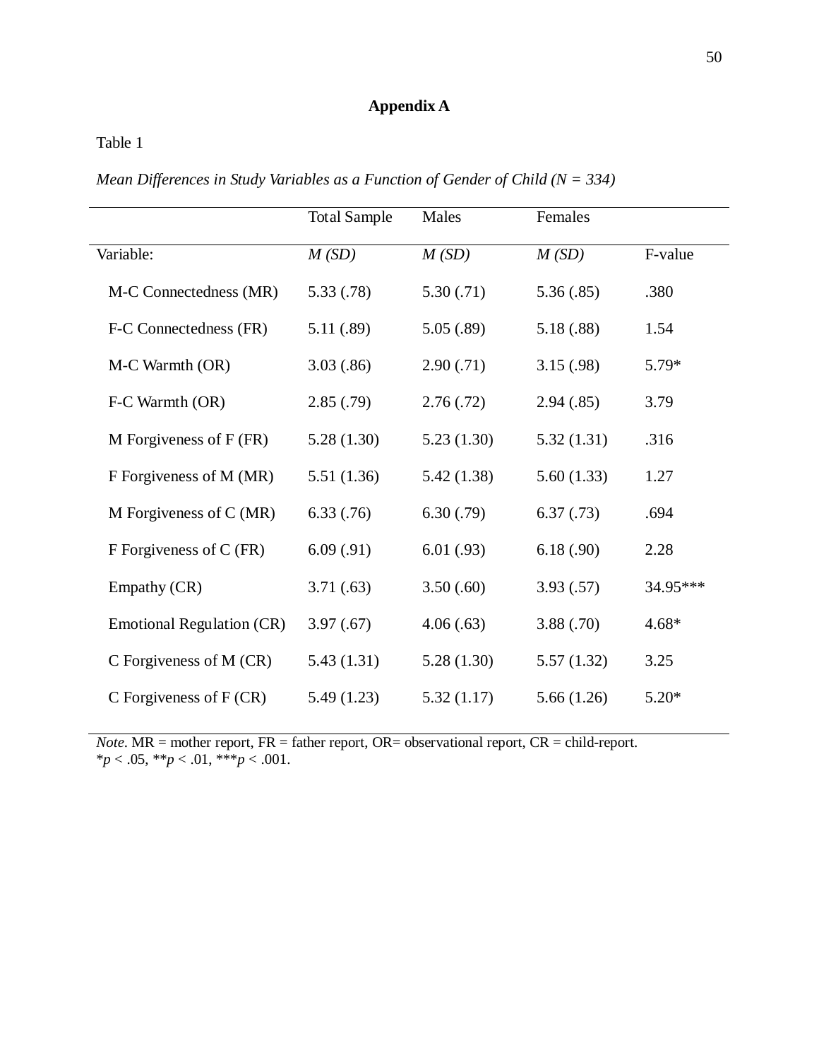# Appendix A

Table 1

*Mean Differences in Study Variables as a Function of Gender of Child (N = 334)*

| | Total Sample | Males | Females | |
|---|---|---|---|---|
| Variable: | *M (SD)* | *M (SD)* | *M (SD)* | F-value |
| M-C Connectedness (MR) | 5.33 (.78) | 5.30 (.71) | 5.36 (.85) | .380 |
| F-C Connectedness (FR) | 5.11 (.89) | 5.05 (.89) | 5.18 (.88) | 1.54 |
| M-C Warmth (OR) | 3.03 (.86) | 2.90 (.71) | 3.15 (.98) | 5.79* |
| F-C Warmth (OR) | 2.85 (.79) | 2.76 (.72) | 2.94 (.85) | 3.79 |
| M Forgiveness of F (FR) | 5.28 (1.30) | 5.23 (1.30) | 5.32 (1.31) | .316 |
| F Forgiveness of M (MR) | 5.51 (1.36) | 5.42 (1.38) | 5.60 (1.33) | 1.27 |
| M Forgiveness of C (MR) | 6.33 (.76) | 6.30 (.79) | 6.37 (.73) | .694 |
| F Forgiveness of C (FR) | 6.09 (.91) | 6.01 (.93) | 6.18 (.90) | 2.28 |
| Empathy (CR) | 3.71 (.63) | 3.50 (.60) | 3.93 (.57) | 34.95*** |
| Emotional Regulation (CR) | 3.97 (.67) | 4.06 (.63) | 3.88 (.70) | 4.68* |
| C Forgiveness of M (CR) | 5.43 (1.31) | 5.28 (1.30) | 5.57 (1.32) | 3.25 |
| C Forgiveness of F (CR) | 5.49 (1.23) | 5.32 (1.17) | 5.66 (1.26) | 5.20* |

*Note*. MR = mother report, FR = father report, OR= observational report, CR = child-report.
\*$p < .05$, \*\*$p < .01$, \*\*\*$p < .001$.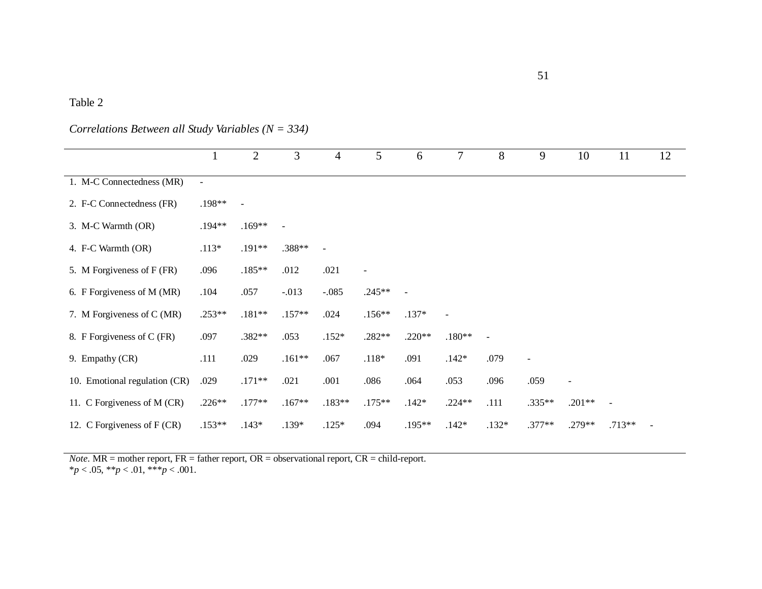Table 2

*Correlations Between all Study Variables (N = 334)*

| | 1 | 2 | 3 | 4 | 5 | 6 | 7 | 8 | 9 | 10 | 11 | 12 |
|---|---|---|---|---|---|---|---|---|---|---|---|---|
| 1. M-C Connectedness (MR) | - | | | | | | | | | | | |
| 2. F-C Connectedness (FR) | .198** | - | | | | | | | | | | |
| 3. M-C Warmth (OR) | .194** | .169** | - | | | | | | | | | |
| 4. F-C Warmth (OR) | .113* | .191** | .388** | - | | | | | | | | |
| 5. M Forgiveness of F (FR) | .096 | .185** | .012 | .021 | - | | | | | | | |
| 6. F Forgiveness of M (MR) | .104 | .057 | -.013 | -.085 | .245** | - | | | | | | |
| 7. M Forgiveness of C (MR) | .253** | .181** | .157** | .024 | .156** | .137* | - | | | | | |
| 8. F Forgiveness of C (FR) | .097 | .382** | .053 | .152* | .282** | .220** | .180** | - | | | | |
| 9. Empathy (CR) | .111 | .029 | .161** | .067 | .118* | .091 | .142* | .079 | - | | | |
| 10. Emotional regulation (CR) | .029 | .171** | .021 | .001 | .086 | .064 | .053 | .096 | .059 | - | | |
| 11. C Forgiveness of M (CR) | .226** | .177** | .167** | .183** | .175** | .142* | .224** | .111 | .335** | .201** | - | |
| 12. C Forgiveness of F (CR) | .153** | .143* | .139* | .125* | .094 | .195** | .142* | .132* | .377** | .279** | .713** | - |

*Note*. MR = mother report, FR = father report, OR = observational report, CR = child-report.
\*$p < .05$, \*\*$p < .01$, \*\*\*$p < .001$.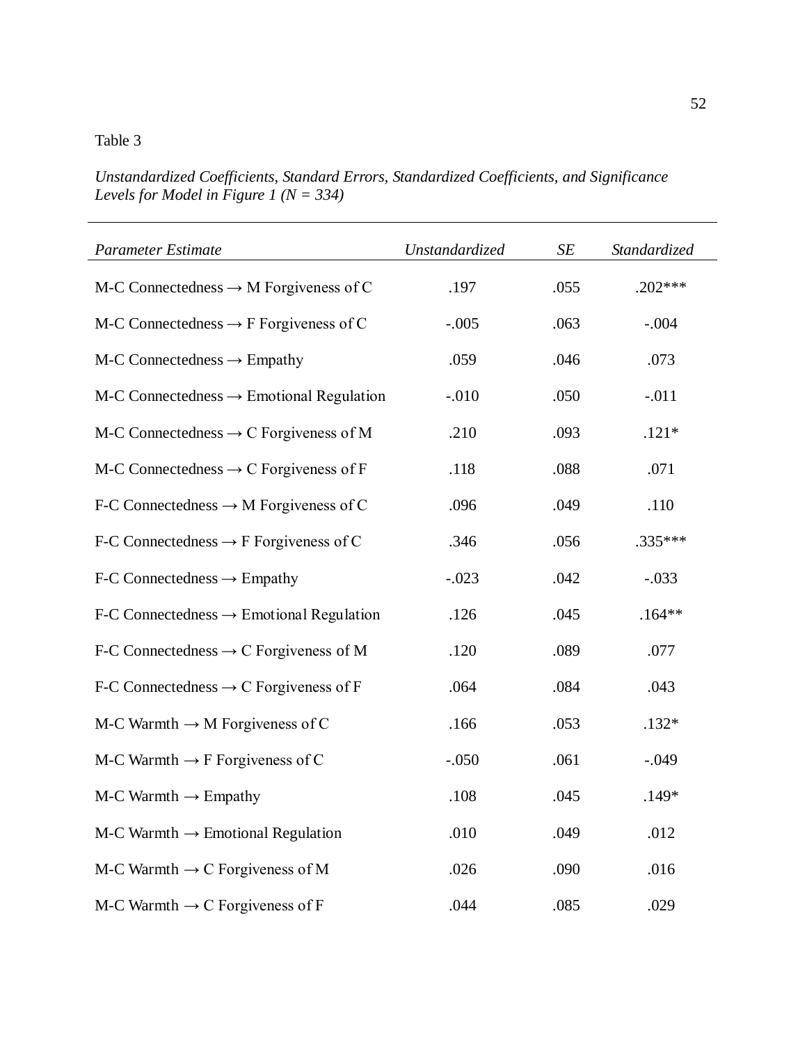Table 3

*Unstandardized Coefficients, Standard Errors, Standardized Coefficients, and Significance Levels for Model in Figure 1 (N = 334)*

| *Parameter Estimate* | *Unstandardized* | *SE* | *Standardized* |
|---|---|---|---|
| M-C Connectedness → M Forgiveness of C | .197 | .055 | .202*** |
| M-C Connectedness → F Forgiveness of C | -.005 | .063 | -.004 |
| M-C Connectedness → Empathy | .059 | .046 | .073 |
| M-C Connectedness → Emotional Regulation | -.010 | .050 | -.011 |
| M-C Connectedness → C Forgiveness of M | .210 | .093 | .121* |
| M-C Connectedness → C Forgiveness of F | .118 | .088 | .071 |
| F-C Connectedness → M Forgiveness of C | .096 | .049 | .110 |
| F-C Connectedness → F Forgiveness of C | .346 | .056 | .335*** |
| F-C Connectedness → Empathy | -.023 | .042 | -.033 |
| F-C Connectedness → Emotional Regulation | .126 | .045 | .164** |
| F-C Connectedness → C Forgiveness of M | .120 | .089 | .077 |
| F-C Connectedness → C Forgiveness of F | .064 | .084 | .043 |
| M-C Warmth → M Forgiveness of C | .166 | .053 | .132* |
| M-C Warmth → F Forgiveness of C | -.050 | .061 | -.049 |
| M-C Warmth → Empathy | .108 | .045 | .149* |
| M-C Warmth → Emotional Regulation | .010 | .049 | .012 |
| M-C Warmth → C Forgiveness of M | .026 | .090 | .016 |
| M-C Warmth → C Forgiveness of F | .044 | .085 | .029 |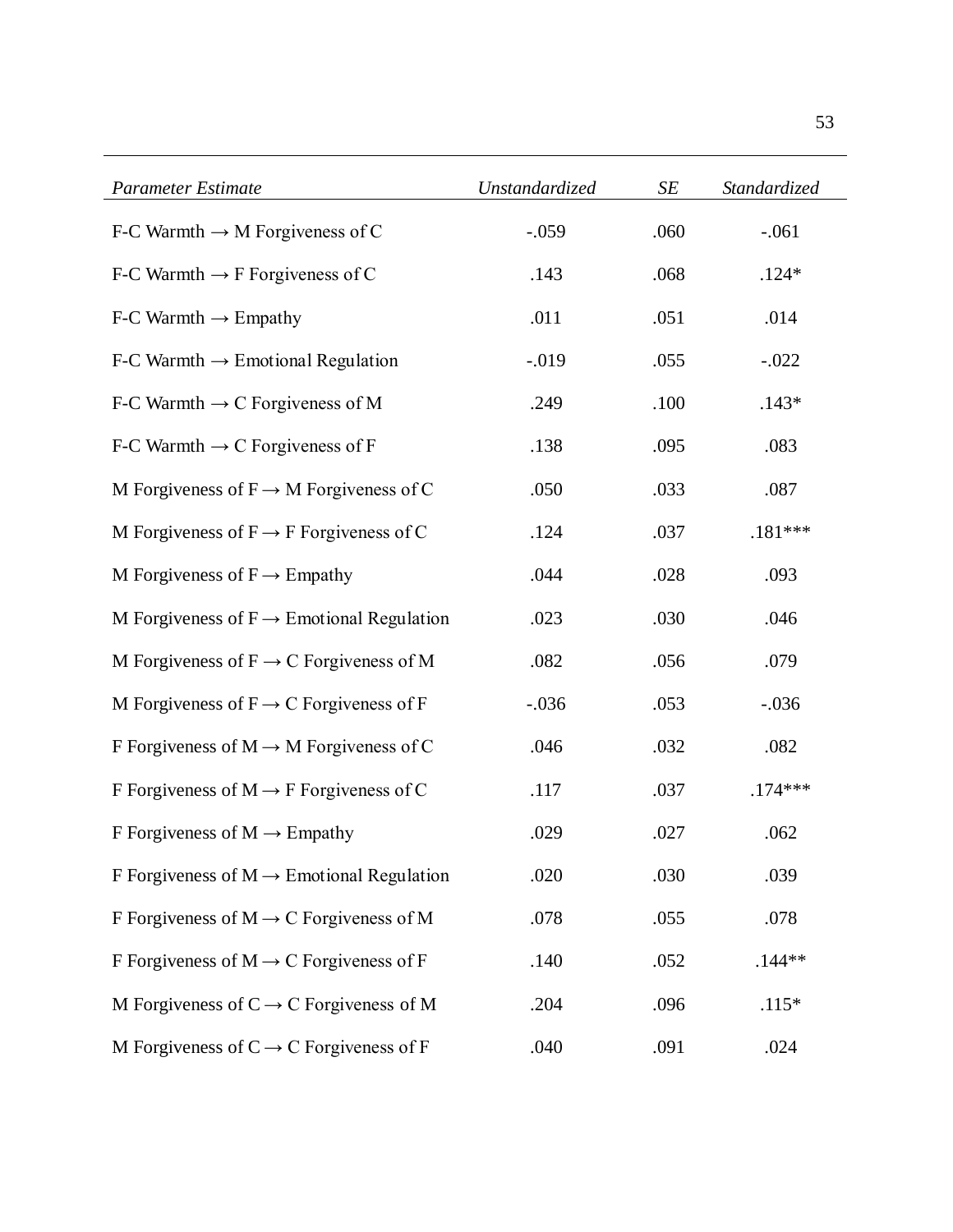| *Parameter Estimate* | *Unstandardized* | *SE* | *Standardized* |
|---|---|---|---|
| F-C Warmth → M Forgiveness of C | -.059 | .060 | -.061 |
| F-C Warmth → F Forgiveness of C | .143 | .068 | .124* |
| F-C Warmth → Empathy | .011 | .051 | .014 |
| F-C Warmth → Emotional Regulation | -.019 | .055 | -.022 |
| F-C Warmth → C Forgiveness of M | .249 | .100 | .143* |
| F-C Warmth → C Forgiveness of F | .138 | .095 | .083 |
| M Forgiveness of F → M Forgiveness of C | .050 | .033 | .087 |
| M Forgiveness of F → F Forgiveness of C | .124 | .037 | .181*** |
| M Forgiveness of F → Empathy | .044 | .028 | .093 |
| M Forgiveness of F → Emotional Regulation | .023 | .030 | .046 |
| M Forgiveness of F → C Forgiveness of M | .082 | .056 | .079 |
| M Forgiveness of F → C Forgiveness of F | -.036 | .053 | -.036 |
| F Forgiveness of M → M Forgiveness of C | .046 | .032 | .082 |
| F Forgiveness of M → F Forgiveness of C | .117 | .037 | .174*** |
| F Forgiveness of M → Empathy | .029 | .027 | .062 |
| F Forgiveness of M → Emotional Regulation | .020 | .030 | .039 |
| F Forgiveness of M → C Forgiveness of M | .078 | .055 | .078 |
| F Forgiveness of M → C Forgiveness of F | .140 | .052 | .144** |
| M Forgiveness of C → C Forgiveness of M | .204 | .096 | .115* |
| M Forgiveness of C → C Forgiveness of F | .040 | .091 | .024 |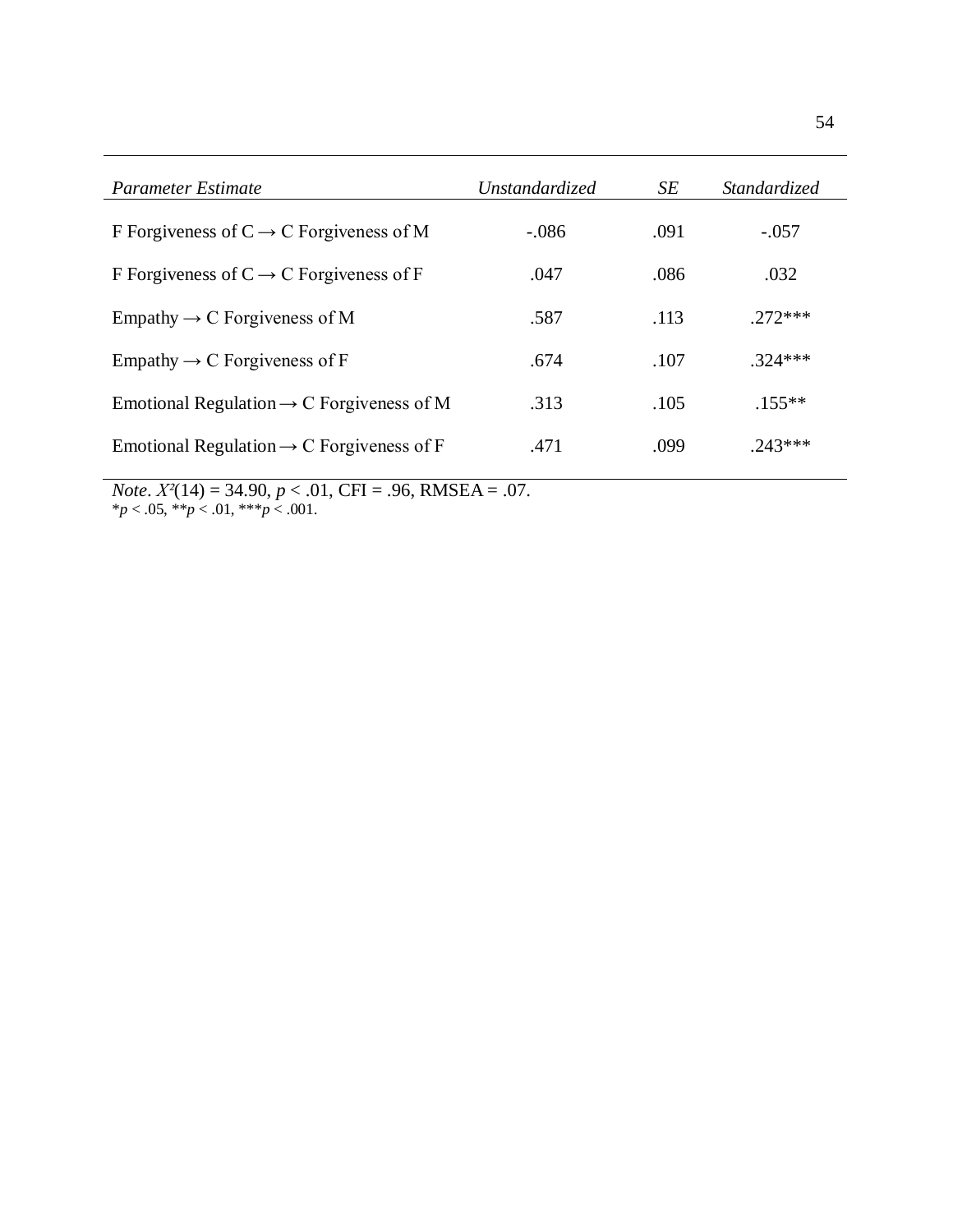| *Parameter Estimate* | *Unstandardized* | *SE* | *Standardized* |
|---|---|---|---|
| F Forgiveness of C → C Forgiveness of M | -.086 | .091 | -.057 |
| F Forgiveness of C → C Forgiveness of F | .047 | .086 | .032 |
| Empathy → C Forgiveness of M | .587 | .113 | .272*** |
| Empathy → C Forgiveness of F | .674 | .107 | .324*** |
| Emotional Regulation → C Forgiveness of M | .313 | .105 | .155** |
| Emotional Regulation → C Forgiveness of F | .471 | .099 | .243*** |

*Note*. $X^2(14) = 34.90$, $p < .01$, CFI = .96, RMSEA = .07.
*$p < .05$, **$p < .01$, ***$p < .001$.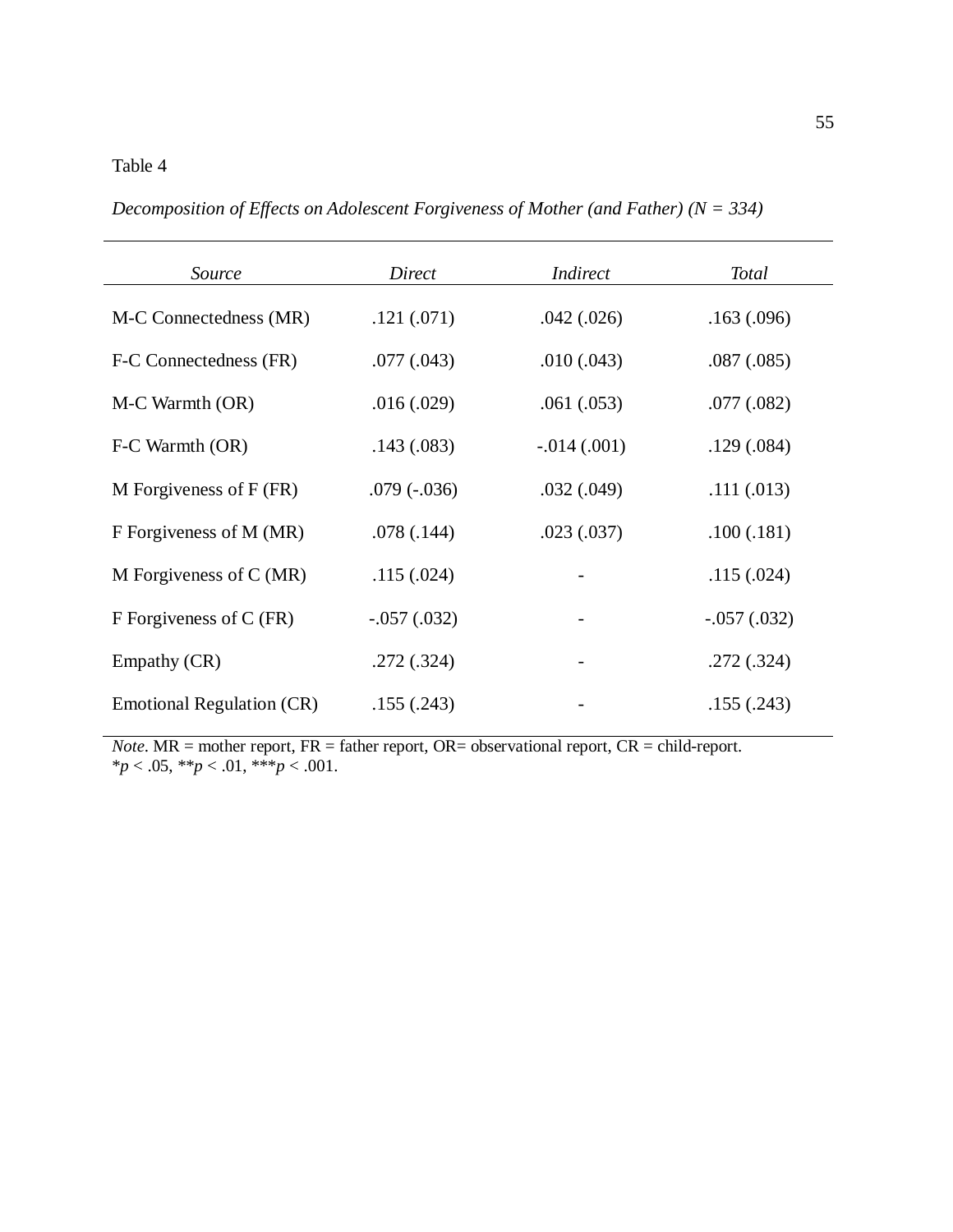Table 4

*Decomposition of Effects on Adolescent Forgiveness of Mother (and Father) (N = 334)*

| *Source* | *Direct* | *Indirect* | *Total* |
|---|---|---|---|
| M-C Connectedness (MR) | .121 (.071) | .042 (.026) | .163 (.096) |
| F-C Connectedness (FR) | .077 (.043) | .010 (.043) | .087 (.085) |
| M-C Warmth (OR) | .016 (.029) | .061 (.053) | .077 (.082) |
| F-C Warmth (OR) | .143 (.083) | -.014 (.001) | .129 (.084) |
| M Forgiveness of F (FR) | .079 (-.036) | .032 (.049) | .111 (.013) |
| F Forgiveness of M (MR) | .078 (.144) | .023 (.037) | .100 (.181) |
| M Forgiveness of C (MR) | .115 (.024) | - | .115 (.024) |
| F Forgiveness of C (FR) | -.057 (.032) | - | -.057 (.032) |
| Empathy (CR) | .272 (.324) | - | .272 (.324) |
| Emotional Regulation (CR) | .155 (.243) | - | .155 (.243) |

*Note*. MR = mother report, FR = father report, OR= observational report, CR = child-report.
\**p* < .05, \*\**p* < .01, \*\*\**p* < .001.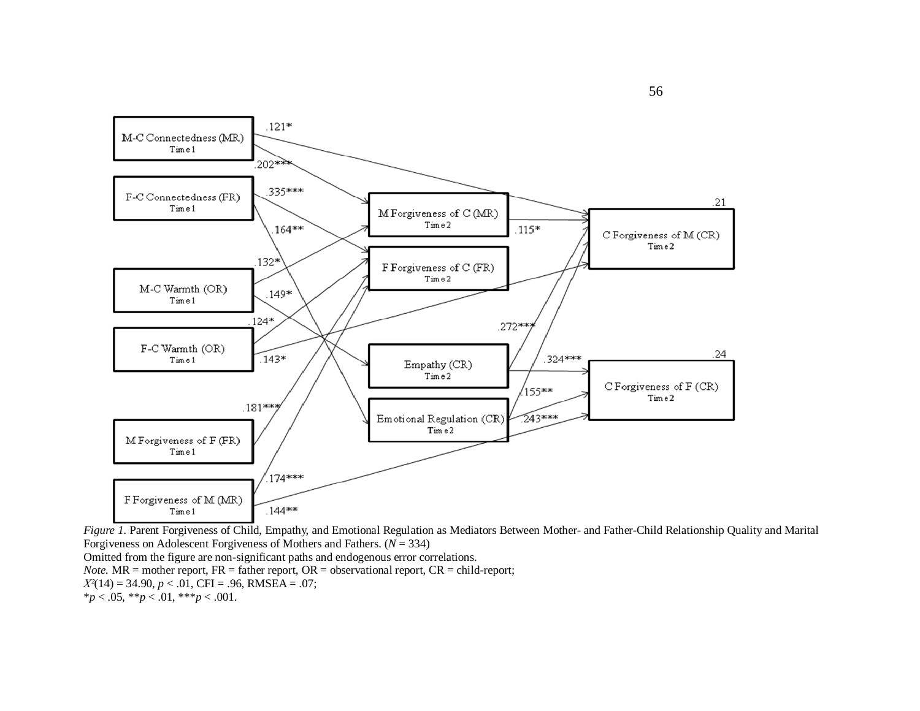*Figure 1.* Parent Forgiveness of Child, Empathy, and Emotional Regulation as Mediators Between Mother- and Father-Child Relationship Quality and Marital Forgiveness on Adolescent Forgiveness of Mothers and Fathers. ($N$ = 334)

Omitted from the figure are non-significant paths and endogenous error correlations.

*Note.* MR = mother report, FR = father report, OR = observational report, CR = child-report;

$X^2(14) = 34.90$, $p < .01$, CFI = .96, RMSEA = .07;

$*p < .05$, $**p < .01$, $***p < .001$.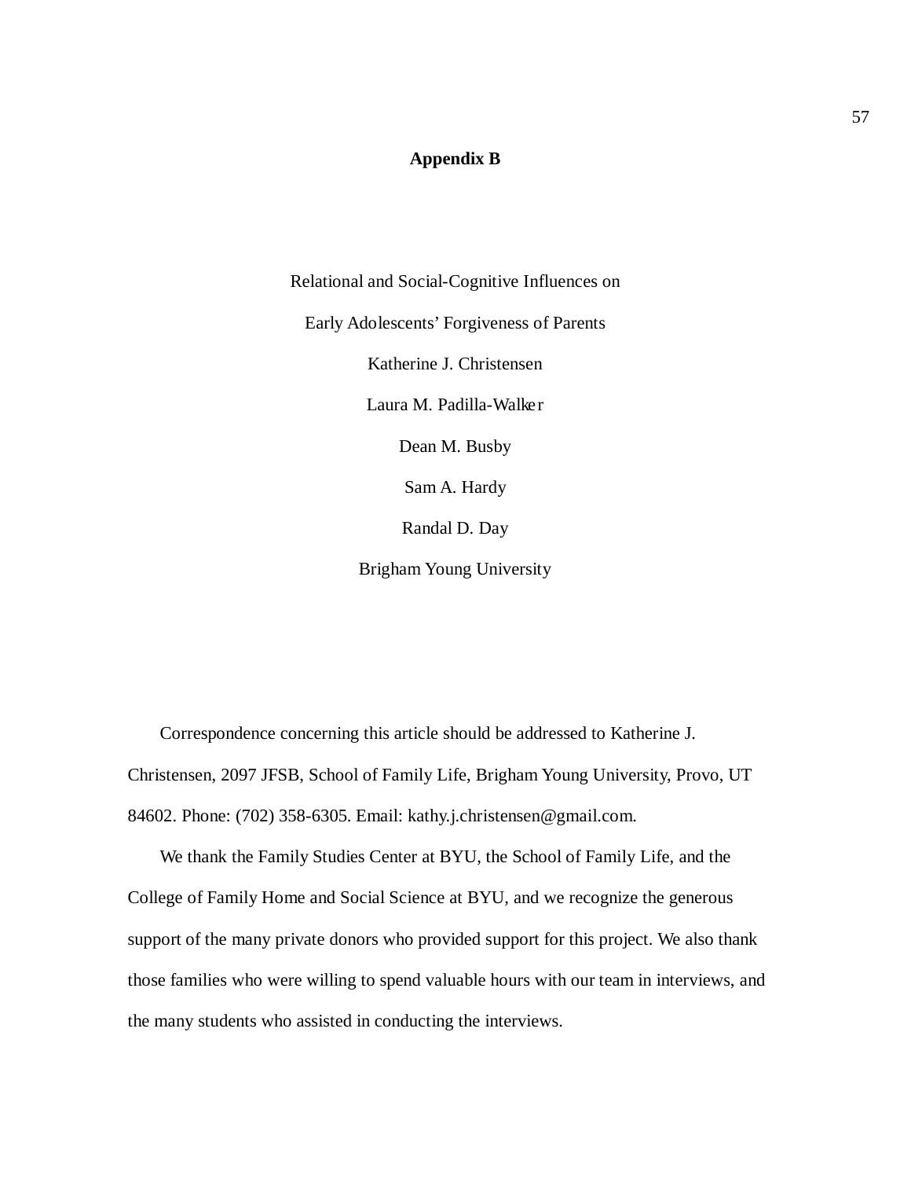# Appendix B

Relational and Social-Cognitive Influences on

Early Adolescents' Forgiveness of Parents

Katherine J. Christensen

Laura M. Padilla-Walker

Dean M. Busby

Sam A. Hardy

Randal D. Day

Brigham Young University

Correspondence concerning this article should be addressed to Katherine J. Christensen, 2097 JFSB, School of Family Life, Brigham Young University, Provo, UT 84602. Phone: (702) 358-6305. Email: kathy.j.christensen@gmail.com.

We thank the Family Studies Center at BYU, the School of Family Life, and the College of Family Home and Social Science at BYU, and we recognize the generous support of the many private donors who provided support for this project. We also thank those families who were willing to spend valuable hours with our team in interviews, and the many students who assisted in conducting the interviews.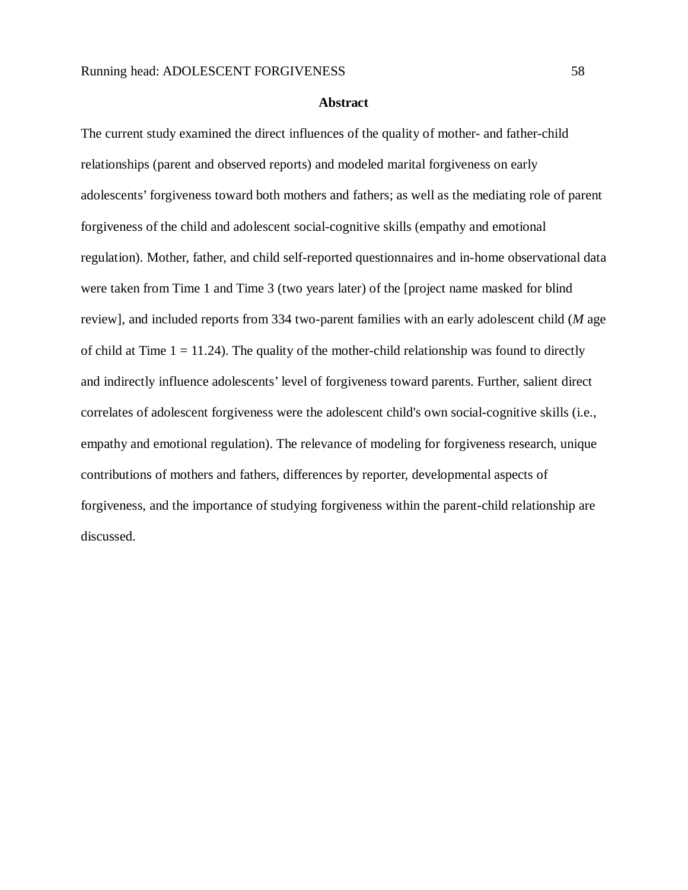# Abstract

The current study examined the direct influences of the quality of mother- and father-child relationships (parent and observed reports) and modeled marital forgiveness on early adolescents' forgiveness toward both mothers and fathers; as well as the mediating role of parent forgiveness of the child and adolescent social-cognitive skills (empathy and emotional regulation). Mother, father, and child self-reported questionnaires and in-home observational data were taken from Time 1 and Time 3 (two years later) of the [project name masked for blind review], and included reports from 334 two-parent families with an early adolescent child (*M* age of child at Time 1 = 11.24). The quality of the mother-child relationship was found to directly and indirectly influence adolescents' level of forgiveness toward parents. Further, salient direct correlates of adolescent forgiveness were the adolescent child's own social-cognitive skills (i.e., empathy and emotional regulation). The relevance of modeling for forgiveness research, unique contributions of mothers and fathers, differences by reporter, developmental aspects of forgiveness, and the importance of studying forgiveness within the parent-child relationship are discussed.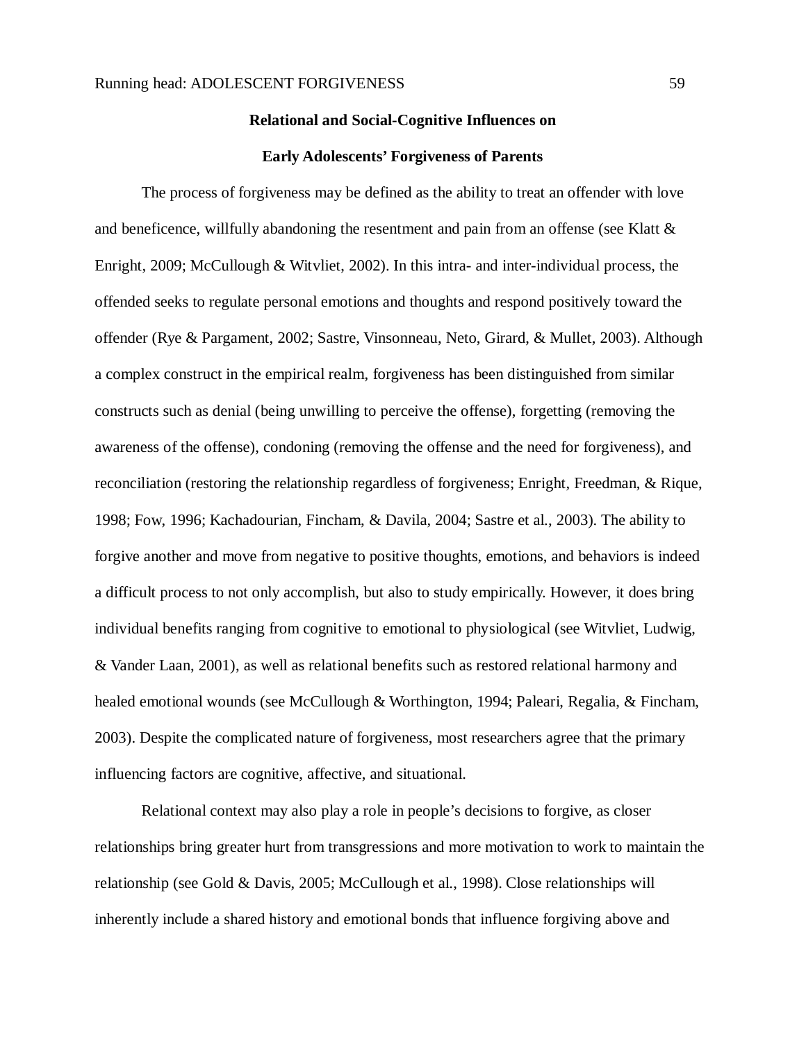**Relational and Social-Cognitive Influences on**

**Early Adolescents' Forgiveness of Parents**

The process of forgiveness may be defined as the ability to treat an offender with love and beneficence, willfully abandoning the resentment and pain from an offense (see Klatt & Enright, 2009; McCullough & Witvliet, 2002). In this intra- and inter-individual process, the offended seeks to regulate personal emotions and thoughts and respond positively toward the offender (Rye & Pargament, 2002; Sastre, Vinsonneau, Neto, Girard, & Mullet, 2003). Although a complex construct in the empirical realm, forgiveness has been distinguished from similar constructs such as denial (being unwilling to perceive the offense), forgetting (removing the awareness of the offense), condoning (removing the offense and the need for forgiveness), and reconciliation (restoring the relationship regardless of forgiveness; Enright, Freedman, & Rique, 1998; Fow, 1996; Kachadourian, Fincham, & Davila, 2004; Sastre et al., 2003). The ability to forgive another and move from negative to positive thoughts, emotions, and behaviors is indeed a difficult process to not only accomplish, but also to study empirically. However, it does bring individual benefits ranging from cognitive to emotional to physiological (see Witvliet, Ludwig, & Vander Laan, 2001), as well as relational benefits such as restored relational harmony and healed emotional wounds (see McCullough & Worthington, 1994; Paleari, Regalia, & Fincham, 2003). Despite the complicated nature of forgiveness, most researchers agree that the primary influencing factors are cognitive, affective, and situational.

Relational context may also play a role in people's decisions to forgive, as closer relationships bring greater hurt from transgressions and more motivation to work to maintain the relationship (see Gold & Davis, 2005; McCullough et al., 1998). Close relationships will inherently include a shared history and emotional bonds that influence forgiving above and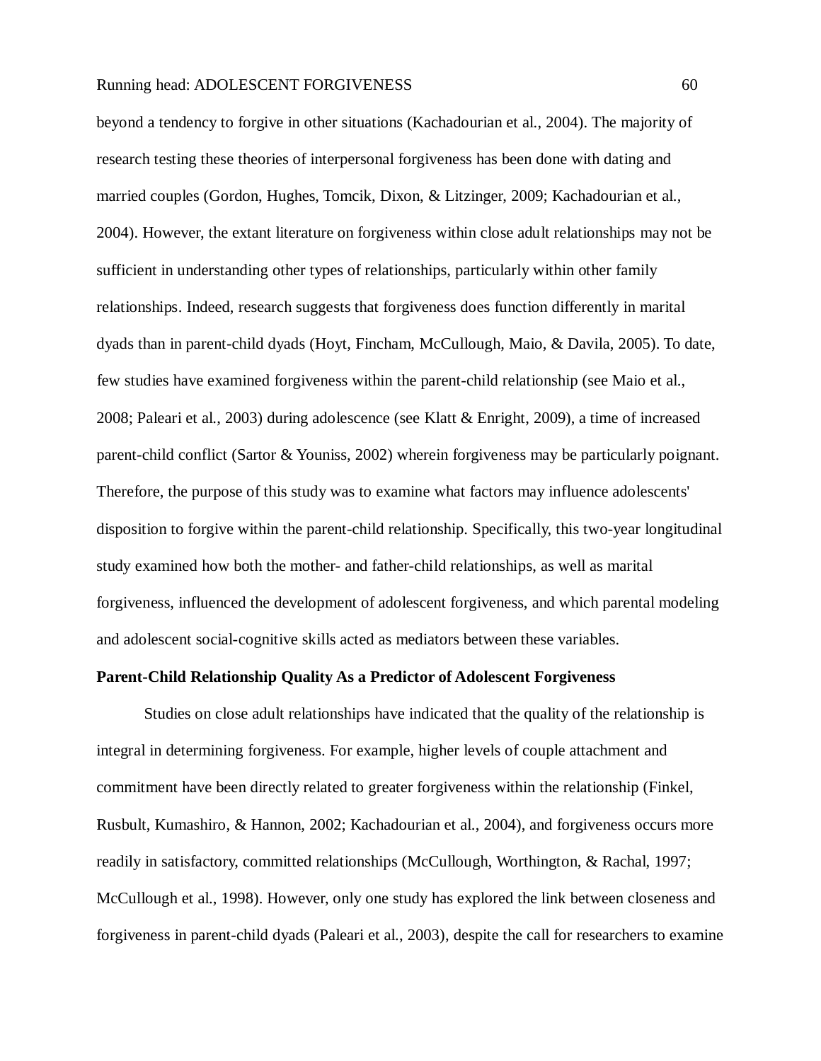beyond a tendency to forgive in other situations (Kachadourian et al., 2004). The majority of research testing these theories of interpersonal forgiveness has been done with dating and married couples (Gordon, Hughes, Tomcik, Dixon, & Litzinger, 2009; Kachadourian et al., 2004). However, the extant literature on forgiveness within close adult relationships may not be sufficient in understanding other types of relationships, particularly within other family relationships. Indeed, research suggests that forgiveness does function differently in marital dyads than in parent-child dyads (Hoyt, Fincham, McCullough, Maio, & Davila, 2005). To date, few studies have examined forgiveness within the parent-child relationship (see Maio et al., 2008; Paleari et al., 2003) during adolescence (see Klatt & Enright, 2009), a time of increased parent-child conflict (Sartor & Youniss, 2002) wherein forgiveness may be particularly poignant. Therefore, the purpose of this study was to examine what factors may influence adolescents' disposition to forgive within the parent-child relationship. Specifically, this two-year longitudinal study examined how both the mother- and father-child relationships, as well as marital forgiveness, influenced the development of adolescent forgiveness, and which parental modeling and adolescent social-cognitive skills acted as mediators between these variables.

**Parent-Child Relationship Quality As a Predictor of Adolescent Forgiveness**

Studies on close adult relationships have indicated that the quality of the relationship is integral in determining forgiveness. For example, higher levels of couple attachment and commitment have been directly related to greater forgiveness within the relationship (Finkel, Rusbult, Kumashiro, & Hannon, 2002; Kachadourian et al., 2004), and forgiveness occurs more readily in satisfactory, committed relationships (McCullough, Worthington, & Rachal, 1997; McCullough et al., 1998). However, only one study has explored the link between closeness and forgiveness in parent-child dyads (Paleari et al., 2003), despite the call for researchers to examine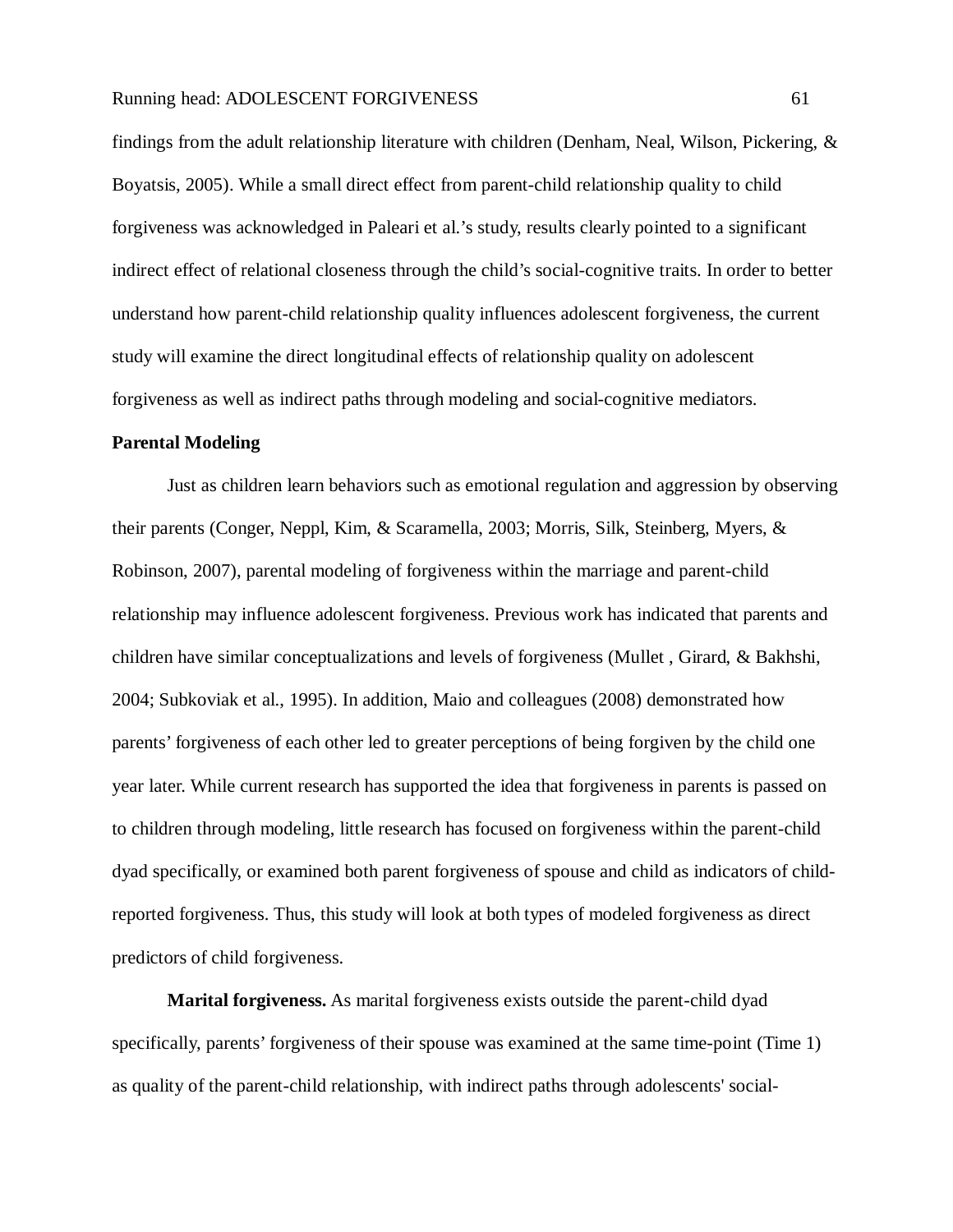findings from the adult relationship literature with children (Denham, Neal, Wilson, Pickering, & Boyatsis, 2005). While a small direct effect from parent-child relationship quality to child forgiveness was acknowledged in Paleari et al.'s study, results clearly pointed to a significant indirect effect of relational closeness through the child's social-cognitive traits. In order to better understand how parent-child relationship quality influences adolescent forgiveness, the current study will examine the direct longitudinal effects of relationship quality on adolescent forgiveness as well as indirect paths through modeling and social-cognitive mediators.

**Parental Modeling**

Just as children learn behaviors such as emotional regulation and aggression by observing their parents (Conger, Neppl, Kim, & Scaramella, 2003; Morris, Silk, Steinberg, Myers, & Robinson, 2007), parental modeling of forgiveness within the marriage and parent-child relationship may influence adolescent forgiveness. Previous work has indicated that parents and children have similar conceptualizations and levels of forgiveness (Mullet , Girard, & Bakhshi, 2004; Subkoviak et al., 1995). In addition, Maio and colleagues (2008) demonstrated how parents' forgiveness of each other led to greater perceptions of being forgiven by the child one year later. While current research has supported the idea that forgiveness in parents is passed on to children through modeling, little research has focused on forgiveness within the parent-child dyad specifically, or examined both parent forgiveness of spouse and child as indicators of child-reported forgiveness. Thus, this study will look at both types of modeled forgiveness as direct predictors of child forgiveness.

**Marital forgiveness.** As marital forgiveness exists outside the parent-child dyad specifically, parents' forgiveness of their spouse was examined at the same time-point (Time 1) as quality of the parent-child relationship, with indirect paths through adolescents' social-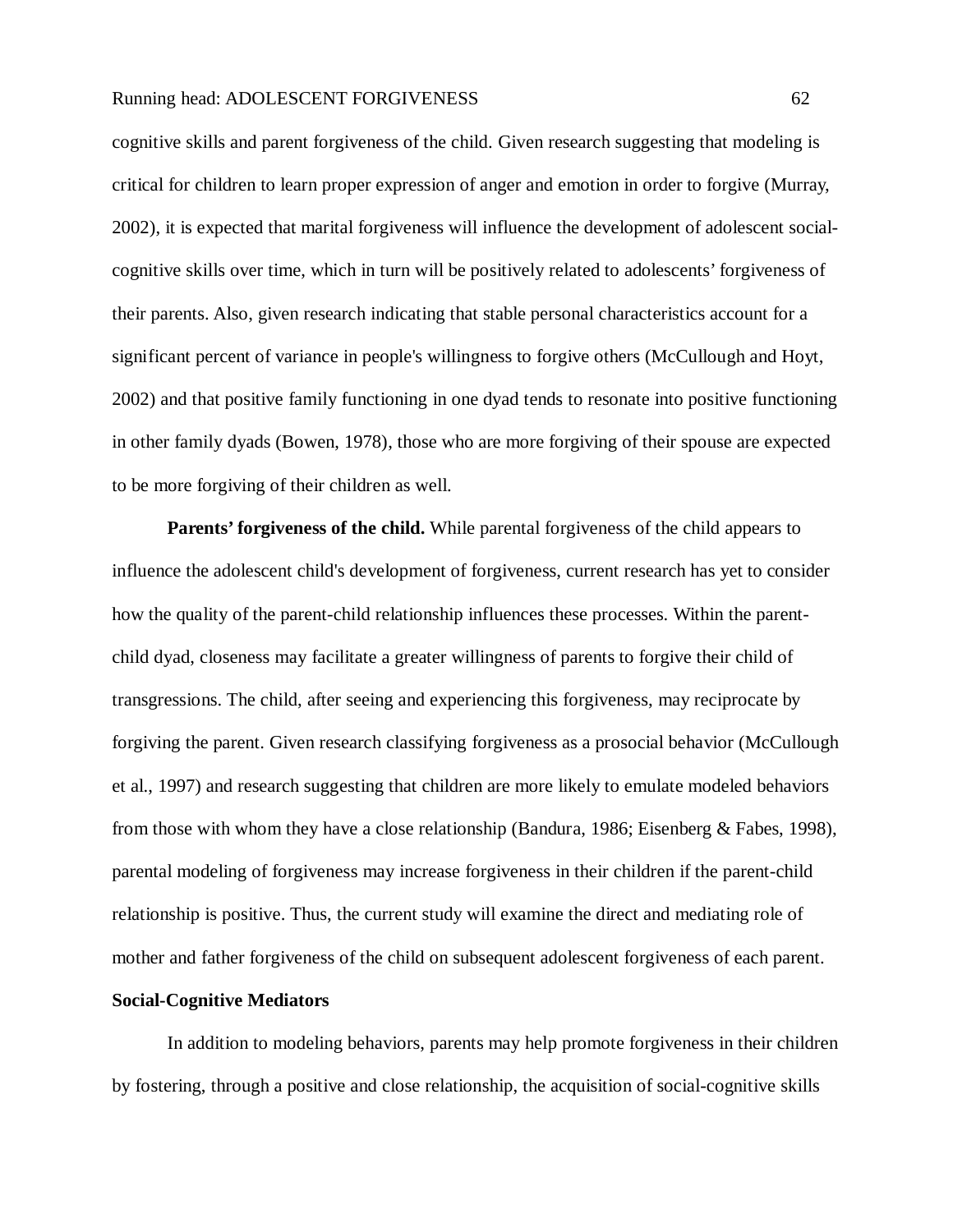cognitive skills and parent forgiveness of the child. Given research suggesting that modeling is critical for children to learn proper expression of anger and emotion in order to forgive (Murray, 2002), it is expected that marital forgiveness will influence the development of adolescent social-cognitive skills over time, which in turn will be positively related to adolescents' forgiveness of their parents. Also, given research indicating that stable personal characteristics account for a significant percent of variance in people's willingness to forgive others (McCullough and Hoyt, 2002) and that positive family functioning in one dyad tends to resonate into positive functioning in other family dyads (Bowen, 1978), those who are more forgiving of their spouse are expected to be more forgiving of their children as well.

**Parents' forgiveness of the child.** While parental forgiveness of the child appears to influence the adolescent child's development of forgiveness, current research has yet to consider how the quality of the parent-child relationship influences these processes. Within the parent-child dyad, closeness may facilitate a greater willingness of parents to forgive their child of transgressions. The child, after seeing and experiencing this forgiveness, may reciprocate by forgiving the parent. Given research classifying forgiveness as a prosocial behavior (McCullough et al., 1997) and research suggesting that children are more likely to emulate modeled behaviors from those with whom they have a close relationship (Bandura, 1986; Eisenberg & Fabes, 1998), parental modeling of forgiveness may increase forgiveness in their children if the parent-child relationship is positive. Thus, the current study will examine the direct and mediating role of mother and father forgiveness of the child on subsequent adolescent forgiveness of each parent.

### Social-Cognitive Mediators

In addition to modeling behaviors, parents may help promote forgiveness in their children by fostering, through a positive and close relationship, the acquisition of social-cognitive skills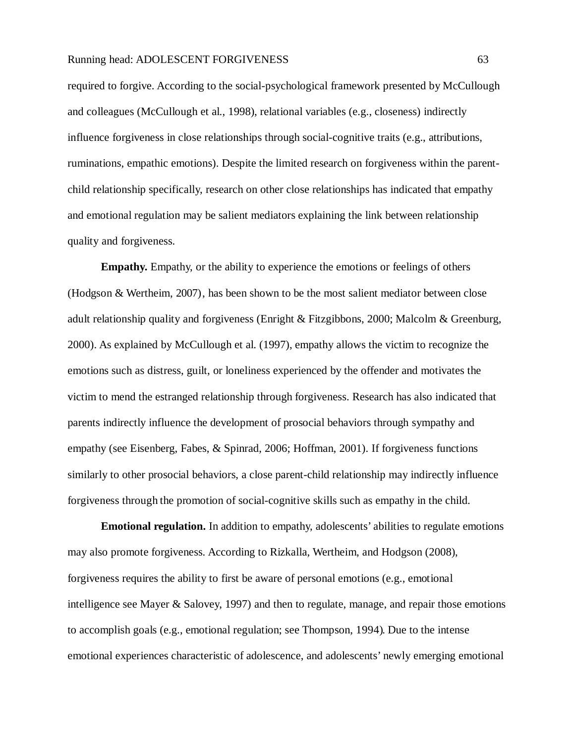required to forgive. According to the social-psychological framework presented by McCullough and colleagues (McCullough et al., 1998), relational variables (e.g., closeness) indirectly influence forgiveness in close relationships through social-cognitive traits (e.g., attributions, ruminations, empathic emotions). Despite the limited research on forgiveness within the parent-child relationship specifically, research on other close relationships has indicated that empathy and emotional regulation may be salient mediators explaining the link between relationship quality and forgiveness.

**Empathy.** Empathy, or the ability to experience the emotions or feelings of others (Hodgson & Wertheim, 2007), has been shown to be the most salient mediator between close adult relationship quality and forgiveness (Enright & Fitzgibbons, 2000; Malcolm & Greenburg, 2000). As explained by McCullough et al. (1997), empathy allows the victim to recognize the emotions such as distress, guilt, or loneliness experienced by the offender and motivates the victim to mend the estranged relationship through forgiveness. Research has also indicated that parents indirectly influence the development of prosocial behaviors through sympathy and empathy (see Eisenberg, Fabes, & Spinrad, 2006; Hoffman, 2001). If forgiveness functions similarly to other prosocial behaviors, a close parent-child relationship may indirectly influence forgiveness through the promotion of social-cognitive skills such as empathy in the child.

**Emotional regulation.** In addition to empathy, adolescents' abilities to regulate emotions may also promote forgiveness. According to Rizkalla, Wertheim, and Hodgson (2008), forgiveness requires the ability to first be aware of personal emotions (e.g., emotional intelligence see Mayer & Salovey, 1997) and then to regulate, manage, and repair those emotions to accomplish goals (e.g., emotional regulation; see Thompson, 1994). Due to the intense emotional experiences characteristic of adolescence, and adolescents' newly emerging emotional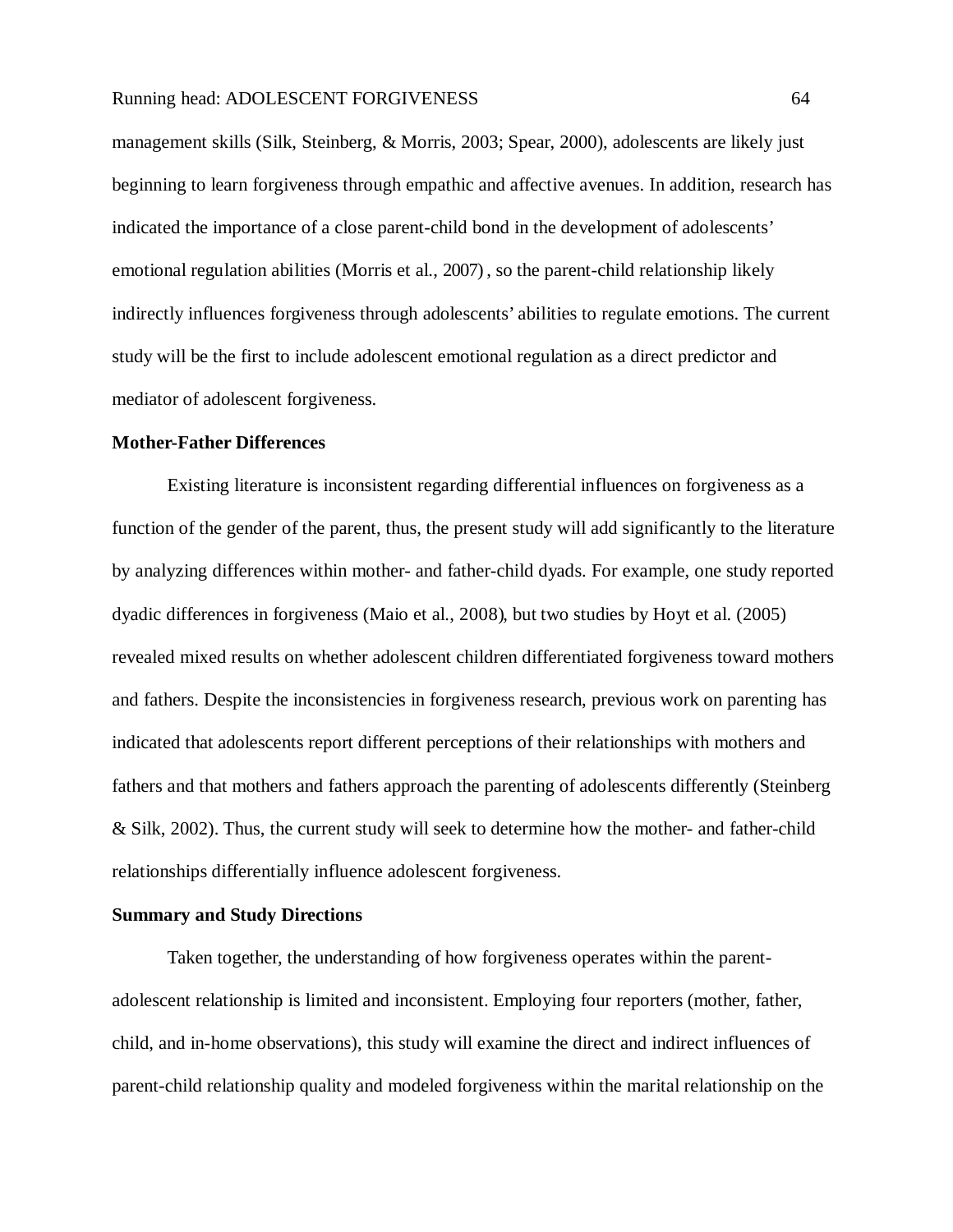management skills (Silk, Steinberg, & Morris, 2003; Spear, 2000), adolescents are likely just beginning to learn forgiveness through empathic and affective avenues. In addition, research has indicated the importance of a close parent-child bond in the development of adolescents' emotional regulation abilities (Morris et al., 2007) , so the parent-child relationship likely indirectly influences forgiveness through adolescents' abilities to regulate emotions. The current study will be the first to include adolescent emotional regulation as a direct predictor and mediator of adolescent forgiveness.

### Mother-Father Differences

Existing literature is inconsistent regarding differential influences on forgiveness as a function of the gender of the parent, thus, the present study will add significantly to the literature by analyzing differences within mother- and father-child dyads. For example, one study reported dyadic differences in forgiveness (Maio et al., 2008), but two studies by Hoyt et al. (2005) revealed mixed results on whether adolescent children differentiated forgiveness toward mothers and fathers. Despite the inconsistencies in forgiveness research, previous work on parenting has indicated that adolescents report different perceptions of their relationships with mothers and fathers and that mothers and fathers approach the parenting of adolescents differently (Steinberg & Silk, 2002). Thus, the current study will seek to determine how the mother- and father-child relationships differentially influence adolescent forgiveness.

### Summary and Study Directions

Taken together, the understanding of how forgiveness operates within the parent-adolescent relationship is limited and inconsistent. Employing four reporters (mother, father, child, and in-home observations), this study will examine the direct and indirect influences of parent-child relationship quality and modeled forgiveness within the marital relationship on the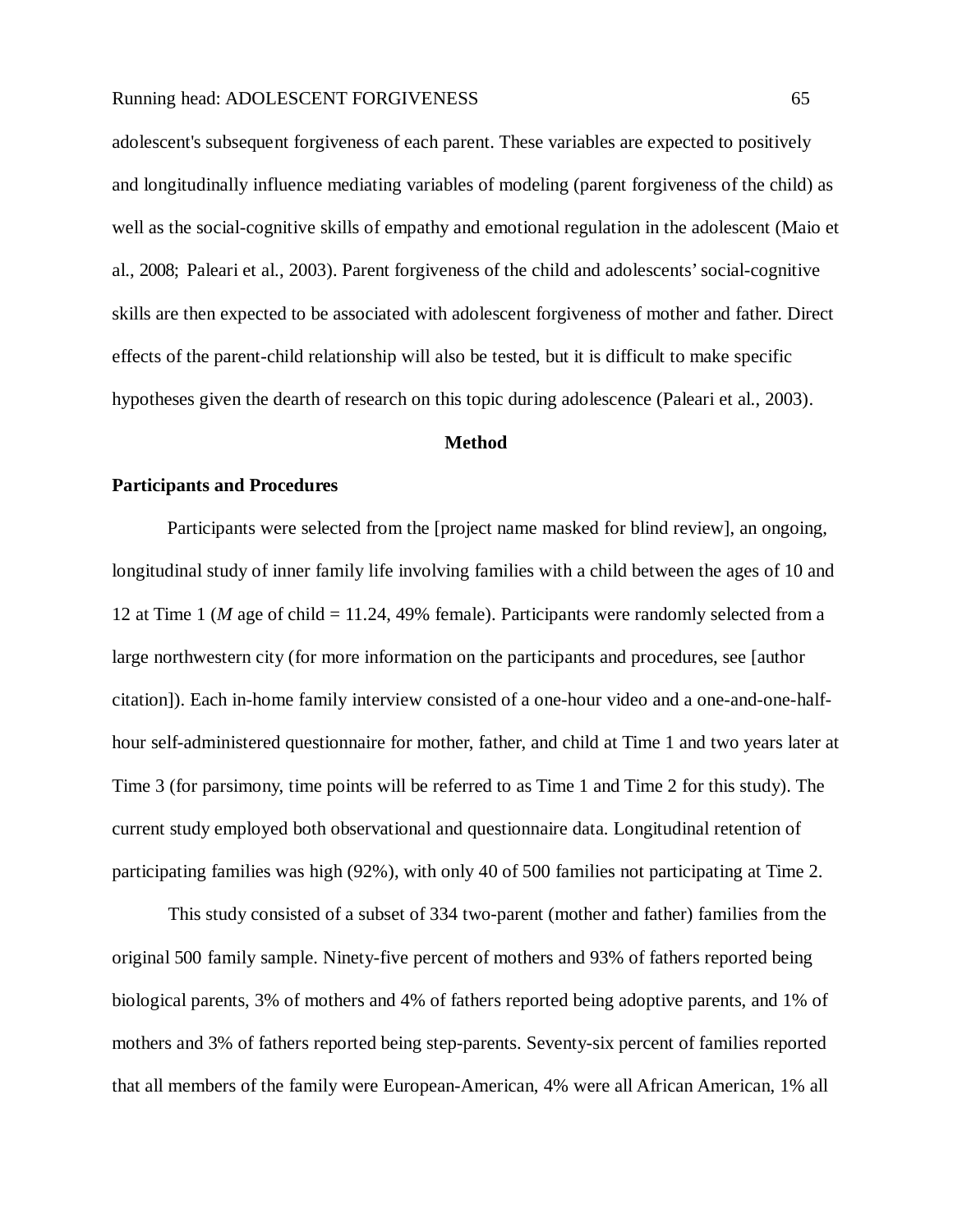adolescent's subsequent forgiveness of each parent. These variables are expected to positively and longitudinally influence mediating variables of modeling (parent forgiveness of the child) as well as the social-cognitive skills of empathy and emotional regulation in the adolescent (Maio et al., 2008; Paleari et al., 2003). Parent forgiveness of the child and adolescents' social-cognitive skills are then expected to be associated with adolescent forgiveness of mother and father. Direct effects of the parent-child relationship will also be tested, but it is difficult to make specific hypotheses given the dearth of research on this topic during adolescence (Paleari et al., 2003).

## Method

### Participants and Procedures

Participants were selected from the [project name masked for blind review], an ongoing, longitudinal study of inner family life involving families with a child between the ages of 10 and 12 at Time 1 (*M* age of child = 11.24, 49% female). Participants were randomly selected from a large northwestern city (for more information on the participants and procedures, see [author citation]). Each in-home family interview consisted of a one-hour video and a one-and-one-half-hour self-administered questionnaire for mother, father, and child at Time 1 and two years later at Time 3 (for parsimony, time points will be referred to as Time 1 and Time 2 for this study). The current study employed both observational and questionnaire data. Longitudinal retention of participating families was high (92%), with only 40 of 500 families not participating at Time 2.

This study consisted of a subset of 334 two-parent (mother and father) families from the original 500 family sample. Ninety-five percent of mothers and 93% of fathers reported being biological parents, 3% of mothers and 4% of fathers reported being adoptive parents, and 1% of mothers and 3% of fathers reported being step-parents. Seventy-six percent of families reported that all members of the family were European-American, 4% were all African American, 1% all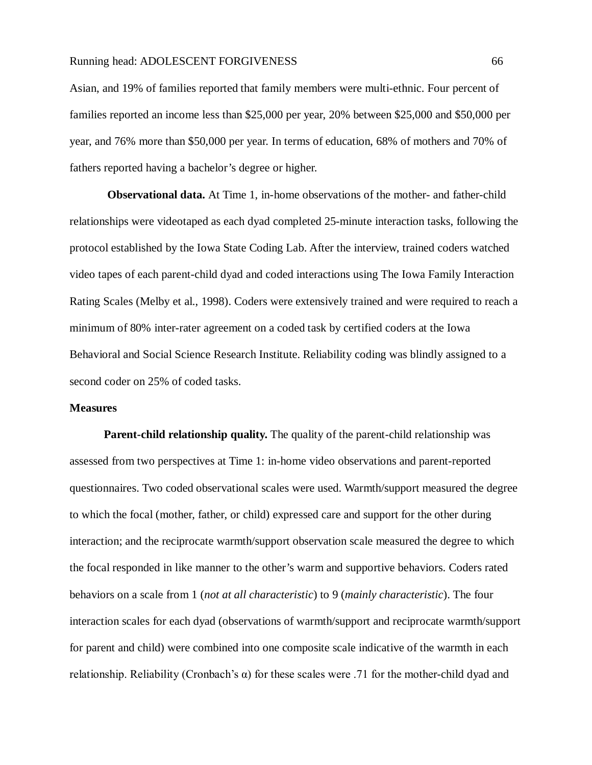Asian, and 19% of families reported that family members were multi-ethnic. Four percent of families reported an income less than $25,000 per year, 20% between $25,000 and $50,000 per year, and 76% more than $50,000 per year. In terms of education, 68% of mothers and 70% of fathers reported having a bachelor's degree or higher.

**Observational data.** At Time 1, in-home observations of the mother- and father-child relationships were videotaped as each dyad completed 25-minute interaction tasks, following the protocol established by the Iowa State Coding Lab. After the interview, trained coders watched video tapes of each parent-child dyad and coded interactions using The Iowa Family Interaction Rating Scales (Melby et al., 1998). Coders were extensively trained and were required to reach a minimum of 80% inter-rater agreement on a coded task by certified coders at the Iowa Behavioral and Social Science Research Institute. Reliability coding was blindly assigned to a second coder on 25% of coded tasks.

### Measures

**Parent-child relationship quality.** The quality of the parent-child relationship was assessed from two perspectives at Time 1: in-home video observations and parent-reported questionnaires. Two coded observational scales were used. Warmth/support measured the degree to which the focal (mother, father, or child) expressed care and support for the other during interaction; and the reciprocate warmth/support observation scale measured the degree to which the focal responded in like manner to the other's warm and supportive behaviors. Coders rated behaviors on a scale from 1 (*not at all characteristic*) to 9 (*mainly characteristic*). The four interaction scales for each dyad (observations of warmth/support and reciprocate warmth/support for parent and child) were combined into one composite scale indicative of the warmth in each relationship. Reliability (Cronbach's $\alpha$) for these scales were .71 for the mother-child dyad and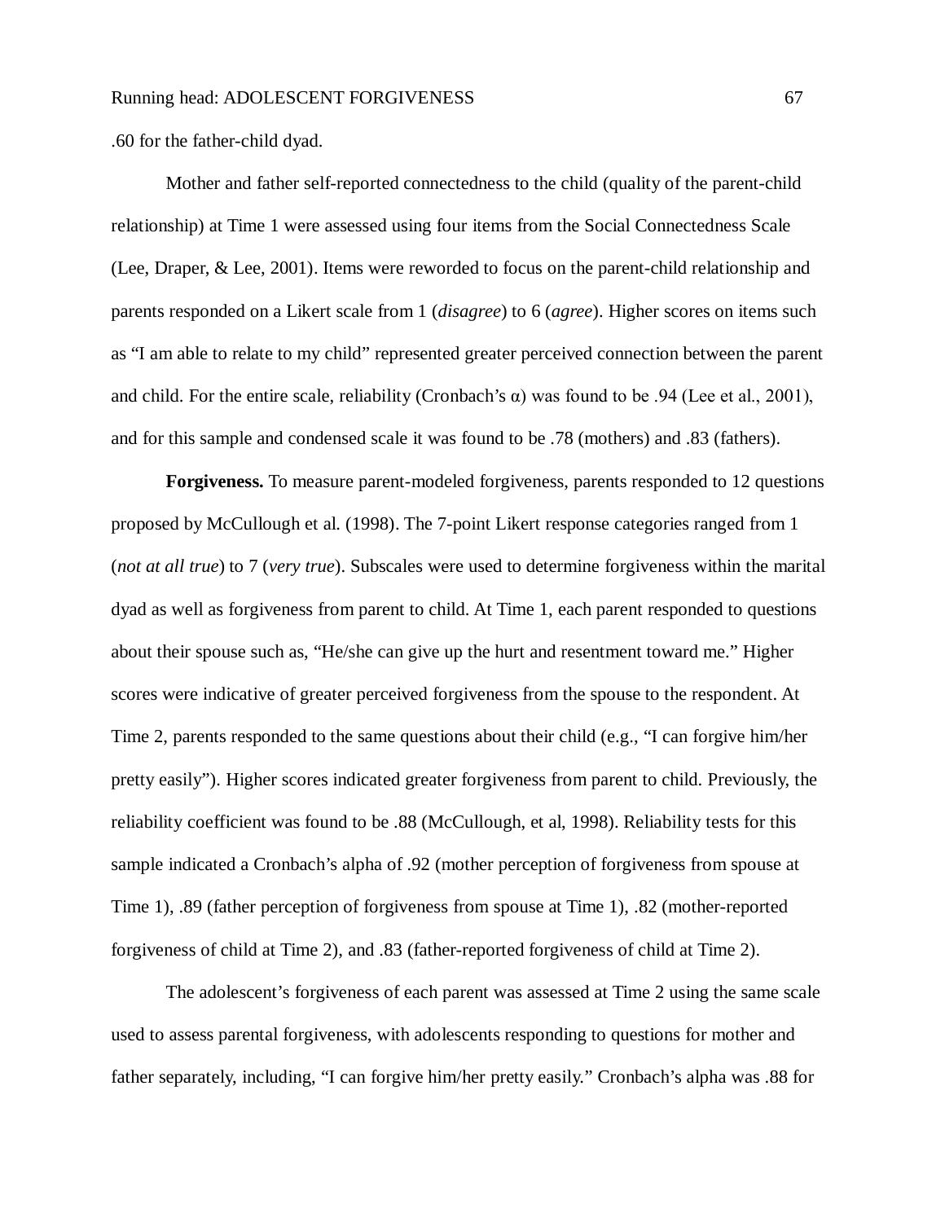.60 for the father-child dyad.

Mother and father self-reported connectedness to the child (quality of the parent-child relationship) at Time 1 were assessed using four items from the Social Connectedness Scale (Lee, Draper, & Lee, 2001). Items were reworded to focus on the parent-child relationship and parents responded on a Likert scale from 1 (*disagree*) to 6 (*agree*). Higher scores on items such as "I am able to relate to my child" represented greater perceived connection between the parent and child. For the entire scale, reliability (Cronbach's α) was found to be .94 (Lee et al., 2001), and for this sample and condensed scale it was found to be .78 (mothers) and .83 (fathers).

**Forgiveness.** To measure parent-modeled forgiveness, parents responded to 12 questions proposed by McCullough et al. (1998). The 7-point Likert response categories ranged from 1 (*not at all true*) to 7 (*very true*). Subscales were used to determine forgiveness within the marital dyad as well as forgiveness from parent to child. At Time 1, each parent responded to questions about their spouse such as, "He/she can give up the hurt and resentment toward me." Higher scores were indicative of greater perceived forgiveness from the spouse to the respondent. At Time 2, parents responded to the same questions about their child (e.g., "I can forgive him/her pretty easily"). Higher scores indicated greater forgiveness from parent to child. Previously, the reliability coefficient was found to be .88 (McCullough, et al, 1998). Reliability tests for this sample indicated a Cronbach's alpha of .92 (mother perception of forgiveness from spouse at Time 1), .89 (father perception of forgiveness from spouse at Time 1), .82 (mother-reported forgiveness of child at Time 2), and .83 (father-reported forgiveness of child at Time 2).

The adolescent's forgiveness of each parent was assessed at Time 2 using the same scale used to assess parental forgiveness, with adolescents responding to questions for mother and father separately, including, "I can forgive him/her pretty easily." Cronbach's alpha was .88 for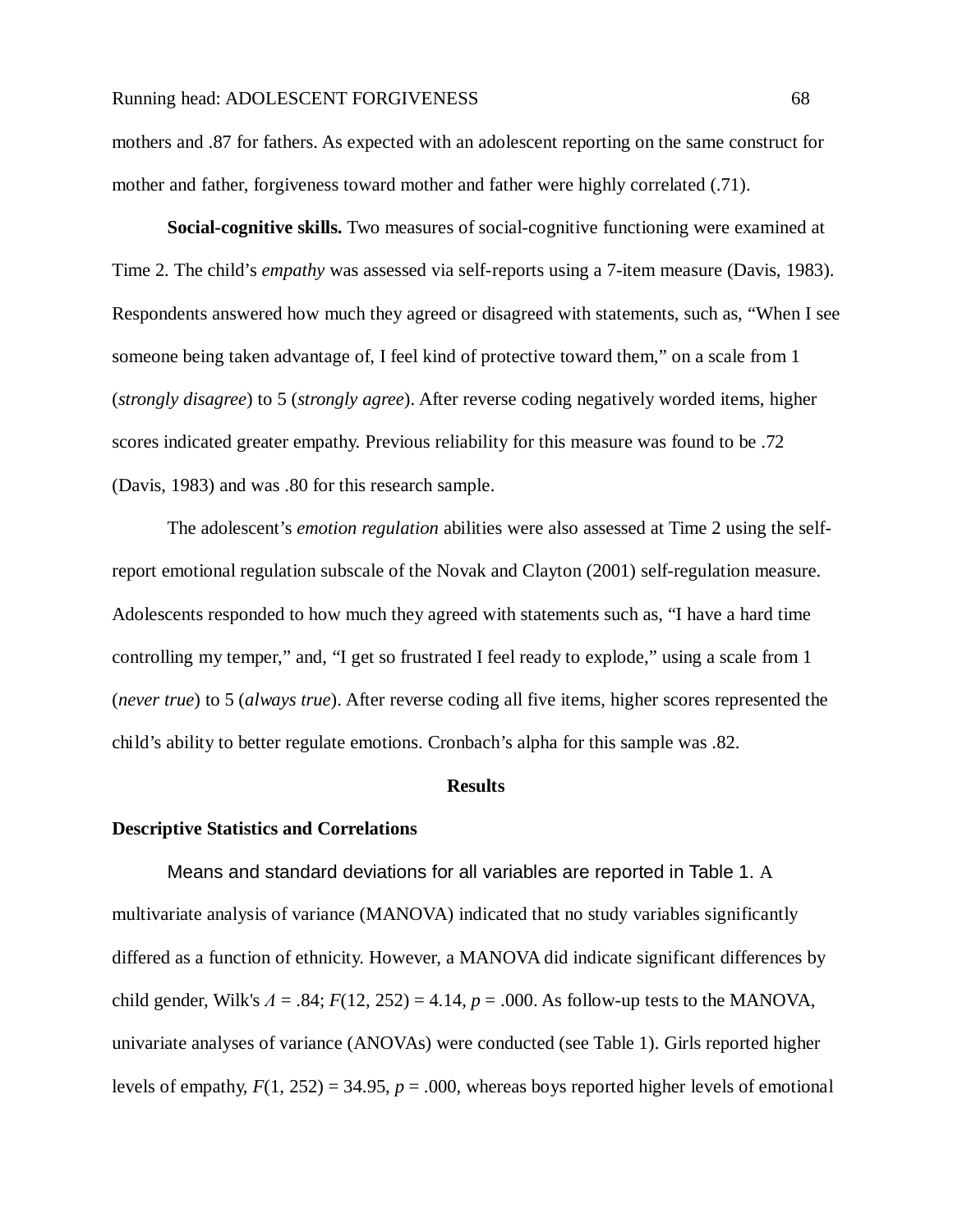mothers and .87 for fathers. As expected with an adolescent reporting on the same construct for mother and father, forgiveness toward mother and father were highly correlated (.71).

**Social-cognitive skills.** Two measures of social-cognitive functioning were examined at Time 2. The child's *empathy* was assessed via self-reports using a 7-item measure (Davis, 1983). Respondents answered how much they agreed or disagreed with statements, such as, "When I see someone being taken advantage of, I feel kind of protective toward them," on a scale from 1 (*strongly disagree*) to 5 (*strongly agree*). After reverse coding negatively worded items, higher scores indicated greater empathy. Previous reliability for this measure was found to be .72 (Davis, 1983) and was .80 for this research sample.

The adolescent's *emotion regulation* abilities were also assessed at Time 2 using the self-report emotional regulation subscale of the Novak and Clayton (2001) self-regulation measure. Adolescents responded to how much they agreed with statements such as, "I have a hard time controlling my temper," and, "I get so frustrated I feel ready to explode," using a scale from 1 (*never true*) to 5 (*always true*). After reverse coding all five items, higher scores represented the child's ability to better regulate emotions. Cronbach's alpha for this sample was .82.

## Results

### Descriptive Statistics and Correlations

Means and standard deviations for all variables are reported in Table 1. A multivariate analysis of variance (MANOVA) indicated that no study variables significantly differed as a function of ethnicity. However, a MANOVA did indicate significant differences by child gender, Wilk's $\Lambda = .84$; $F(12, 252) = 4.14$, $p = .000$. As follow-up tests to the MANOVA, univariate analyses of variance (ANOVAs) were conducted (see Table 1). Girls reported higher levels of empathy, $F(1, 252) = 34.95$, $p = .000$, whereas boys reported higher levels of emotional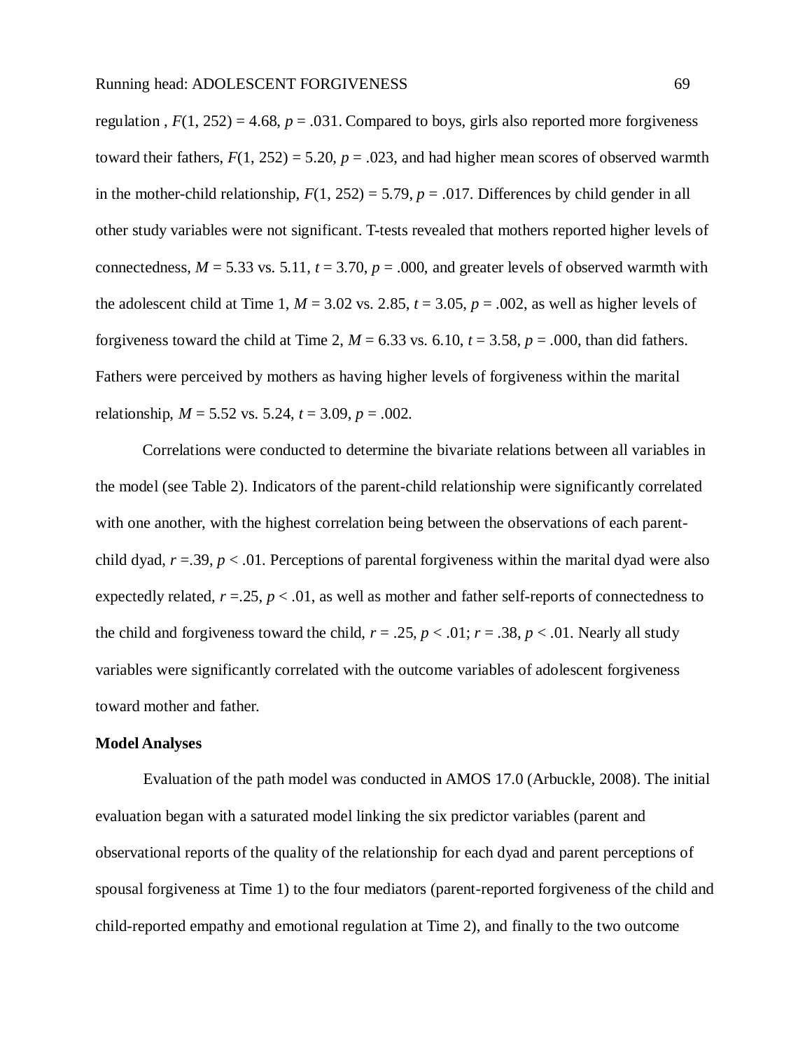regulation , $F(1, 252) = 4.68$, $p = .031$. Compared to boys, girls also reported more forgiveness toward their fathers, $F(1, 252) = 5.20$, $p = .023$, and had higher mean scores of observed warmth in the mother-child relationship, $F(1, 252) = 5.79$, $p = .017$. Differences by child gender in all other study variables were not significant. T-tests revealed that mothers reported higher levels of connectedness, $M = 5.33$ vs. 5.11, $t = 3.70$, $p = .000$, and greater levels of observed warmth with the adolescent child at Time 1, $M = 3.02$ vs. 2.85, $t = 3.05$, $p = .002$, as well as higher levels of forgiveness toward the child at Time 2, $M = 6.33$ vs. 6.10, $t = 3.58$, $p = .000$, than did fathers. Fathers were perceived by mothers as having higher levels of forgiveness within the marital relationship, $M = 5.52$ vs. 5.24, $t = 3.09$, $p = .002$.

Correlations were conducted to determine the bivariate relations between all variables in the model (see Table 2). Indicators of the parent-child relationship were significantly correlated with one another, with the highest correlation being between the observations of each parent-child dyad, $r = .39$, $p < .01$. Perceptions of parental forgiveness within the marital dyad were also expectedly related, $r = .25$, $p < .01$, as well as mother and father self-reports of connectedness to the child and forgiveness toward the child, $r = .25$, $p < .01$; $r = .38$, $p < .01$. Nearly all study variables were significantly correlated with the outcome variables of adolescent forgiveness toward mother and father.

**Model Analyses**

Evaluation of the path model was conducted in AMOS 17.0 (Arbuckle, 2008). The initial evaluation began with a saturated model linking the six predictor variables (parent and observational reports of the quality of the relationship for each dyad and parent perceptions of spousal forgiveness at Time 1) to the four mediators (parent-reported forgiveness of the child and child-reported empathy and emotional regulation at Time 2), and finally to the two outcome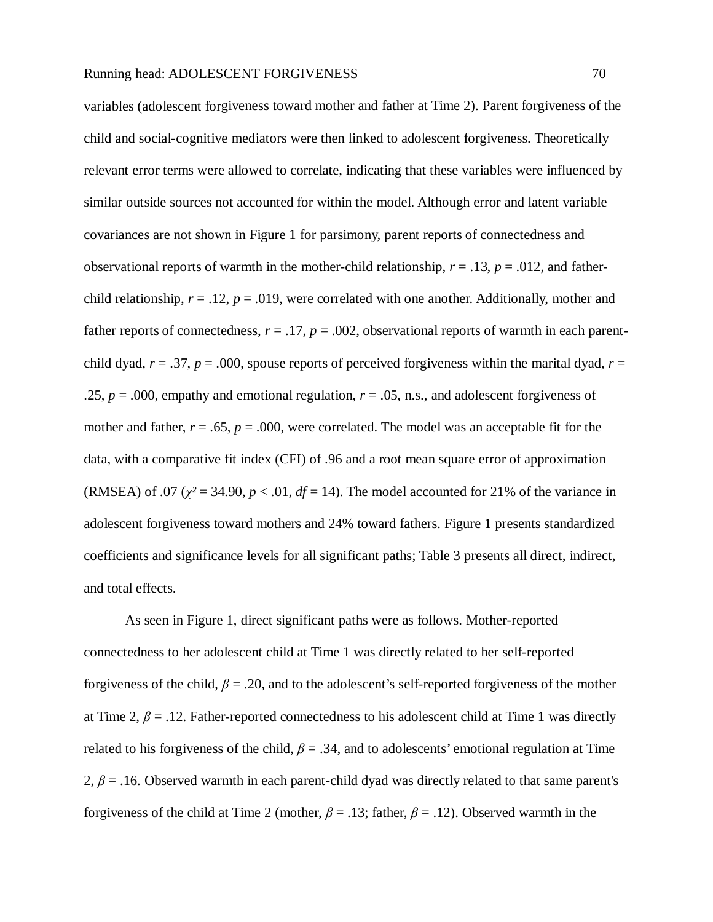variables (adolescent forgiveness toward mother and father at Time 2). Parent forgiveness of the child and social-cognitive mediators were then linked to adolescent forgiveness. Theoretically relevant error terms were allowed to correlate, indicating that these variables were influenced by similar outside sources not accounted for within the model. Although error and latent variable covariances are not shown in Figure 1 for parsimony, parent reports of connectedness and observational reports of warmth in the mother-child relationship, $r = .13$, $p = .012$, and father-child relationship, $r = .12$, $p = .019$, were correlated with one another. Additionally, mother and father reports of connectedness, $r = .17$, $p = .002$, observational reports of warmth in each parent-child dyad, $r = .37$, $p = .000$, spouse reports of perceived forgiveness within the marital dyad, $r = .25$, $p = .000$, empathy and emotional regulation, $r = .05$, n.s., and adolescent forgiveness of mother and father, $r = .65$, $p = .000$, were correlated. The model was an acceptable fit for the data, with a comparative fit index (CFI) of .96 and a root mean square error of approximation (RMSEA) of .07 ($\chi^2 = 34.90$, $p < .01$, $df = 14$). The model accounted for 21% of the variance in adolescent forgiveness toward mothers and 24% toward fathers. Figure 1 presents standardized coefficients and significance levels for all significant paths; Table 3 presents all direct, indirect, and total effects.

As seen in Figure 1, direct significant paths were as follows. Mother-reported connectedness to her adolescent child at Time 1 was directly related to her self-reported forgiveness of the child, $\beta = .20$, and to the adolescent's self-reported forgiveness of the mother at Time 2, $\beta = .12$. Father-reported connectedness to his adolescent child at Time 1 was directly related to his forgiveness of the child, $\beta = .34$, and to adolescents' emotional regulation at Time 2, $\beta = .16$. Observed warmth in each parent-child dyad was directly related to that same parent's forgiveness of the child at Time 2 (mother, $\beta = .13$; father, $\beta = .12$). Observed warmth in the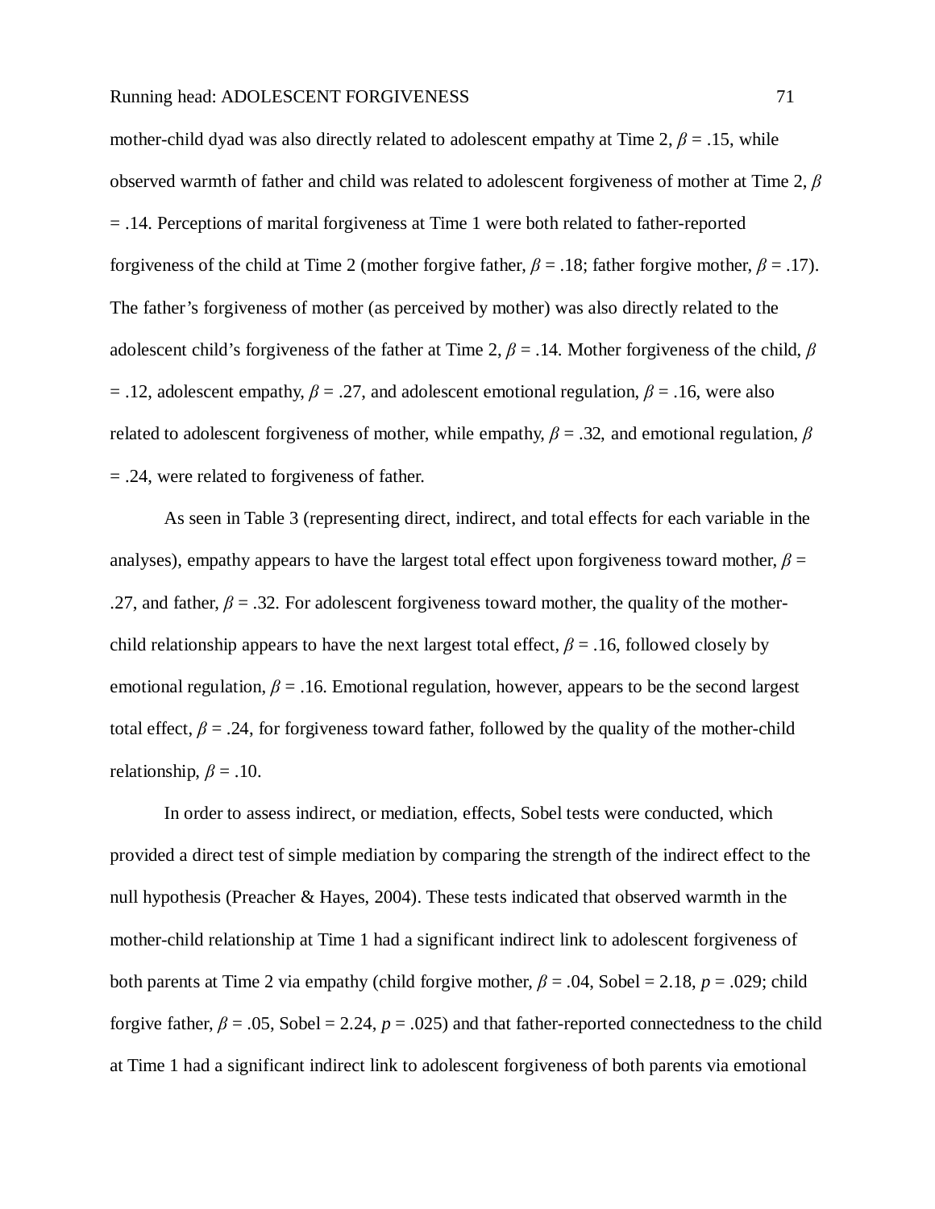mother-child dyad was also directly related to adolescent empathy at Time 2, $\beta$ = .15, while observed warmth of father and child was related to adolescent forgiveness of mother at Time 2, $\beta$ = .14. Perceptions of marital forgiveness at Time 1 were both related to father-reported forgiveness of the child at Time 2 (mother forgive father, $\beta$ = .18; father forgive mother, $\beta$ = .17). The father's forgiveness of mother (as perceived by mother) was also directly related to the adolescent child's forgiveness of the father at Time 2, $\beta$ = .14. Mother forgiveness of the child, $\beta$ = .12, adolescent empathy, $\beta$ = .27, and adolescent emotional regulation, $\beta$ = .16, were also related to adolescent forgiveness of mother, while empathy, $\beta$ = .32, and emotional regulation, $\beta$ = .24, were related to forgiveness of father.

As seen in Table 3 (representing direct, indirect, and total effects for each variable in the analyses), empathy appears to have the largest total effect upon forgiveness toward mother, $\beta$ = .27, and father, $\beta$ = .32. For adolescent forgiveness toward mother, the quality of the mother-child relationship appears to have the next largest total effect, $\beta$ = .16, followed closely by emotional regulation, $\beta$ = .16. Emotional regulation, however, appears to be the second largest total effect, $\beta$ = .24, for forgiveness toward father, followed by the quality of the mother-child relationship, $\beta$ = .10.

In order to assess indirect, or mediation, effects, Sobel tests were conducted, which provided a direct test of simple mediation by comparing the strength of the indirect effect to the null hypothesis (Preacher & Hayes, 2004). These tests indicated that observed warmth in the mother-child relationship at Time 1 had a significant indirect link to adolescent forgiveness of both parents at Time 2 via empathy (child forgive mother, $\beta$ = .04, Sobel = 2.18, $p$ = .029; child forgive father, $\beta$ = .05, Sobel = 2.24, $p$ = .025) and that father-reported connectedness to the child at Time 1 had a significant indirect link to adolescent forgiveness of both parents via emotional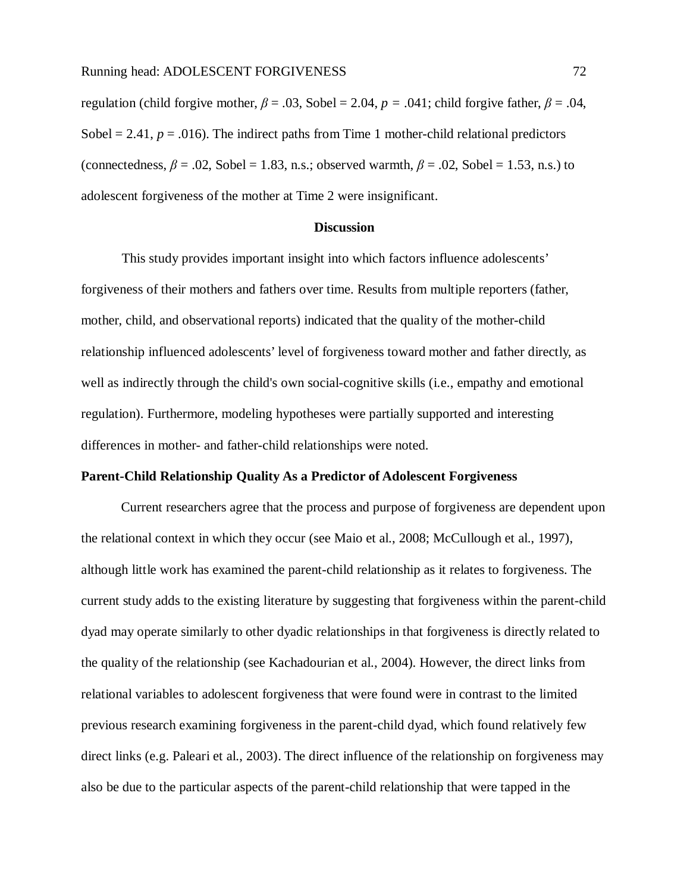regulation (child forgive mother, $\beta = .03$, Sobel = 2.04, $p = .041$; child forgive father, $\beta = .04$, Sobel = 2.41, $p = .016$). The indirect paths from Time 1 mother-child relational predictors (connectedness, $\beta = .02$, Sobel = 1.83, n.s.; observed warmth, $\beta = .02$, Sobel = 1.53, n.s.) to adolescent forgiveness of the mother at Time 2 were insignificant.

## Discussion

This study provides important insight into which factors influence adolescents' forgiveness of their mothers and fathers over time. Results from multiple reporters (father, mother, child, and observational reports) indicated that the quality of the mother-child relationship influenced adolescents' level of forgiveness toward mother and father directly, as well as indirectly through the child's own social-cognitive skills (i.e., empathy and emotional regulation). Furthermore, modeling hypotheses were partially supported and interesting differences in mother- and father-child relationships were noted.

### Parent-Child Relationship Quality As a Predictor of Adolescent Forgiveness

Current researchers agree that the process and purpose of forgiveness are dependent upon the relational context in which they occur (see Maio et al., 2008; McCullough et al., 1997), although little work has examined the parent-child relationship as it relates to forgiveness. The current study adds to the existing literature by suggesting that forgiveness within the parent-child dyad may operate similarly to other dyadic relationships in that forgiveness is directly related to the quality of the relationship (see Kachadourian et al., 2004). However, the direct links from relational variables to adolescent forgiveness that were found were in contrast to the limited previous research examining forgiveness in the parent-child dyad, which found relatively few direct links (e.g. Paleari et al., 2003). The direct influence of the relationship on forgiveness may also be due to the particular aspects of the parent-child relationship that were tapped in the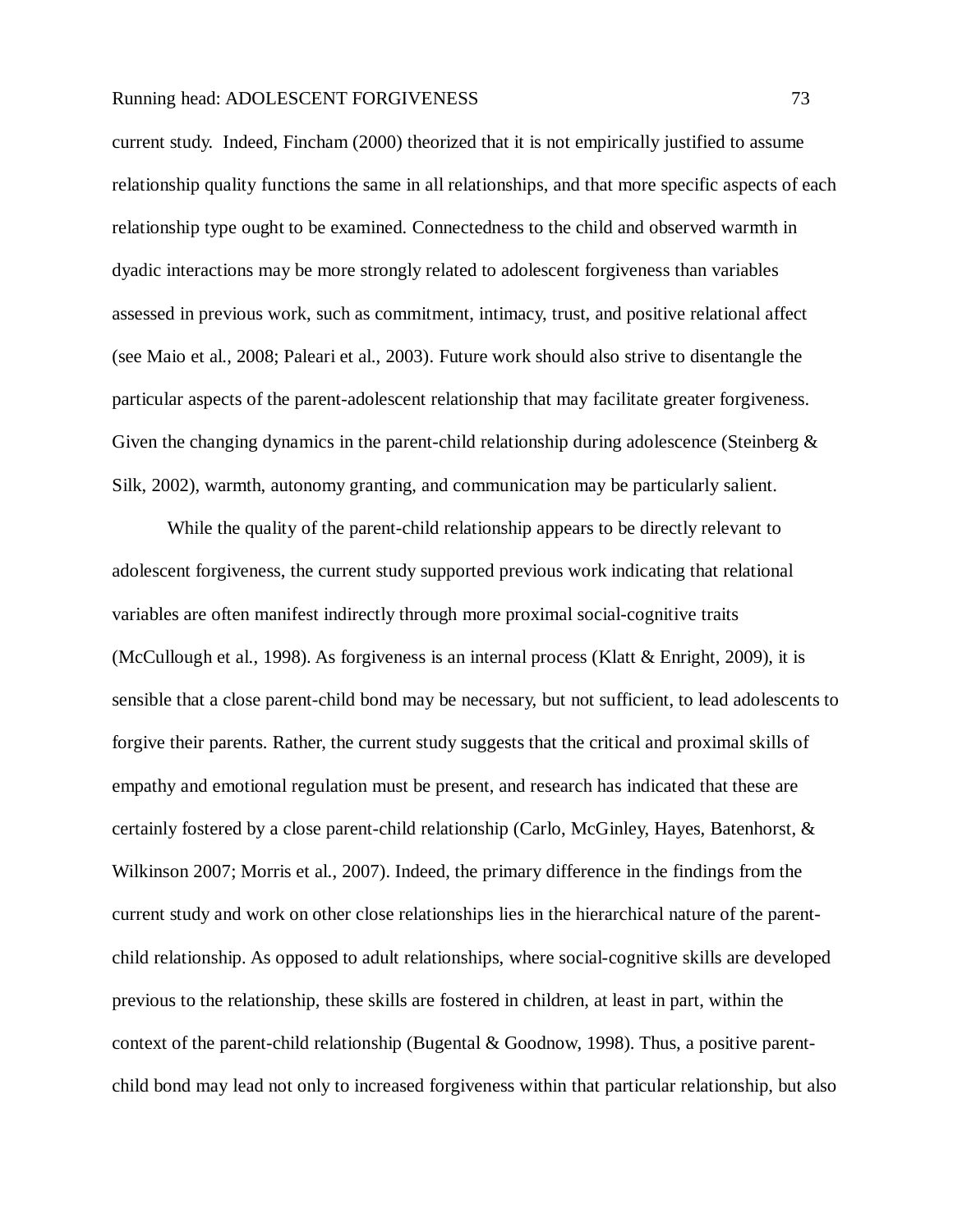current study. Indeed, Fincham (2000) theorized that it is not empirically justified to assume relationship quality functions the same in all relationships, and that more specific aspects of each relationship type ought to be examined. Connectedness to the child and observed warmth in dyadic interactions may be more strongly related to adolescent forgiveness than variables assessed in previous work, such as commitment, intimacy, trust, and positive relational affect (see Maio et al., 2008; Paleari et al., 2003). Future work should also strive to disentangle the particular aspects of the parent-adolescent relationship that may facilitate greater forgiveness. Given the changing dynamics in the parent-child relationship during adolescence (Steinberg & Silk, 2002), warmth, autonomy granting, and communication may be particularly salient.

While the quality of the parent-child relationship appears to be directly relevant to adolescent forgiveness, the current study supported previous work indicating that relational variables are often manifest indirectly through more proximal social-cognitive traits (McCullough et al., 1998). As forgiveness is an internal process (Klatt & Enright, 2009), it is sensible that a close parent-child bond may be necessary, but not sufficient, to lead adolescents to forgive their parents. Rather, the current study suggests that the critical and proximal skills of empathy and emotional regulation must be present, and research has indicated that these are certainly fostered by a close parent-child relationship (Carlo, McGinley, Hayes, Batenhorst, & Wilkinson 2007; Morris et al., 2007). Indeed, the primary difference in the findings from the current study and work on other close relationships lies in the hierarchical nature of the parent-child relationship. As opposed to adult relationships, where social-cognitive skills are developed previous to the relationship, these skills are fostered in children, at least in part, within the context of the parent-child relationship (Bugental & Goodnow, 1998). Thus, a positive parent-child bond may lead not only to increased forgiveness within that particular relationship, but also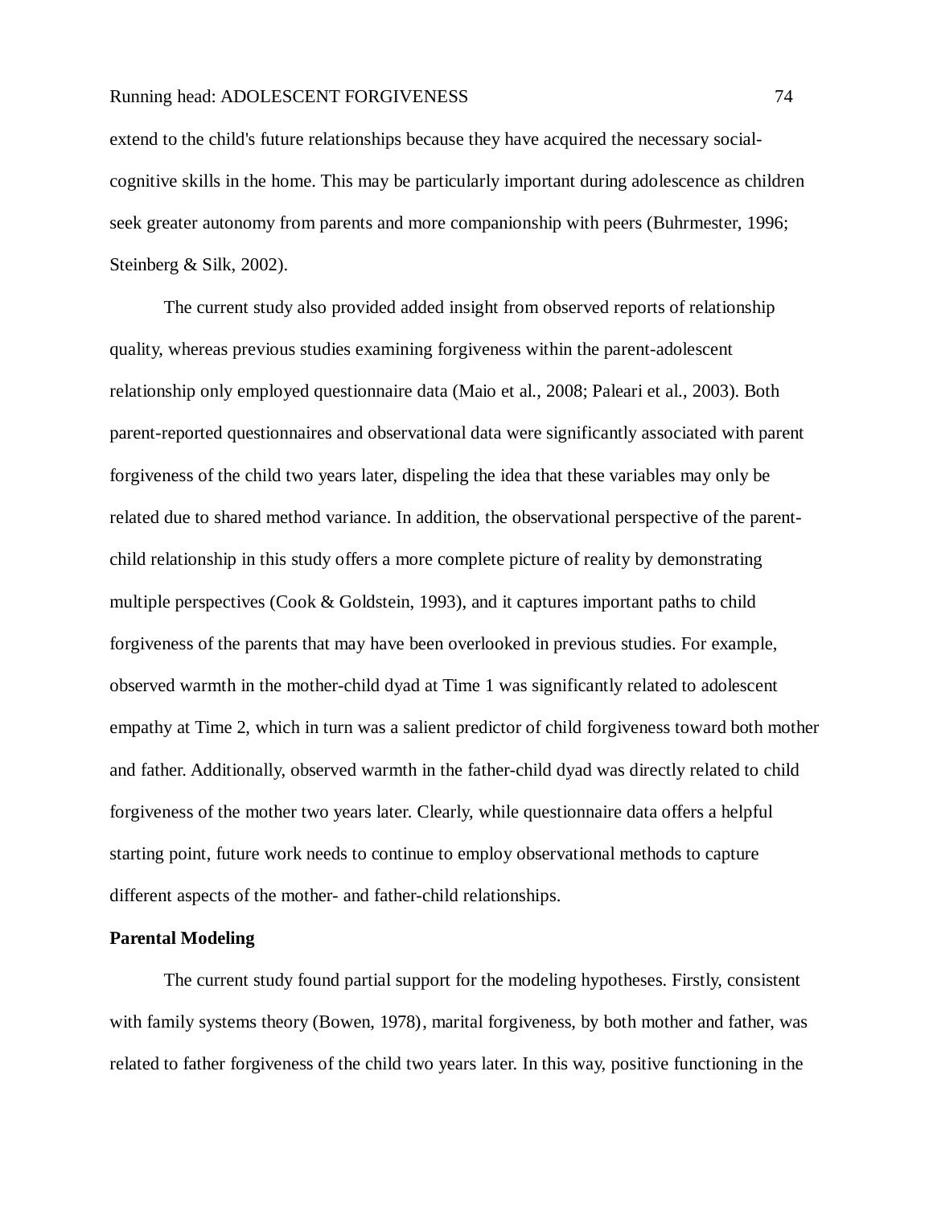extend to the child's future relationships because they have acquired the necessary social-cognitive skills in the home. This may be particularly important during adolescence as children seek greater autonomy from parents and more companionship with peers (Buhrmester, 1996; Steinberg & Silk, 2002).

The current study also provided added insight from observed reports of relationship quality, whereas previous studies examining forgiveness within the parent-adolescent relationship only employed questionnaire data (Maio et al., 2008; Paleari et al., 2003). Both parent-reported questionnaires and observational data were significantly associated with parent forgiveness of the child two years later, dispeling the idea that these variables may only be related due to shared method variance. In addition, the observational perspective of the parent-child relationship in this study offers a more complete picture of reality by demonstrating multiple perspectives (Cook & Goldstein, 1993), and it captures important paths to child forgiveness of the parents that may have been overlooked in previous studies. For example, observed warmth in the mother-child dyad at Time 1 was significantly related to adolescent empathy at Time 2, which in turn was a salient predictor of child forgiveness toward both mother and father. Additionally, observed warmth in the father-child dyad was directly related to child forgiveness of the mother two years later. Clearly, while questionnaire data offers a helpful starting point, future work needs to continue to employ observational methods to capture different aspects of the mother- and father-child relationships.

**Parental Modeling**

The current study found partial support for the modeling hypotheses. Firstly, consistent with family systems theory (Bowen, 1978), marital forgiveness, by both mother and father, was related to father forgiveness of the child two years later. In this way, positive functioning in the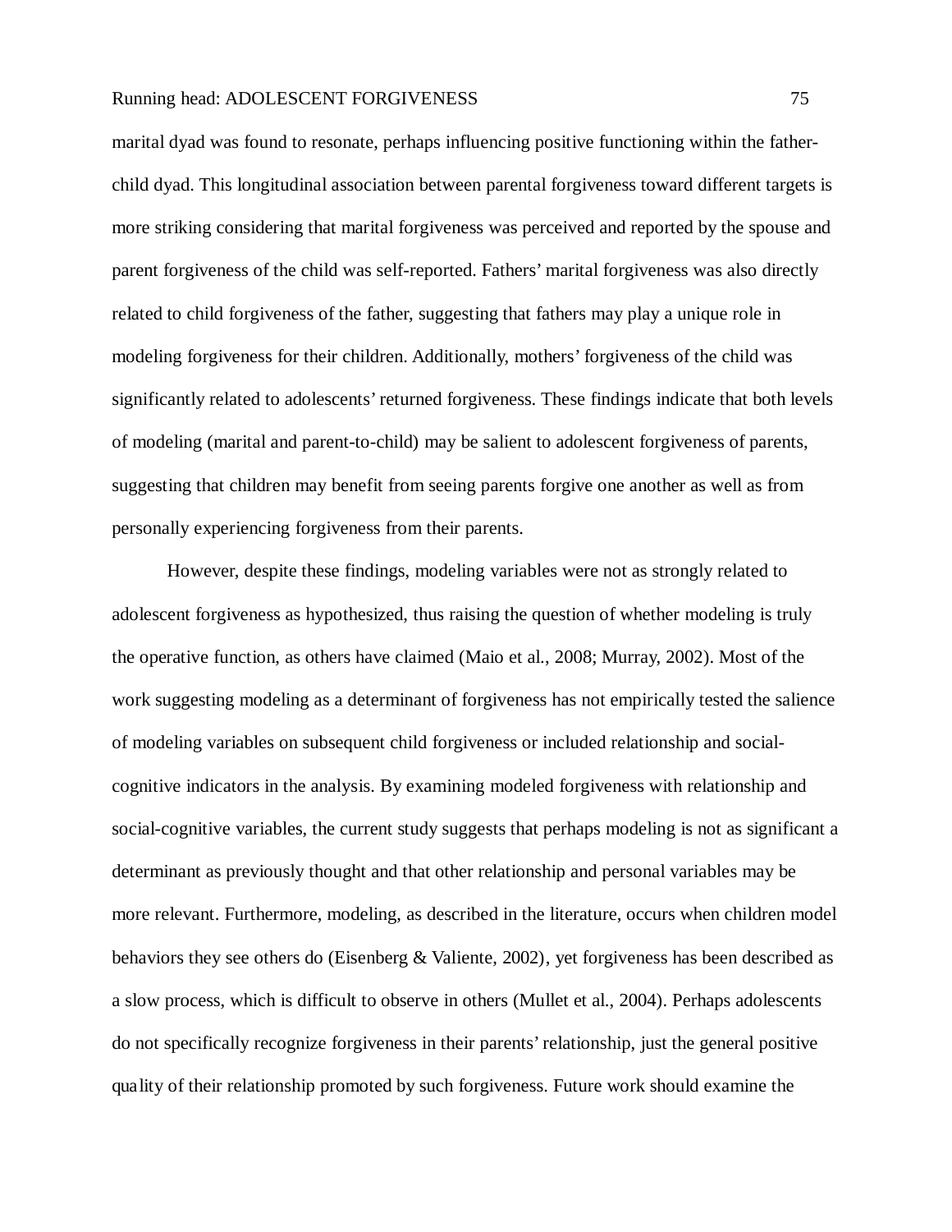marital dyad was found to resonate, perhaps influencing positive functioning within the father-child dyad. This longitudinal association between parental forgiveness toward different targets is more striking considering that marital forgiveness was perceived and reported by the spouse and parent forgiveness of the child was self-reported. Fathers' marital forgiveness was also directly related to child forgiveness of the father, suggesting that fathers may play a unique role in modeling forgiveness for their children. Additionally, mothers' forgiveness of the child was significantly related to adolescents' returned forgiveness. These findings indicate that both levels of modeling (marital and parent-to-child) may be salient to adolescent forgiveness of parents, suggesting that children may benefit from seeing parents forgive one another as well as from personally experiencing forgiveness from their parents.

However, despite these findings, modeling variables were not as strongly related to adolescent forgiveness as hypothesized, thus raising the question of whether modeling is truly the operative function, as others have claimed (Maio et al., 2008; Murray, 2002). Most of the work suggesting modeling as a determinant of forgiveness has not empirically tested the salience of modeling variables on subsequent child forgiveness or included relationship and social-cognitive indicators in the analysis. By examining modeled forgiveness with relationship and social-cognitive variables, the current study suggests that perhaps modeling is not as significant a determinant as previously thought and that other relationship and personal variables may be more relevant. Furthermore, modeling, as described in the literature, occurs when children model behaviors they see others do (Eisenberg & Valiente, 2002), yet forgiveness has been described as a slow process, which is difficult to observe in others (Mullet et al., 2004). Perhaps adolescents do not specifically recognize forgiveness in their parents' relationship, just the general positive quality of their relationship promoted by such forgiveness. Future work should examine the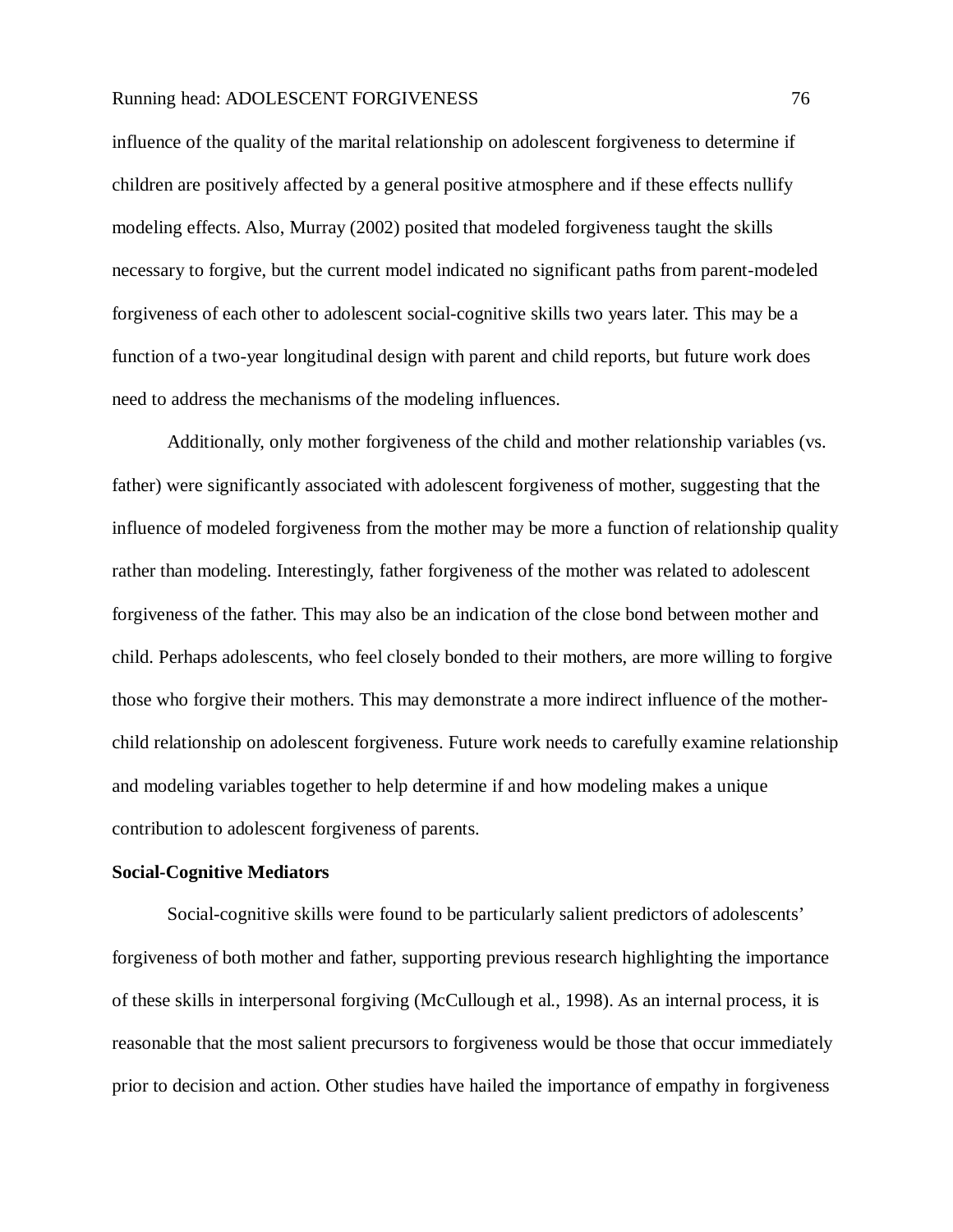influence of the quality of the marital relationship on adolescent forgiveness to determine if children are positively affected by a general positive atmosphere and if these effects nullify modeling effects. Also, Murray (2002) posited that modeled forgiveness taught the skills necessary to forgive, but the current model indicated no significant paths from parent-modeled forgiveness of each other to adolescent social-cognitive skills two years later. This may be a function of a two-year longitudinal design with parent and child reports, but future work does need to address the mechanisms of the modeling influences.

Additionally, only mother forgiveness of the child and mother relationship variables (vs. father) were significantly associated with adolescent forgiveness of mother, suggesting that the influence of modeled forgiveness from the mother may be more a function of relationship quality rather than modeling. Interestingly, father forgiveness of the mother was related to adolescent forgiveness of the father. This may also be an indication of the close bond between mother and child. Perhaps adolescents, who feel closely bonded to their mothers, are more willing to forgive those who forgive their mothers. This may demonstrate a more indirect influence of the mother-child relationship on adolescent forgiveness. Future work needs to carefully examine relationship and modeling variables together to help determine if and how modeling makes a unique contribution to adolescent forgiveness of parents.

**Social-Cognitive Mediators**

Social-cognitive skills were found to be particularly salient predictors of adolescents' forgiveness of both mother and father, supporting previous research highlighting the importance of these skills in interpersonal forgiving (McCullough et al., 1998). As an internal process, it is reasonable that the most salient precursors to forgiveness would be those that occur immediately prior to decision and action. Other studies have hailed the importance of empathy in forgiveness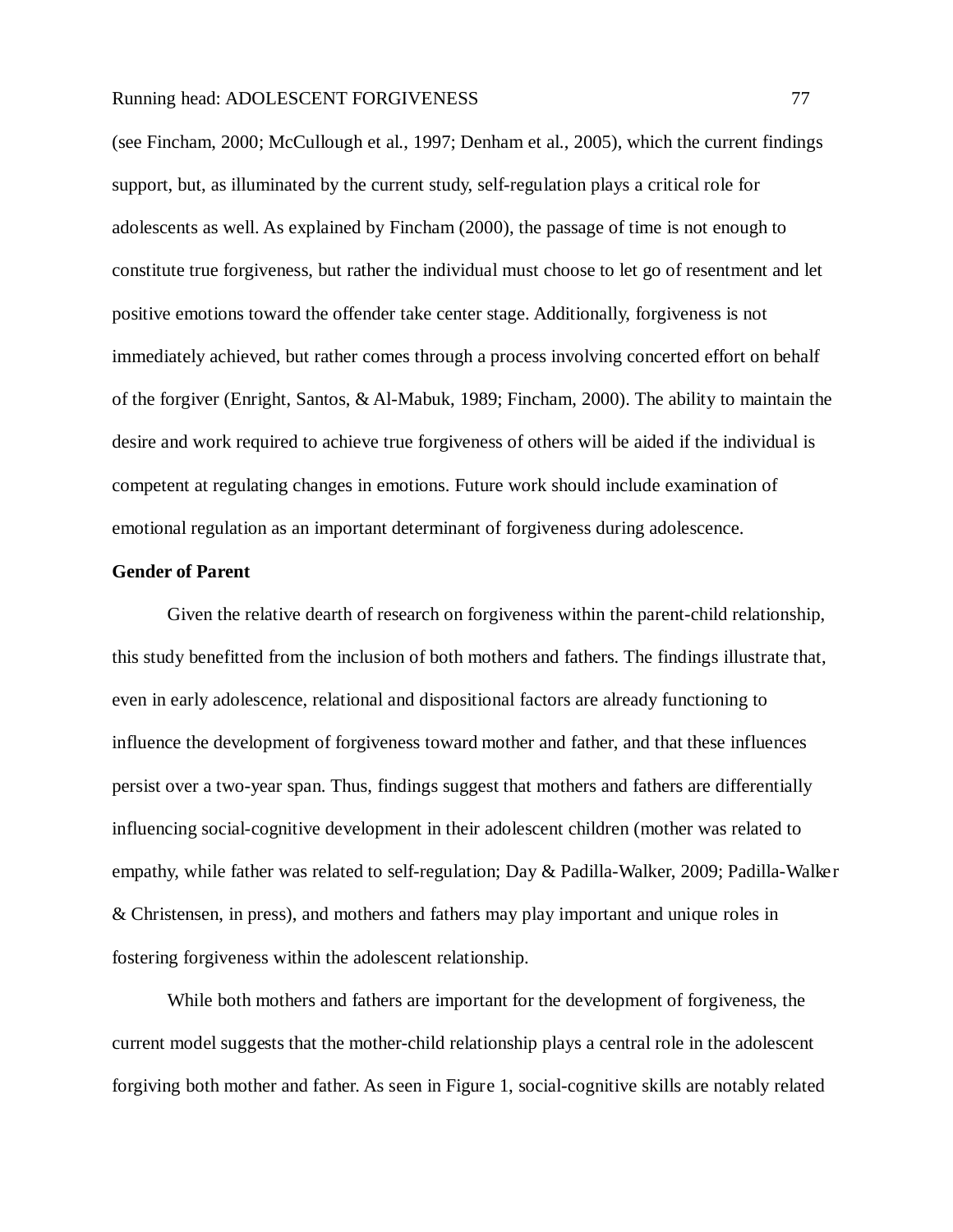(see Fincham, 2000; McCullough et al., 1997; Denham et al., 2005), which the current findings support, but, as illuminated by the current study, self-regulation plays a critical role for adolescents as well. As explained by Fincham (2000), the passage of time is not enough to constitute true forgiveness, but rather the individual must choose to let go of resentment and let positive emotions toward the offender take center stage. Additionally, forgiveness is not immediately achieved, but rather comes through a process involving concerted effort on behalf of the forgiver (Enright, Santos, & Al-Mabuk, 1989; Fincham, 2000). The ability to maintain the desire and work required to achieve true forgiveness of others will be aided if the individual is competent at regulating changes in emotions. Future work should include examination of emotional regulation as an important determinant of forgiveness during adolescence.

**Gender of Parent**

Given the relative dearth of research on forgiveness within the parent-child relationship, this study benefitted from the inclusion of both mothers and fathers. The findings illustrate that, even in early adolescence, relational and dispositional factors are already functioning to influence the development of forgiveness toward mother and father, and that these influences persist over a two-year span. Thus, findings suggest that mothers and fathers are differentially influencing social-cognitive development in their adolescent children (mother was related to empathy, while father was related to self-regulation; Day & Padilla-Walker, 2009; Padilla-Walker & Christensen, in press), and mothers and fathers may play important and unique roles in fostering forgiveness within the adolescent relationship.

While both mothers and fathers are important for the development of forgiveness, the current model suggests that the mother-child relationship plays a central role in the adolescent forgiving both mother and father. As seen in Figure 1, social-cognitive skills are notably related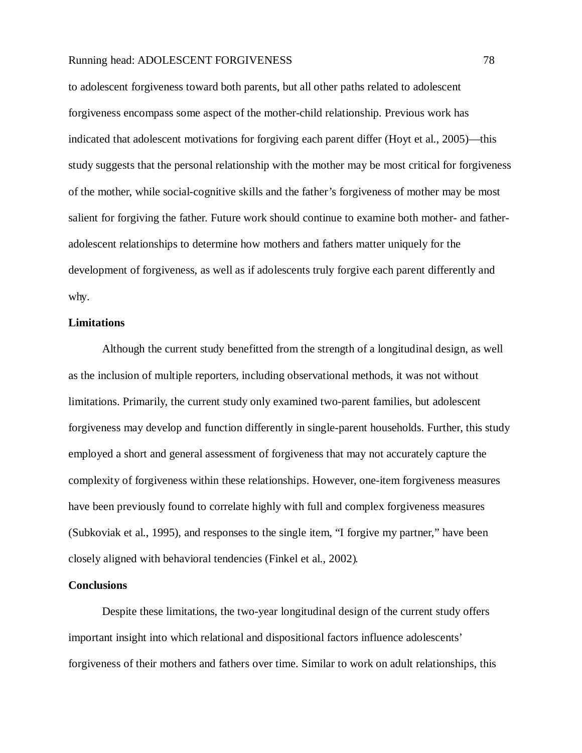to adolescent forgiveness toward both parents, but all other paths related to adolescent forgiveness encompass some aspect of the mother-child relationship. Previous work has indicated that adolescent motivations for forgiving each parent differ (Hoyt et al., 2005)—this study suggests that the personal relationship with the mother may be most critical for forgiveness of the mother, while social-cognitive skills and the father's forgiveness of mother may be most salient for forgiving the father. Future work should continue to examine both mother- and father-adolescent relationships to determine how mothers and fathers matter uniquely for the development of forgiveness, as well as if adolescents truly forgive each parent differently and why.

## Limitations

Although the current study benefitted from the strength of a longitudinal design, as well as the inclusion of multiple reporters, including observational methods, it was not without limitations. Primarily, the current study only examined two-parent families, but adolescent forgiveness may develop and function differently in single-parent households. Further, this study employed a short and general assessment of forgiveness that may not accurately capture the complexity of forgiveness within these relationships. However, one-item forgiveness measures have been previously found to correlate highly with full and complex forgiveness measures (Subkoviak et al., 1995), and responses to the single item, "I forgive my partner," have been closely aligned with behavioral tendencies (Finkel et al., 2002).

## Conclusions

Despite these limitations, the two-year longitudinal design of the current study offers important insight into which relational and dispositional factors influence adolescents' forgiveness of their mothers and fathers over time. Similar to work on adult relationships, this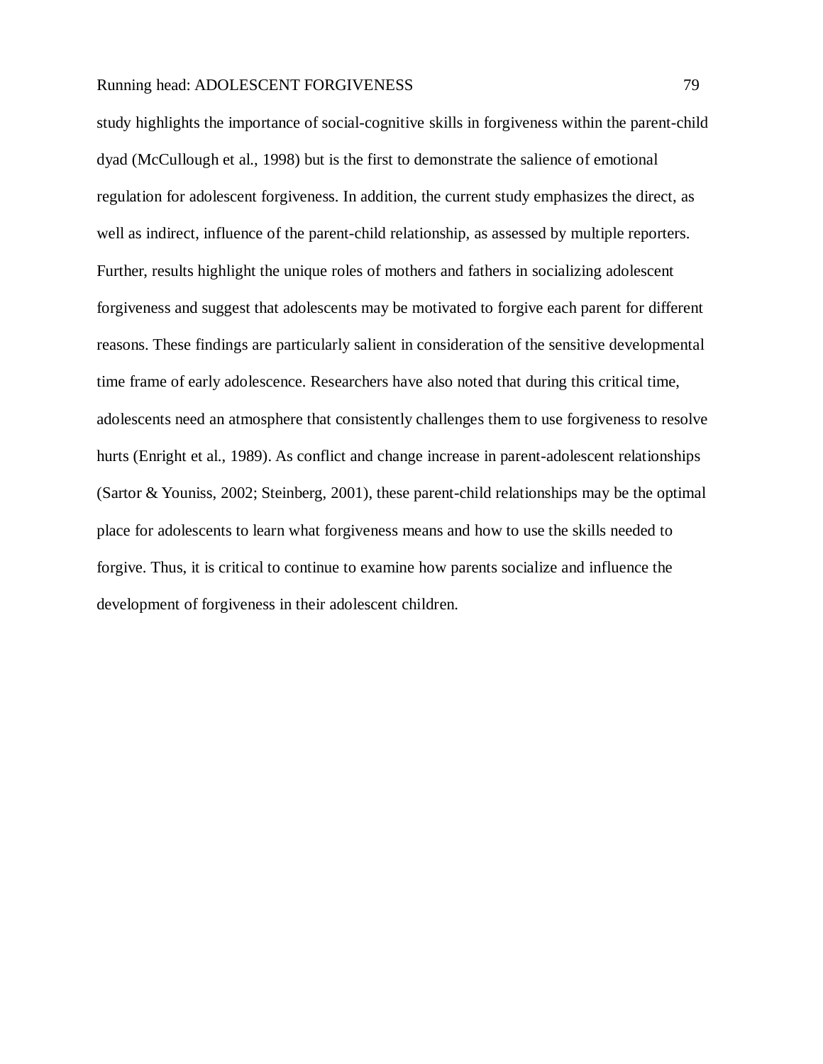study highlights the importance of social-cognitive skills in forgiveness within the parent-child dyad (McCullough et al., 1998) but is the first to demonstrate the salience of emotional regulation for adolescent forgiveness. In addition, the current study emphasizes the direct, as well as indirect, influence of the parent-child relationship, as assessed by multiple reporters. Further, results highlight the unique roles of mothers and fathers in socializing adolescent forgiveness and suggest that adolescents may be motivated to forgive each parent for different reasons. These findings are particularly salient in consideration of the sensitive developmental time frame of early adolescence. Researchers have also noted that during this critical time, adolescents need an atmosphere that consistently challenges them to use forgiveness to resolve hurts (Enright et al., 1989). As conflict and change increase in parent-adolescent relationships (Sartor & Youniss, 2002; Steinberg, 2001), these parent-child relationships may be the optimal place for adolescents to learn what forgiveness means and how to use the skills needed to forgive. Thus, it is critical to continue to examine how parents socialize and influence the development of forgiveness in their adolescent children.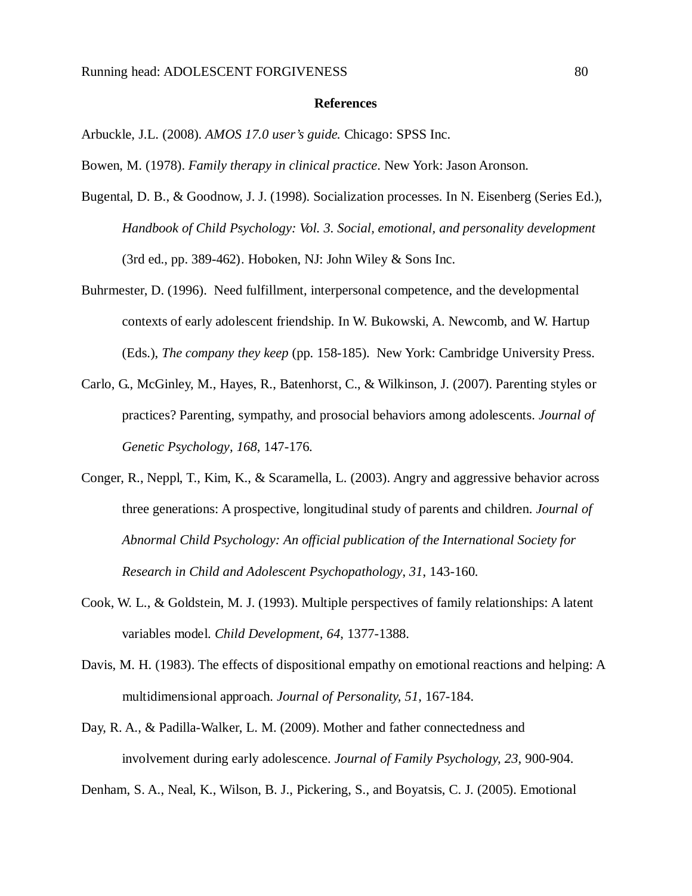**References**

Arbuckle, J.L. (2008). *AMOS 17.0 user's guide.* Chicago: SPSS Inc.

Bowen, M. (1978). *Family therapy in clinical practice*. New York: Jason Aronson.

Bugental, D. B., & Goodnow, J. J. (1998). Socialization processes. In N. Eisenberg (Series Ed.), *Handbook of Child Psychology: Vol. 3. Social, emotional, and personality development* (3rd ed., pp. 389-462). Hoboken, NJ: John Wiley & Sons Inc.

Buhrmester, D. (1996). Need fulfillment, interpersonal competence, and the developmental contexts of early adolescent friendship. In W. Bukowski, A. Newcomb, and W. Hartup (Eds.), *The company they keep* (pp. 158-185). New York: Cambridge University Press.

Carlo, G., McGinley, M., Hayes, R., Batenhorst, C., & Wilkinson, J. (2007). Parenting styles or practices? Parenting, sympathy, and prosocial behaviors among adolescents. *Journal of Genetic Psychology, 168*, 147-176.

Conger, R., Neppl, T., Kim, K., & Scaramella, L. (2003). Angry and aggressive behavior across three generations: A prospective, longitudinal study of parents and children. *Journal of Abnormal Child Psychology: An official publication of the International Society for Research in Child and Adolescent Psychopathology*, *31*, 143-160.

Cook, W. L., & Goldstein, M. J. (1993). Multiple perspectives of family relationships: A latent variables model. *Child Development, 64*, 1377-1388.

Davis, M. H. (1983). The effects of dispositional empathy on emotional reactions and helping: A multidimensional approach. *Journal of Personality, 51*, 167-184.

Day, R. A., & Padilla-Walker, L. M. (2009). Mother and father connectedness and involvement during early adolescence. *Journal of Family Psychology, 23*, 900-904.

Denham, S. A., Neal, K., Wilson, B. J., Pickering, S., and Boyatsis, C. J. (2005). Emotional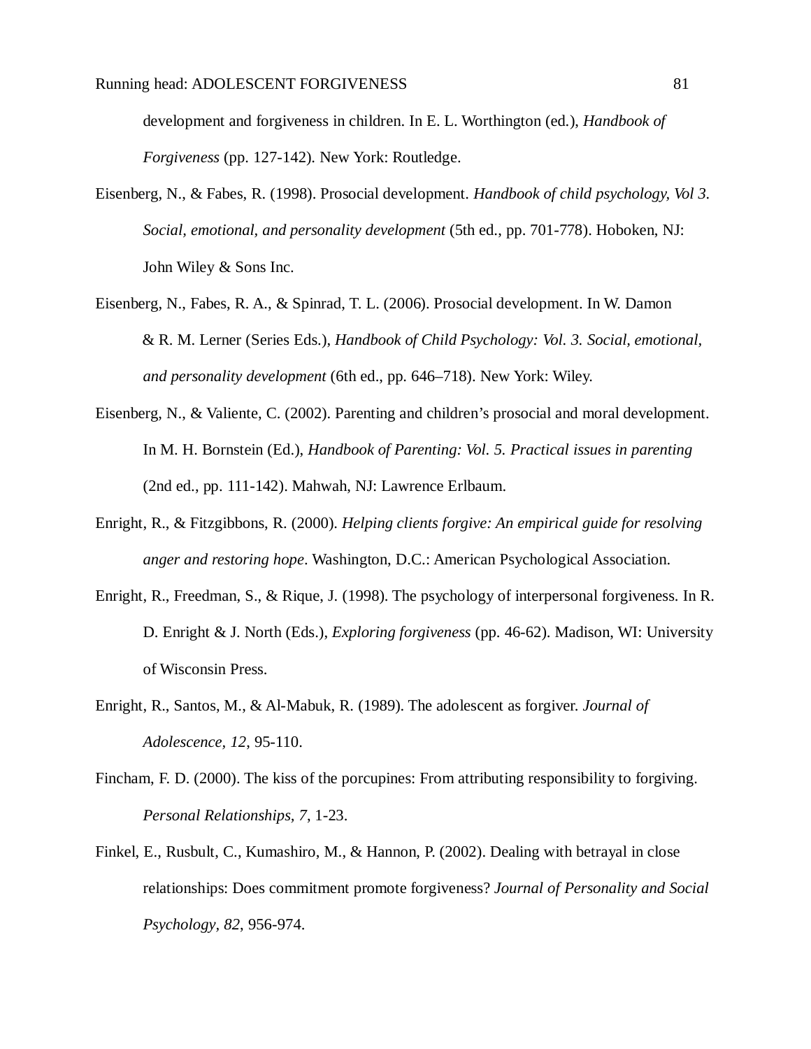development and forgiveness in children. In E. L. Worthington (ed.), *Handbook of Forgiveness* (pp. 127-142). New York: Routledge.

Eisenberg, N., & Fabes, R. (1998). Prosocial development. *Handbook of child psychology, Vol 3. Social, emotional, and personality development* (5th ed., pp. 701-778). Hoboken, NJ: John Wiley & Sons Inc.

Eisenberg, N., Fabes, R. A., & Spinrad, T. L. (2006). Prosocial development. In W. Damon & R. M. Lerner (Series Eds.), *Handbook of Child Psychology: Vol. 3. Social, emotional, and personality development* (6th ed., pp. 646–718). New York: Wiley.

Eisenberg, N., & Valiente, C. (2002). Parenting and children's prosocial and moral development. In M. H. Bornstein (Ed.), *Handbook of Parenting: Vol. 5. Practical issues in parenting* (2nd ed., pp. 111-142). Mahwah, NJ: Lawrence Erlbaum.

Enright, R., & Fitzgibbons, R. (2000). *Helping clients forgive: An empirical guide for resolving anger and restoring hope*. Washington, D.C.: American Psychological Association.

Enright, R., Freedman, S., & Rique, J. (1998). The psychology of interpersonal forgiveness. In R. D. Enright & J. North (Eds.), *Exploring forgiveness* (pp. 46-62). Madison, WI: University of Wisconsin Press.

Enright, R., Santos, M., & Al-Mabuk, R. (1989). The adolescent as forgiver. *Journal of Adolescence, 12*, 95-110.

Fincham, F. D. (2000). The kiss of the porcupines: From attributing responsibility to forgiving. *Personal Relationships, 7*, 1-23.

Finkel, E., Rusbult, C., Kumashiro, M., & Hannon, P. (2002). Dealing with betrayal in close relationships: Does commitment promote forgiveness? *Journal of Personality and Social Psychology, 82*, 956-974.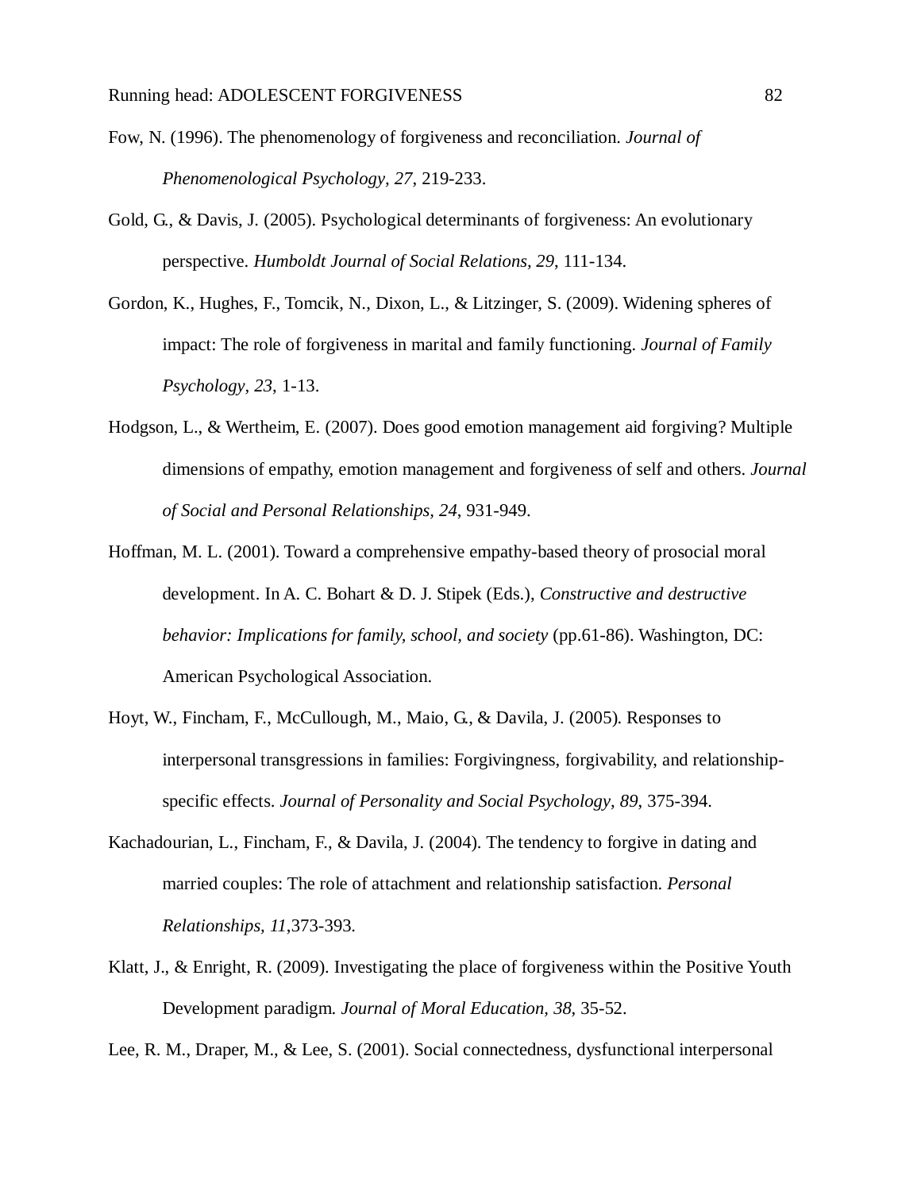Fow, N. (1996). The phenomenology of forgiveness and reconciliation. *Journal of Phenomenological Psychology, 27*, 219-233.

Gold, G., & Davis, J. (2005). Psychological determinants of forgiveness: An evolutionary perspective. *Humboldt Journal of Social Relations, 29*, 111-134.

Gordon, K., Hughes, F., Tomcik, N., Dixon, L., & Litzinger, S. (2009). Widening spheres of impact: The role of forgiveness in marital and family functioning. *Journal of Family Psychology, 23*, 1-13.

Hodgson, L., & Wertheim, E. (2007). Does good emotion management aid forgiving? Multiple dimensions of empathy, emotion management and forgiveness of self and others. *Journal of Social and Personal Relationships, 24*, 931-949.

Hoffman, M. L. (2001). Toward a comprehensive empathy-based theory of prosocial moral development. In A. C. Bohart & D. J. Stipek (Eds.), *Constructive and destructive behavior: Implications for family, school, and society* (pp.61-86). Washington, DC: American Psychological Association.

Hoyt, W., Fincham, F., McCullough, M., Maio, G., & Davila, J. (2005). Responses to interpersonal transgressions in families: Forgivingness, forgivability, and relationship-specific effects. *Journal of Personality and Social Psychology, 89*, 375-394.

Kachadourian, L., Fincham, F., & Davila, J. (2004). The tendency to forgive in dating and married couples: The role of attachment and relationship satisfaction. *Personal Relationships, 11*,373-393.

Klatt, J., & Enright, R. (2009). Investigating the place of forgiveness within the Positive Youth Development paradigm. *Journal of Moral Education, 38*, 35-52.

Lee, R. M., Draper, M., & Lee, S. (2001). Social connectedness, dysfunctional interpersonal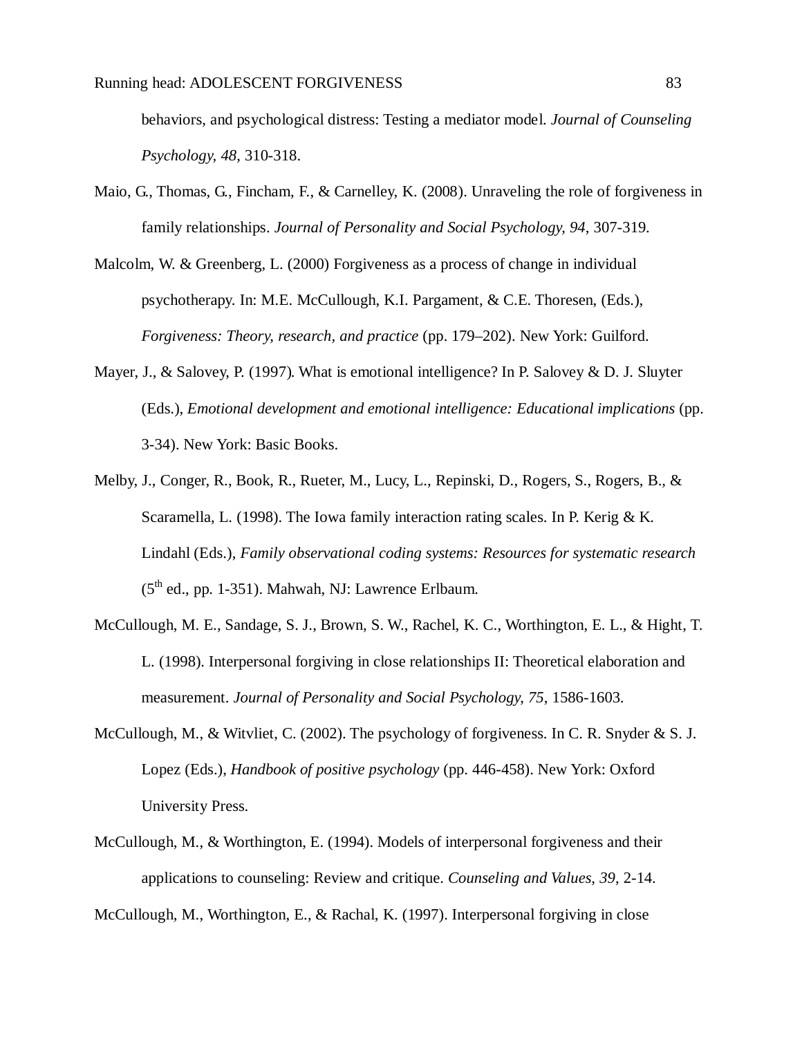behaviors, and psychological distress: Testing a mediator model. *Journal of Counseling Psychology, 48*, 310-318.

Maio, G., Thomas, G., Fincham, F., & Carnelley, K. (2008). Unraveling the role of forgiveness in family relationships. *Journal of Personality and Social Psychology, 94,* 307-319.

Malcolm, W. & Greenberg, L. (2000) Forgiveness as a process of change in individual psychotherapy. In: M.E. McCullough, K.I. Pargament, & C.E. Thoresen, (Eds.), *Forgiveness: Theory, research, and practice* (pp. 179–202). New York: Guilford.

Mayer, J., & Salovey, P. (1997). What is emotional intelligence? In P. Salovey & D. J. Sluyter (Eds.), *Emotional development and emotional intelligence: Educational implications* (pp. 3-34). New York: Basic Books.

Melby, J., Conger, R., Book, R., Rueter, M., Lucy, L., Repinski, D., Rogers, S., Rogers, B., & Scaramella, L. (1998). The Iowa family interaction rating scales. In P. Kerig & K. Lindahl (Eds.), *Family observational coding systems: Resources for systematic research* (5th ed., pp. 1-351). Mahwah, NJ: Lawrence Erlbaum.

McCullough, M. E., Sandage, S. J., Brown, S. W., Rachel, K. C., Worthington, E. L., & Hight, T. L. (1998). Interpersonal forgiving in close relationships II: Theoretical elaboration and measurement. *Journal of Personality and Social Psychology, 75*, 1586-1603.

McCullough, M., & Witvliet, C. (2002). The psychology of forgiveness. In C. R. Snyder & S. J. Lopez (Eds.), *Handbook of positive psychology* (pp. 446-458). New York: Oxford University Press.

McCullough, M., & Worthington, E. (1994). Models of interpersonal forgiveness and their applications to counseling: Review and critique. *Counseling and Values, 39*, 2-14.

McCullough, M., Worthington, E., & Rachal, K. (1997). Interpersonal forgiving in close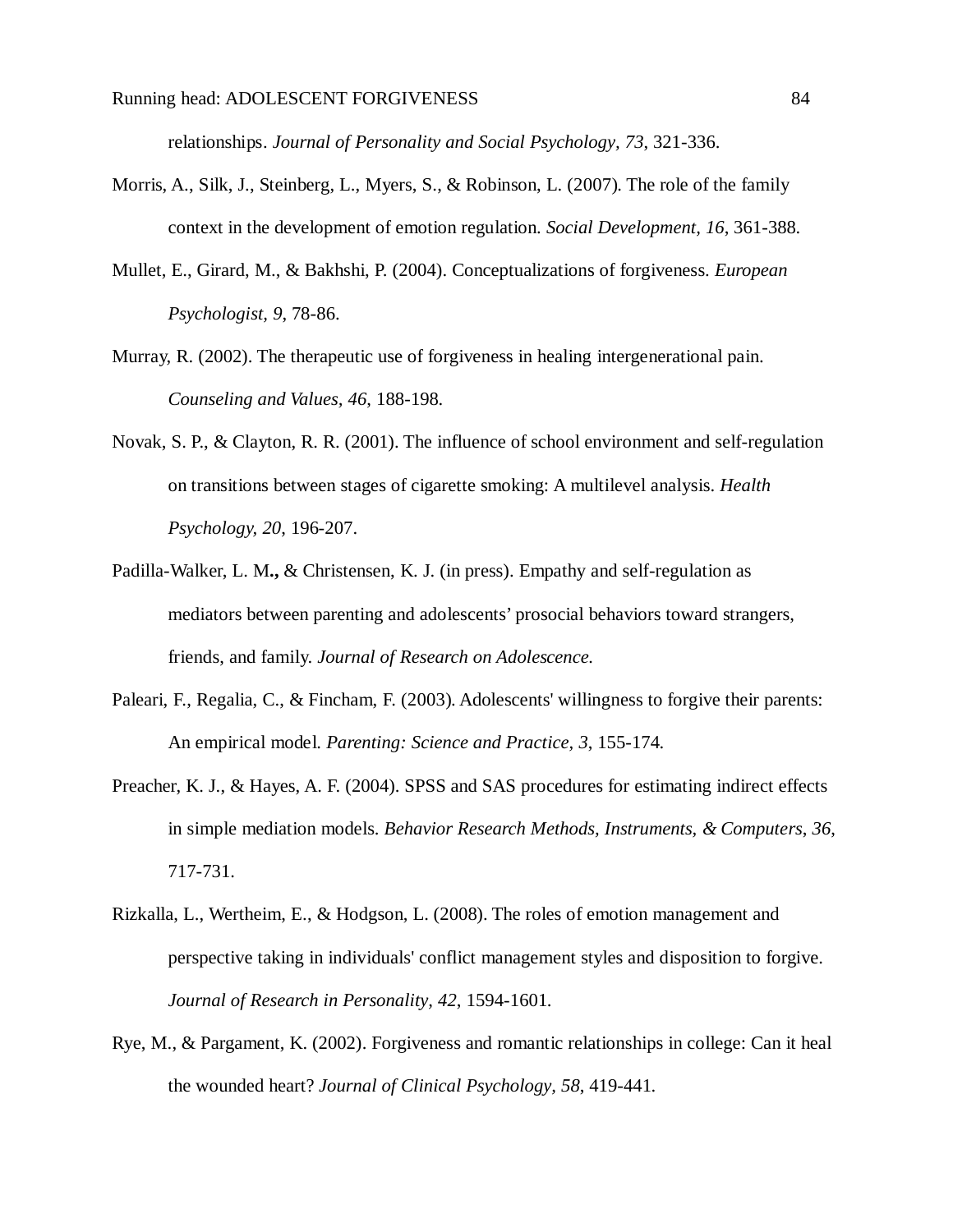relationships. *Journal of Personality and Social Psychology, 73*, 321-336.

Morris, A., Silk, J., Steinberg, L., Myers, S., & Robinson, L. (2007). The role of the family context in the development of emotion regulation. *Social Development, 16*, 361-388.

Mullet, E., Girard, M., & Bakhshi, P. (2004). Conceptualizations of forgiveness. *European Psychologist, 9*, 78-86.

Murray, R. (2002). The therapeutic use of forgiveness in healing intergenerational pain. *Counseling and Values, 46*, 188-198.

Novak, S. P., & Clayton, R. R. (2001). The influence of school environment and self-regulation on transitions between stages of cigarette smoking: A multilevel analysis. *Health Psychology, 20*, 196-207.

Padilla-Walker, L. M**.,** & Christensen, K. J. (in press). Empathy and self-regulation as mediators between parenting and adolescents' prosocial behaviors toward strangers, friends, and family. *Journal of Research on Adolescence.*

Paleari, F., Regalia, C., & Fincham, F. (2003). Adolescents' willingness to forgive their parents: An empirical model. *Parenting: Science and Practice, 3*, 155-174.

Preacher, K. J., & Hayes, A. F. (2004). SPSS and SAS procedures for estimating indirect effects in simple mediation models. *Behavior Research Methods, Instruments, & Computers*, *36*, 717-731.

Rizkalla, L., Wertheim, E., & Hodgson, L. (2008). The roles of emotion management and perspective taking in individuals' conflict management styles and disposition to forgive. *Journal of Research in Personality, 42*, 1594-1601.

Rye, M., & Pargament, K. (2002). Forgiveness and romantic relationships in college: Can it heal the wounded heart? *Journal of Clinical Psychology*, *58*, 419-441.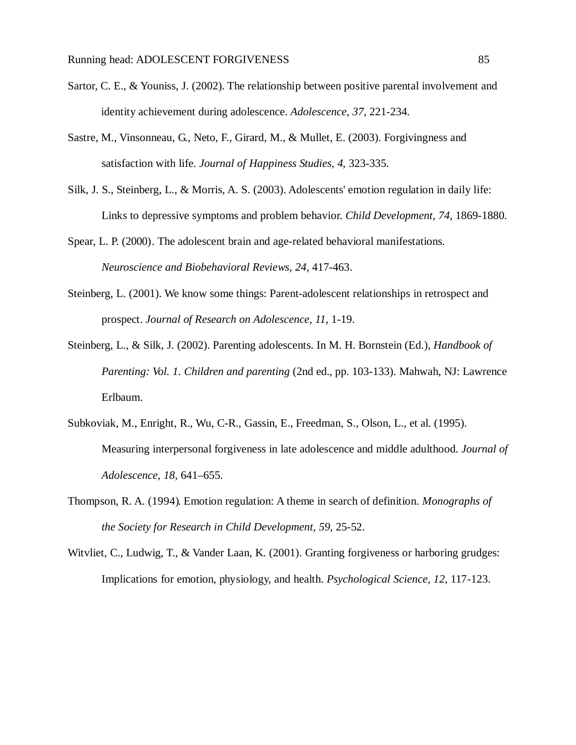Sartor, C. E., & Youniss, J. (2002). The relationship between positive parental involvement and identity achievement during adolescence. *Adolescence, 37*, 221-234.

Sastre, M., Vinsonneau, G., Neto, F., Girard, M., & Mullet, E. (2003). Forgivingness and satisfaction with life. *Journal of Happiness Studies, 4,* 323-335.

Silk, J. S., Steinberg, L., & Morris, A. S. (2003). Adolescents' emotion regulation in daily life: Links to depressive symptoms and problem behavior. *Child Development*, *74*, 1869-1880.

Spear, L. P. (2000). The adolescent brain and age-related behavioral manifestations. *Neuroscience and Biobehavioral Reviews, 24*, 417-463.

Steinberg, L. (2001). We know some things: Parent-adolescent relationships in retrospect and prospect. *Journal of Research on Adolescence, 11,* 1-19.

Steinberg, L., & Silk, J. (2002). Parenting adolescents. In M. H. Bornstein (Ed.), *Handbook of Parenting: Vol. 1. Children and parenting* (2nd ed., pp. 103-133). Mahwah, NJ: Lawrence Erlbaum.

Subkoviak, M., Enright, R., Wu, C-R., Gassin, E., Freedman, S., Olson, L., et al. (1995). Measuring interpersonal forgiveness in late adolescence and middle adulthood. *Journal of Adolescence, 18*, 641–655.

Thompson, R. A. (1994). Emotion regulation: A theme in search of definition. *Monographs of the Society for Research in Child Development, 59*, 25-52.

Witvliet, C., Ludwig, T., & Vander Laan, K. (2001). Granting forgiveness or harboring grudges: Implications for emotion, physiology, and health. *Psychological Science, 12*, 117-123.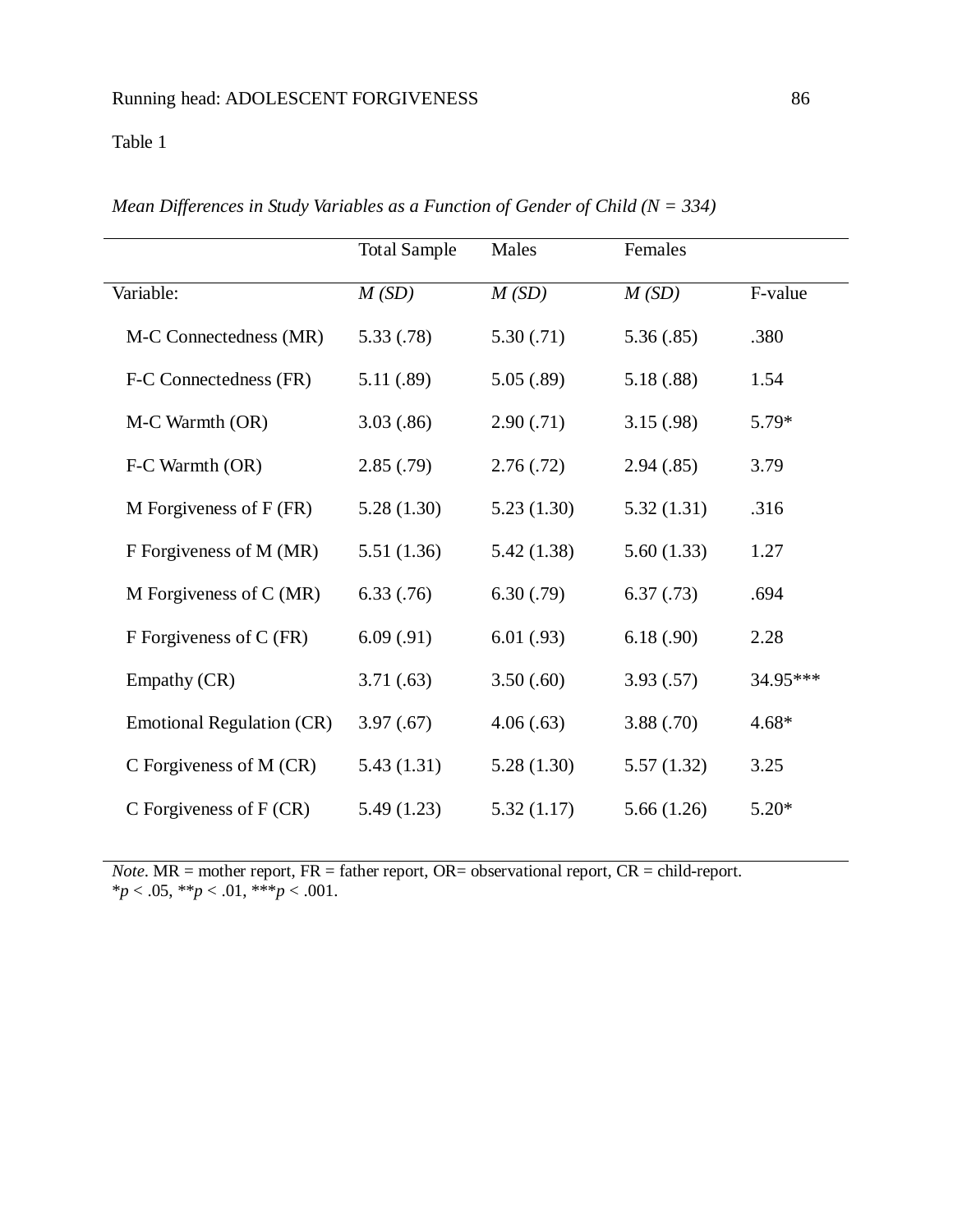Table 1

*Mean Differences in Study Variables as a Function of Gender of Child (N = 334)*

| | Total Sample | Males | Females | |
|---|---|---|---|---|
| Variable: | *M (SD)* | *M (SD)* | *M (SD)* | F-value |
| M-C Connectedness (MR) | 5.33 (.78) | 5.30 (.71) | 5.36 (.85) | .380 |
| F-C Connectedness (FR) | 5.11 (.89) | 5.05 (.89) | 5.18 (.88) | 1.54 |
| M-C Warmth (OR) | 3.03 (.86) | 2.90 (.71) | 3.15 (.98) | 5.79* |
| F-C Warmth (OR) | 2.85 (.79) | 2.76 (.72) | 2.94 (.85) | 3.79 |
| M Forgiveness of F (FR) | 5.28 (1.30) | 5.23 (1.30) | 5.32 (1.31) | .316 |
| F Forgiveness of M (MR) | 5.51 (1.36) | 5.42 (1.38) | 5.60 (1.33) | 1.27 |
| M Forgiveness of C (MR) | 6.33 (.76) | 6.30 (.79) | 6.37 (.73) | .694 |
| F Forgiveness of C (FR) | 6.09 (.91) | 6.01 (.93) | 6.18 (.90) | 2.28 |
| Empathy (CR) | 3.71 (.63) | 3.50 (.60) | 3.93 (.57) | 34.95*** |
| Emotional Regulation (CR) | 3.97 (.67) | 4.06 (.63) | 3.88 (.70) | 4.68* |
| C Forgiveness of M (CR) | 5.43 (1.31) | 5.28 (1.30) | 5.57 (1.32) | 3.25 |
| C Forgiveness of F (CR) | 5.49 (1.23) | 5.32 (1.17) | 5.66 (1.26) | 5.20* |

*Note*. MR = mother report, FR = father report, OR= observational report, CR = child-report.
*$p < .05$, **$p < .01$, ***$p < .001$.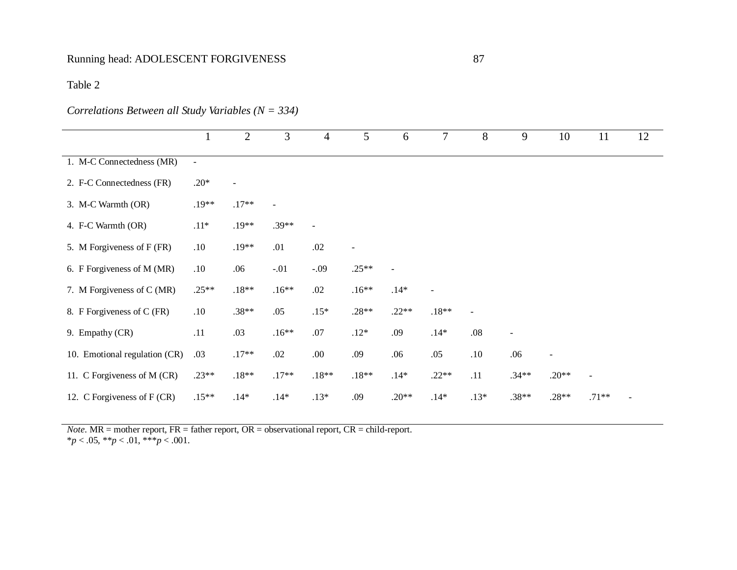Table 2

*Correlations Between all Study Variables (N = 334)*

| | 1 | 2 | 3 | 4 | 5 | 6 | 7 | 8 | 9 | 10 | 11 | 12 |
|---|---|---|---|---|---|---|---|---|---|---|---|---|
| 1. M-C Connectedness (MR) | - | | | | | | | | | | | |
| 2. F-C Connectedness (FR) | .20* | - | | | | | | | | | | |
| 3. M-C Warmth (OR) | .19** | .17** | - | | | | | | | | | |
| 4. F-C Warmth (OR) | .11* | .19** | .39** | - | | | | | | | | |
| 5. M Forgiveness of F (FR) | .10 | .19** | .01 | .02 | - | | | | | | | |
| 6. F Forgiveness of M (MR) | .10 | .06 | -.01 | -.09 | .25** | - | | | | | | |
| 7. M Forgiveness of C (MR) | .25** | .18** | .16** | .02 | .16** | .14* | - | | | | | |
| 8. F Forgiveness of C (FR) | .10 | .38** | .05 | .15* | .28** | .22** | .18** | - | | | | |
| 9. Empathy (CR) | .11 | .03 | .16** | .07 | .12* | .09 | .14* | .08 | - | | | |
| 10. Emotional regulation (CR) | .03 | .17** | .02 | .00 | .09 | .06 | .05 | .10 | .06 | - | | |
| 11. C Forgiveness of M (CR) | .23** | .18** | .17** | .18** | .18** | .14* | .22** | .11 | .34** | .20** | - | |
| 12. C Forgiveness of F (CR) | .15** | .14* | .14* | .13* | .09 | .20** | .14* | .13* | .38** | .28** | .71** | - |

*Note*. MR = mother report, FR = father report, OR = observational report, CR = child-report.
\**p* < .05, \*\**p* < .01, \*\*\**p* < .001.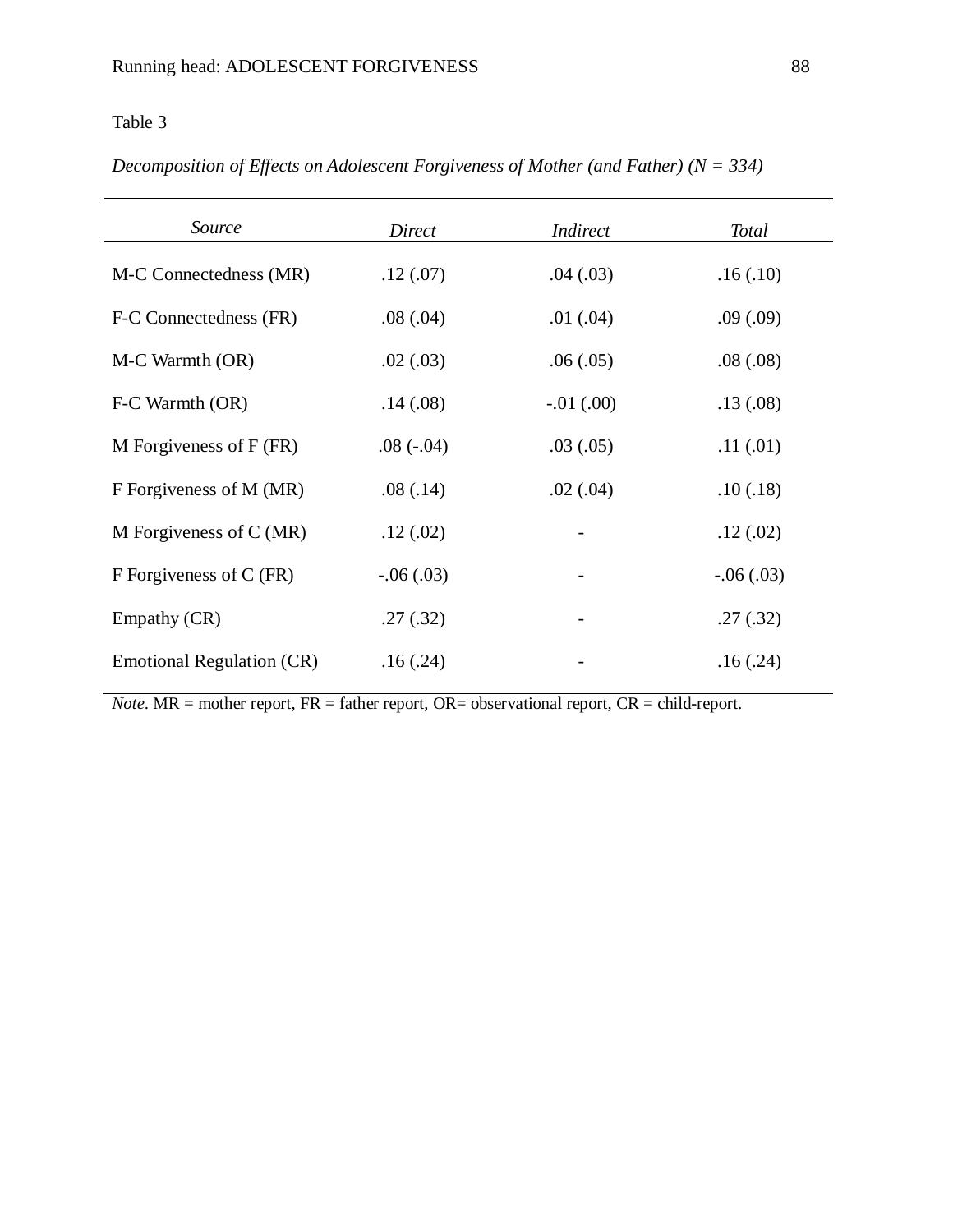Table 3

*Decomposition of Effects on Adolescent Forgiveness of Mother (and Father) (N = 334)*

| *Source* | *Direct* | *Indirect* | *Total* |
|---|---|---|---|
| M-C Connectedness (MR) | .12 (.07) | .04 (.03) | .16 (.10) |
| F-C Connectedness (FR) | .08 (.04) | .01 (.04) | .09 (.09) |
| M-C Warmth (OR) | .02 (.03) | .06 (.05) | .08 (.08) |
| F-C Warmth (OR) | .14 (.08) | -.01 (.00) | .13 (.08) |
| M Forgiveness of F (FR) | .08 (-.04) | .03 (.05) | .11 (.01) |
| F Forgiveness of M (MR) | .08 (.14) | .02 (.04) | .10 (.18) |
| M Forgiveness of C (MR) | .12 (.02) | - | .12 (.02) |
| F Forgiveness of C (FR) | -.06 (.03) | - | -.06 (.03) |
| Empathy (CR) | .27 (.32) | - | .27 (.32) |
| Emotional Regulation (CR) | .16 (.24) | - | .16 (.24) |

*Note*. MR = mother report, FR = father report, OR= observational report, CR = child-report.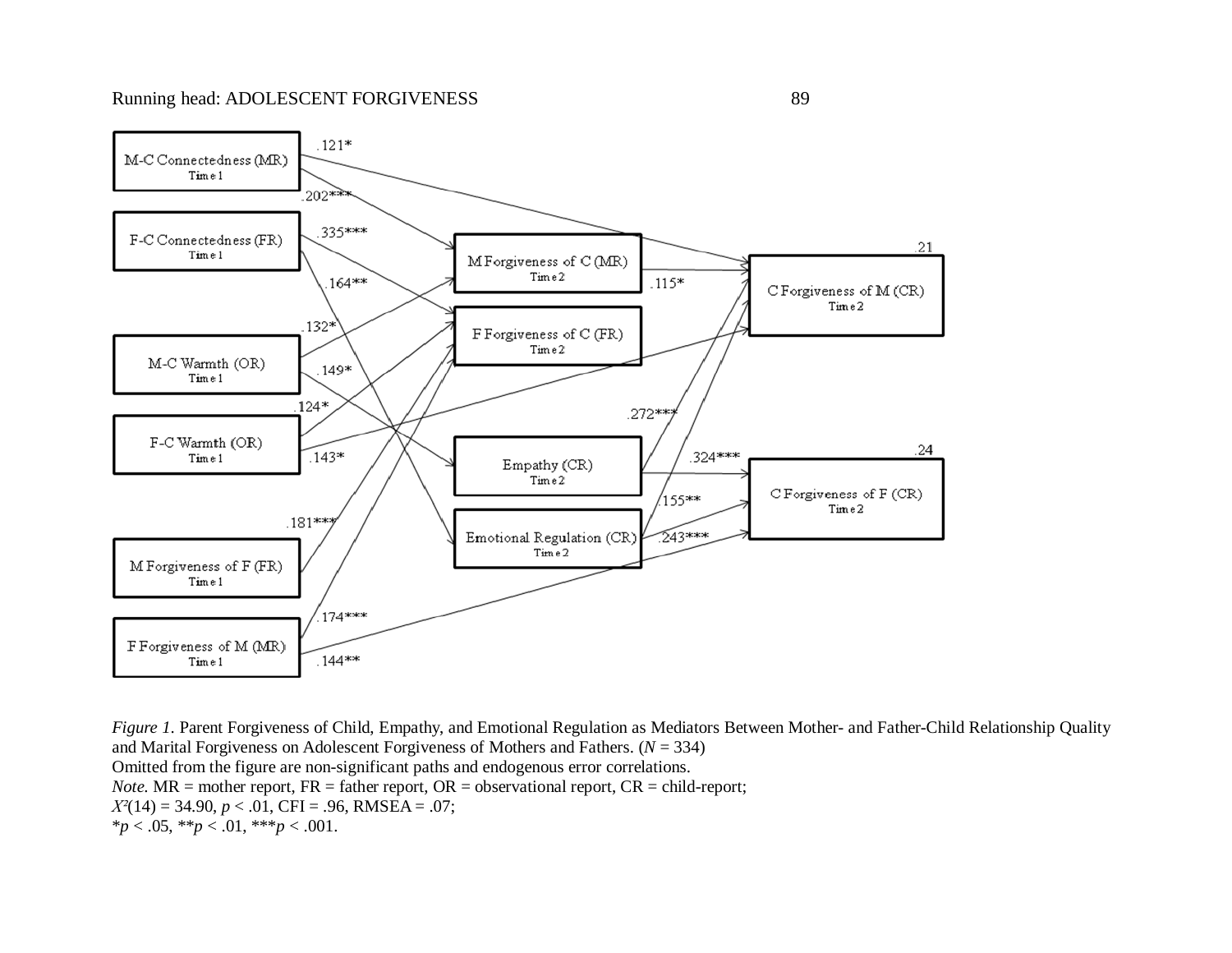M-C Connectedness (MR)
Time 1

F-C Connectedness (FR)
Time 1

M-C Warmth (OR)
Time 1

F-C Warmth (OR)
Time 1

M Forgiveness of F (FR)
Time 1

F Forgiveness of M (MR)
Time 1

M Forgiveness of C (MR)
Time 2

F Forgiveness of C (FR)
Time 2

Empathy (CR)
Time 2

Emotional Regulation (CR)
Time 2

C Forgiveness of M (CR)
Time 2

C Forgiveness of F (CR)
Time 2

.121*

.202***

.335***

.164**

.132*

.149*

.124*

.143*

.181***

.174***

.144**

.115*

.272***

.324***

.155**

.243***

.21

.24

*Figure 1.* Parent Forgiveness of Child, Empathy, and Emotional Regulation as Mediators Between Mother- and Father-Child Relationship Quality and Marital Forgiveness on Adolescent Forgiveness of Mothers and Fathers. ($N$ = 334)
Omitted from the figure are non-significant paths and endogenous error correlations.
*Note.* MR = mother report, FR = father report, OR = observational report, CR = child-report;
$X^2(14) = 34.90$, $p < .01$, CFI = .96, RMSEA = .07;
*$p < .05$, **$p < .01$, ***$p < .001$.